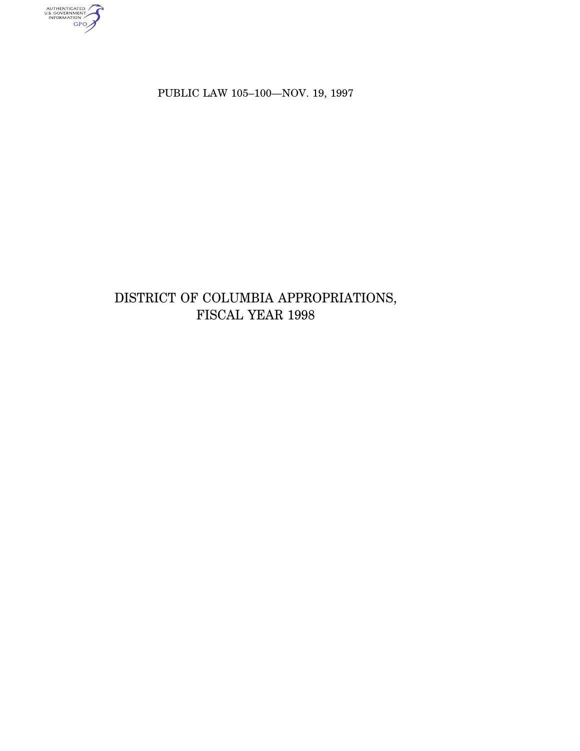PUBLIC LAW 105–100—NOV. 19, 1997

# DISTRICT OF COLUMBIA APPROPRIATIONS, FISCAL YEAR 1998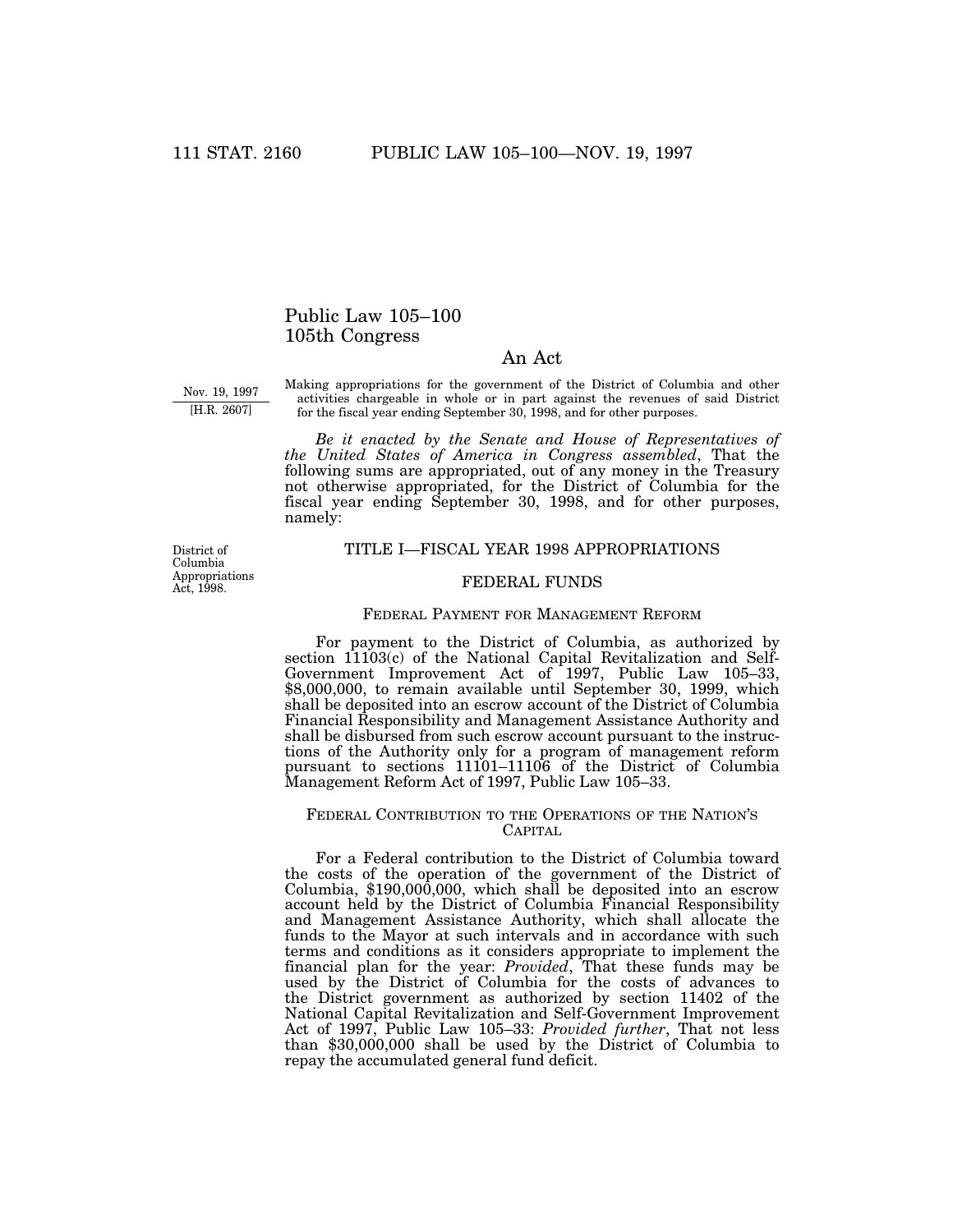# Public Law 105–100
## 105th Congress

### An Act

Nov. 19, 1997

[H.R. 2607]

Making appropriations for the government of the District of Columbia and other activities chargeable in whole or in part against the revenues of said District for the fiscal year ending September 30, 1998, and for other purposes.

*Be it enacted by the Senate and House of Representatives of the United States of America in Congress assembled*, That the following sums are appropriated, out of any money in the Treasury not otherwise appropriated, for the District of Columbia for the fiscal year ending September 30, 1998, and for other purposes, namely:

District of Columbia Appropriations Act, 1998.

## TITLE I—FISCAL YEAR 1998 APPROPRIATIONS

### FEDERAL FUNDS

#### Federal Payment for Management Reform

For payment to the District of Columbia, as authorized by section 11103(c) of the National Capital Revitalization and Self-Government Improvement Act of 1997, Public Law 105–33, $8,000,000, to remain available until September 30, 1999, which shall be deposited into an escrow account of the District of Columbia Financial Responsibility and Management Assistance Authority and shall be disbursed from such escrow account pursuant to the instructions of the Authority only for a program of management reform pursuant to sections 11101–11106 of the District of Columbia Management Reform Act of 1997, Public Law 105–33.

#### Federal Contribution to the Operations of the Nation's Capital

For a Federal contribution to the District of Columbia toward the costs of the operation of the government of the District of Columbia, $190,000,000, which shall be deposited into an escrow account held by the District of Columbia Financial Responsibility and Management Assistance Authority, which shall allocate the funds to the Mayor at such intervals and in accordance with such terms and conditions as it considers appropriate to implement the financial plan for the year: *Provided*, That these funds may be used by the District of Columbia for the costs of advances to the District government as authorized by section 11402 of the National Capital Revitalization and Self-Government Improvement Act of 1997, Public Law 105–33: *Provided further*, That not less than $30,000,000 shall be used by the District of Columbia to repay the accumulated general fund deficit.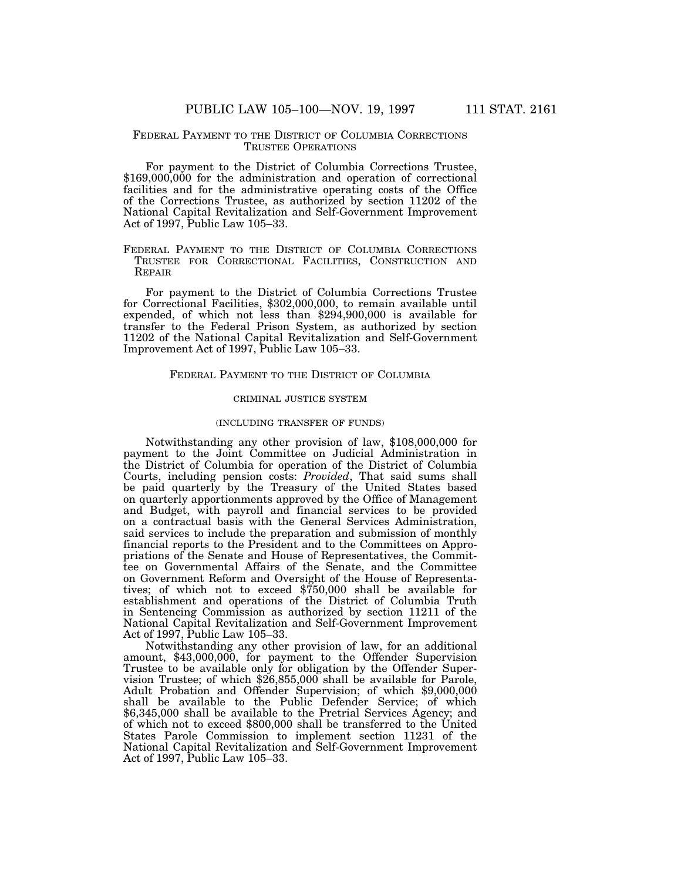## FEDERAL PAYMENT TO THE DISTRICT OF COLUMBIA CORRECTIONS TRUSTEE OPERATIONS

For payment to the District of Columbia Corrections Trustee, $169,000,000 for the administration and operation of correctional facilities and for the administrative operating costs of the Office of the Corrections Trustee, as authorized by section 11202 of the National Capital Revitalization and Self-Government Improvement Act of 1997, Public Law 105–33.

## FEDERAL PAYMENT TO THE DISTRICT OF COLUMBIA CORRECTIONS TRUSTEE FOR CORRECTIONAL FACILITIES, CONSTRUCTION AND REPAIR

For payment to the District of Columbia Corrections Trustee for Correctional Facilities, $302,000,000, to remain available until expended, of which not less than $294,900,000 is available for transfer to the Federal Prison System, as authorized by section 11202 of the National Capital Revitalization and Self-Government Improvement Act of 1997, Public Law 105–33.

## FEDERAL PAYMENT TO THE DISTRICT OF COLUMBIA

### CRIMINAL JUSTICE SYSTEM

### (INCLUDING TRANSFER OF FUNDS)

Notwithstanding any other provision of law, $108,000,000 for payment to the Joint Committee on Judicial Administration in the District of Columbia for operation of the District of Columbia Courts, including pension costs: *Provided*, That said sums shall be paid quarterly by the Treasury of the United States based on quarterly apportionments approved by the Office of Management and Budget, with payroll and financial services to be provided on a contractual basis with the General Services Administration, said services to include the preparation and submission of monthly financial reports to the President and to the Committees on Appropriations of the Senate and House of Representatives, the Committee on Governmental Affairs of the Senate, and the Committee on Government Reform and Oversight of the House of Representatives; of which not to exceed $750,000 shall be available for establishment and operations of the District of Columbia Truth in Sentencing Commission as authorized by section 11211 of the National Capital Revitalization and Self-Government Improvement Act of 1997, Public Law 105–33.

Notwithstanding any other provision of law, for an additional amount, $43,000,000, for payment to the Offender Supervision Trustee to be available only for obligation by the Offender Supervision Trustee; of which $26,855,000 shall be available for Parole, Adult Probation and Offender Supervision; of which $9,000,000 shall be available to the Public Defender Service; of which $6,345,000 shall be available to the Pretrial Services Agency; and of which not to exceed $800,000 shall be transferred to the United States Parole Commission to implement section 11231 of the National Capital Revitalization and Self-Government Improvement Act of 1997, Public Law 105–33.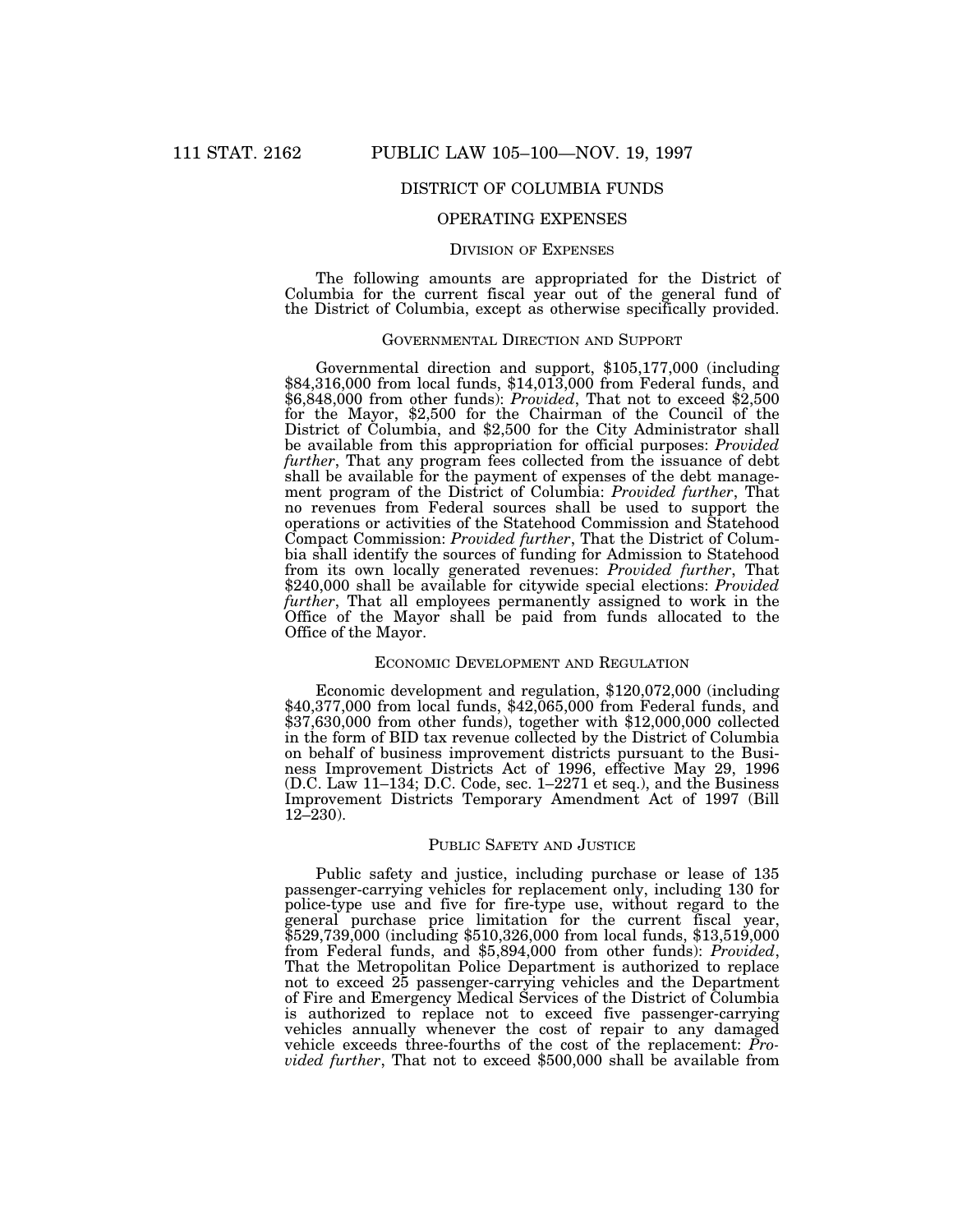## DISTRICT OF COLUMBIA FUNDS

### OPERATING EXPENSES

#### DIVISION OF EXPENSES

The following amounts are appropriated for the District of Columbia for the current fiscal year out of the general fund of the District of Columbia, except as otherwise specifically provided.

#### GOVERNMENTAL DIRECTION AND SUPPORT

Governmental direction and support, $105,177,000 (including $84,316,000 from local funds, $14,013,000 from Federal funds, and $6,848,000 from other funds): *Provided*, That not to exceed $2,500 for the Mayor, $2,500 for the Chairman of the Council of the District of Columbia, and $2,500 for the City Administrator shall be available from this appropriation for official purposes: *Provided further*, That any program fees collected from the issuance of debt shall be available for the payment of expenses of the debt management program of the District of Columbia: *Provided further*, That no revenues from Federal sources shall be used to support the operations or activities of the Statehood Commission and Statehood Compact Commission: *Provided further*, That the District of Columbia shall identify the sources of funding for Admission to Statehood from its own locally generated revenues: *Provided further*, That $240,000 shall be available for citywide special elections: *Provided further*, That all employees permanently assigned to work in the Office of the Mayor shall be paid from funds allocated to the Office of the Mayor.

#### ECONOMIC DEVELOPMENT AND REGULATION

Economic development and regulation, $120,072,000 (including $40,377,000 from local funds, $42,065,000 from Federal funds, and $37,630,000 from other funds), together with $12,000,000 collected in the form of BID tax revenue collected by the District of Columbia on behalf of business improvement districts pursuant to the Business Improvement Districts Act of 1996, effective May 29, 1996 (D.C. Law 11–134; D.C. Code, sec. 1–2271 et seq.), and the Business Improvement Districts Temporary Amendment Act of 1997 (Bill 12–230).

#### PUBLIC SAFETY AND JUSTICE

Public safety and justice, including purchase or lease of 135 passenger-carrying vehicles for replacement only, including 130 for police-type use and five for fire-type use, without regard to the general purchase price limitation for the current fiscal year, $529,739,000 (including $510,326,000 from local funds, $13,519,000 from Federal funds, and $5,894,000 from other funds): *Provided*, That the Metropolitan Police Department is authorized to replace not to exceed 25 passenger-carrying vehicles and the Department of Fire and Emergency Medical Services of the District of Columbia is authorized to replace not to exceed five passenger-carrying vehicles annually whenever the cost of repair to any damaged vehicle exceeds three-fourths of the cost of the replacement: *Provided further*, That not to exceed $500,000 shall be available from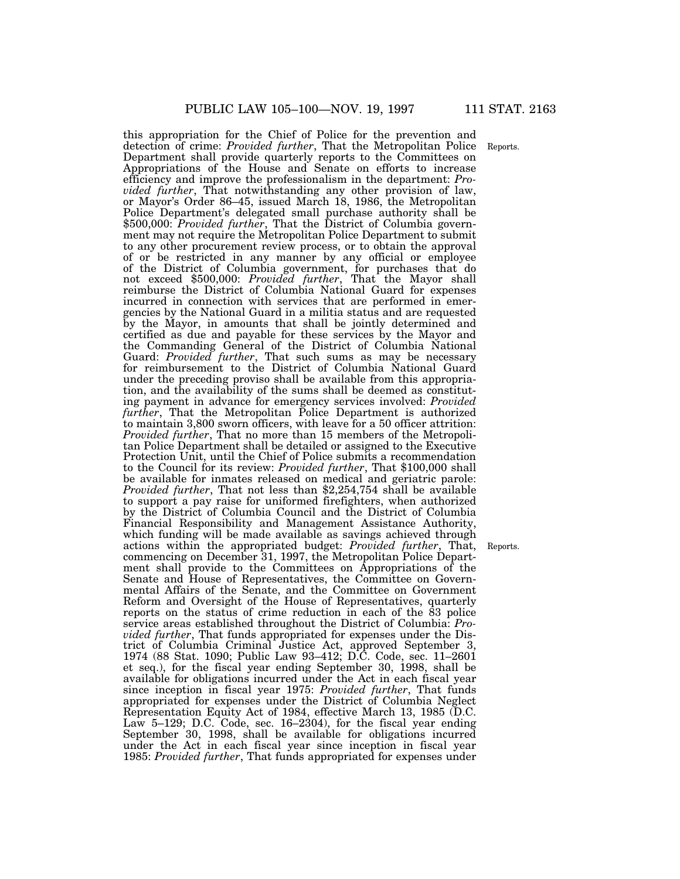this appropriation for the Chief of Police for the prevention and detection of crime: *Provided further*, That the Metropolitan Police Department shall provide quarterly reports to the Committees on Appropriations of the House and Senate on efforts to increase efficiency and improve the professionalism in the department: *Provided further*, That notwithstanding any other provision of law, or Mayor's Order 86–45, issued March 18, 1986, the Metropolitan Police Department's delegated small purchase authority shall be $500,000: *Provided further*, That the District of Columbia government may not require the Metropolitan Police Department to submit to any other procurement review process, or to obtain the approval of or be restricted in any manner by any official or employee of the District of Columbia government, for purchases that do not exceed $500,000: *Provided further*, That the Mayor shall reimburse the District of Columbia National Guard for expenses incurred in connection with services that are performed in emergencies by the National Guard in a militia status and are requested by the Mayor, in amounts that shall be jointly determined and certified as due and payable for these services by the Mayor and the Commanding General of the District of Columbia National Guard: *Provided further*, That such sums as may be necessary for reimbursement to the District of Columbia National Guard under the preceding proviso shall be available from this appropriation, and the availability of the sums shall be deemed as constituting payment in advance for emergency services involved: *Provided further*, That the Metropolitan Police Department is authorized to maintain 3,800 sworn officers, with leave for a 50 officer attrition: *Provided further*, That no more than 15 members of the Metropolitan Police Department shall be detailed or assigned to the Executive Protection Unit, until the Chief of Police submits a recommendation to the Council for its review: *Provided further*, That $100,000 shall be available for inmates released on medical and geriatric parole: *Provided further*, That not less than $2,254,754 shall be available to support a pay raise for uniformed firefighters, when authorized by the District of Columbia Council and the District of Columbia Financial Responsibility and Management Assistance Authority, which funding will be made available as savings achieved through actions within the appropriated budget: *Provided further*, That, commencing on December 31, 1997, the Metropolitan Police Department shall provide to the Committees on Appropriations of the Senate and House of Representatives, the Committee on Governmental Affairs of the Senate, and the Committee on Government Reform and Oversight of the House of Representatives, quarterly reports on the status of crime reduction in each of the 83 police service areas established throughout the District of Columbia: *Provided further*, That funds appropriated for expenses under the District of Columbia Criminal Justice Act, approved September 3, 1974 (88 Stat. 1090; Public Law 93–412; D.C. Code, sec. 11–2601 et seq.), for the fiscal year ending September 30, 1998, shall be available for obligations incurred under the Act in each fiscal year since inception in fiscal year 1975: *Provided further*, That funds appropriated for expenses under the District of Columbia Neglect Representation Equity Act of 1984, effective March 13, 1985 (D.C. Law 5–129; D.C. Code, sec. 16–2304), for the fiscal year ending September 30, 1998, shall be available for obligations incurred under the Act in each fiscal year since inception in fiscal year 1985: *Provided further*, That funds appropriated for expenses under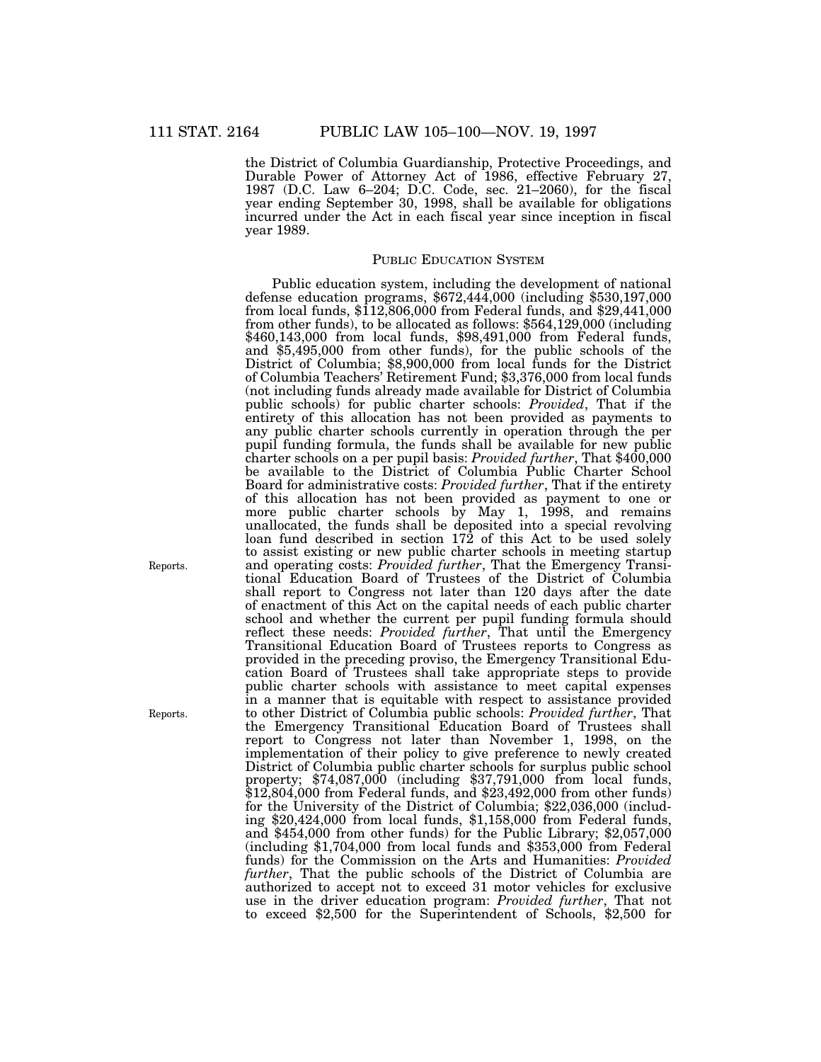the District of Columbia Guardianship, Protective Proceedings, and Durable Power of Attorney Act of 1986, effective February 27, 1987 (D.C. Law 6–204; D.C. Code, sec. 21–2060), for the fiscal year ending September 30, 1998, shall be available for obligations incurred under the Act in each fiscal year since inception in fiscal year 1989.

## PUBLIC EDUCATION SYSTEM

Public education system, including the development of national defense education programs, $672,444,000 (including $530,197,000 from local funds, $112,806,000 from Federal funds, and $29,441,000 from other funds), to be allocated as follows: $564,129,000 (including $460,143,000 from local funds, $98,491,000 from Federal funds, and $5,495,000 from other funds), for the public schools of the District of Columbia; $8,900,000 from local funds for the District of Columbia Teachers' Retirement Fund; $3,376,000 from local funds (not including funds already made available for District of Columbia public schools) for public charter schools: *Provided*, That if the entirety of this allocation has not been provided as payments to any public charter schools currently in operation through the per pupil funding formula, the funds shall be available for new public charter schools on a per pupil basis: *Provided further*, That $400,000 be available to the District of Columbia Public Charter School Board for administrative costs: *Provided further*, That if the entirety of this allocation has not been provided as payment to one or more public charter schools by May 1, 1998, and remains unallocated, the funds shall be deposited into a special revolving loan fund described in section 172 of this Act to be used solely to assist existing or new public charter schools in meeting startup and operating costs: *Provided further*, That the Emergency Transitional Education Board of Trustees of the District of Columbia shall report to Congress not later than 120 days after the date of enactment of this Act on the capital needs of each public charter school and whether the current per pupil funding formula should reflect these needs: *Provided further*, That until the Emergency Transitional Education Board of Trustees reports to Congress as provided in the preceding proviso, the Emergency Transitional Education Board of Trustees shall take appropriate steps to provide public charter schools with assistance to meet capital expenses in a manner that is equitable with respect to assistance provided to other District of Columbia public schools: *Provided further*, That the Emergency Transitional Education Board of Trustees shall report to Congress not later than November 1, 1998, on the implementation of their policy to give preference to newly created District of Columbia public charter schools for surplus public school property; $74,087,000 (including $37,791,000 from local funds, $12,804,000 from Federal funds, and $23,492,000 from other funds) for the University of the District of Columbia; $22,036,000 (including $20,424,000 from local funds, $1,158,000 from Federal funds, and $454,000 from other funds) for the Public Library; $2,057,000 (including $1,704,000 from local funds and $353,000 from Federal funds) for the Commission on the Arts and Humanities: *Provided further*, That the public schools of the District of Columbia are authorized to accept not to exceed 31 motor vehicles for exclusive use in the driver education program: *Provided further*, That not to exceed $2,500 for the Superintendent of Schools, $2,500 for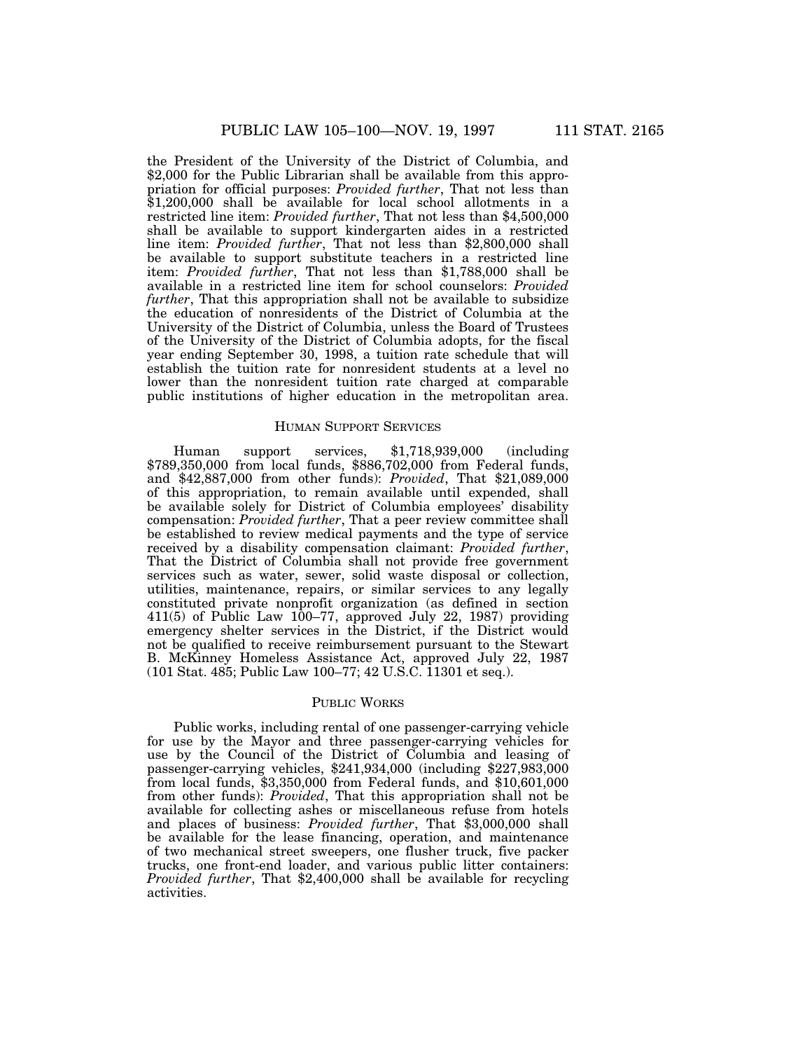the President of the University of the District of Columbia, and $2,000 for the Public Librarian shall be available from this appropriation for official purposes: *Provided further*, That not less than $1,200,000 shall be available for local school allotments in a restricted line item: *Provided further*, That not less than $4,500,000 shall be available to support kindergarten aides in a restricted line item: *Provided further*, That not less than $2,800,000 shall be available to support substitute teachers in a restricted line item: *Provided further*, That not less than $1,788,000 shall be available in a restricted line item for school counselors: *Provided further*, That this appropriation shall not be available to subsidize the education of nonresidents of the District of Columbia at the University of the District of Columbia, unless the Board of Trustees of the University of the District of Columbia adopts, for the fiscal year ending September 30, 1998, a tuition rate schedule that will establish the tuition rate for nonresident students at a level no lower than the nonresident tuition rate charged at comparable public institutions of higher education in the metropolitan area.

## HUMAN SUPPORT SERVICES

Human support services, $1,718,939,000 (including $789,350,000 from local funds, $886,702,000 from Federal funds, and $42,887,000 from other funds): *Provided*, That $21,089,000 of this appropriation, to remain available until expended, shall be available solely for District of Columbia employees' disability compensation: *Provided further*, That a peer review committee shall be established to review medical payments and the type of service received by a disability compensation claimant: *Provided further*, That the District of Columbia shall not provide free government services such as water, sewer, solid waste disposal or collection, utilities, maintenance, repairs, or similar services to any legally constituted private nonprofit organization (as defined in section 411(5) of Public Law 100–77, approved July 22, 1987) providing emergency shelter services in the District, if the District would not be qualified to receive reimbursement pursuant to the Stewart B. McKinney Homeless Assistance Act, approved July 22, 1987 (101 Stat. 485; Public Law 100–77; 42 U.S.C. 11301 et seq.).

## PUBLIC WORKS

Public works, including rental of one passenger-carrying vehicle for use by the Mayor and three passenger-carrying vehicles for use by the Council of the District of Columbia and leasing of passenger-carrying vehicles, $241,934,000 (including $227,983,000 from local funds, $3,350,000 from Federal funds, and $10,601,000 from other funds): *Provided*, That this appropriation shall not be available for collecting ashes or miscellaneous refuse from hotels and places of business: *Provided further*, That $3,000,000 shall be available for the lease financing, operation, and maintenance of two mechanical street sweepers, one flusher truck, five packer trucks, one front-end loader, and various public litter containers: *Provided further*, That $2,400,000 shall be available for recycling activities.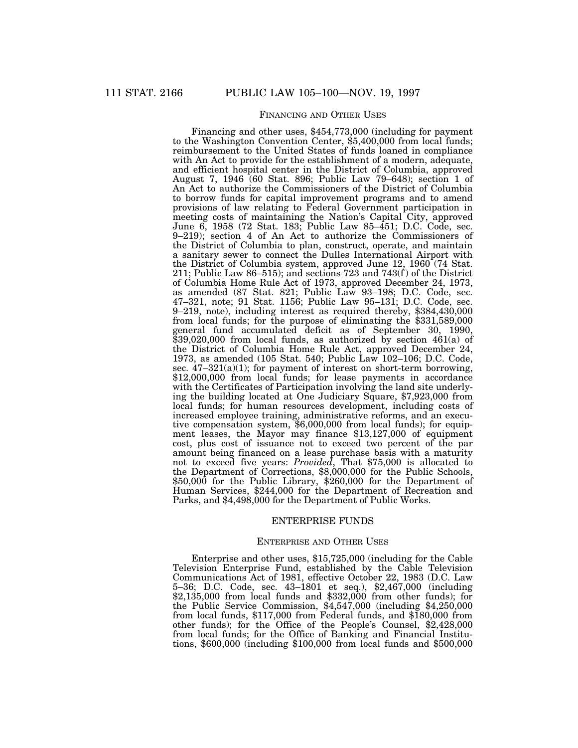### FINANCING AND OTHER USES

Financing and other uses, $454,773,000 (including for payment to the Washington Convention Center, $5,400,000 from local funds; reimbursement to the United States of funds loaned in compliance with An Act to provide for the establishment of a modern, adequate, and efficient hospital center in the District of Columbia, approved August 7, 1946 (60 Stat. 896; Public Law 79–648); section 1 of An Act to authorize the Commissioners of the District of Columbia to borrow funds for capital improvement programs and to amend provisions of law relating to Federal Government participation in meeting costs of maintaining the Nation's Capital City, approved June 6, 1958 (72 Stat. 183; Public Law 85–451; D.C. Code, sec. 9–219); section 4 of An Act to authorize the Commissioners of the District of Columbia to plan, construct, operate, and maintain a sanitary sewer to connect the Dulles International Airport with the District of Columbia system, approved June 12, 1960 (74 Stat. 211; Public Law 86–515); and sections 723 and 743(f) of the District of Columbia Home Rule Act of 1973, approved December 24, 1973, as amended (87 Stat. 821; Public Law 93–198; D.C. Code, sec. 47–321, note; 91 Stat. 1156; Public Law 95–131; D.C. Code, sec. 9–219, note), including interest as required thereby, $384,430,000 from local funds; for the purpose of eliminating the $331,589,000 general fund accumulated deficit as of September 30, 1990, $39,020,000 from local funds, as authorized by section 461(a) of the District of Columbia Home Rule Act, approved December 24, 1973, as amended (105 Stat. 540; Public Law 102–106; D.C. Code, sec. 47–321(a)(1); for payment of interest on short-term borrowing, $12,000,000 from local funds; for lease payments in accordance with the Certificates of Participation involving the land site underlying the building located at One Judiciary Square, $7,923,000 from local funds; for human resources development, including costs of increased employee training, administrative reforms, and an executive compensation system, $6,000,000 from local funds); for equipment leases, the Mayor may finance $13,127,000 of equipment cost, plus cost of issuance not to exceed two percent of the par amount being financed on a lease purchase basis with a maturity not to exceed five years: *Provided*, That $75,000 is allocated to the Department of Corrections, $8,000,000 for the Public Schools, $50,000 for the Public Library, $260,000 for the Department of Human Services, $244,000 for the Department of Recreation and Parks, and $4,498,000 for the Department of Public Works.

## ENTERPRISE FUNDS

### ENTERPRISE AND OTHER USES

Enterprise and other uses, $15,725,000 (including for the Cable Television Enterprise Fund, established by the Cable Television Communications Act of 1981, effective October 22, 1983 (D.C. Law 5–36; D.C. Code, sec. 43–1801 et seq.), $2,467,000 (including $2,135,000 from local funds and $332,000 from other funds); for the Public Service Commission, $4,547,000 (including $4,250,000 from local funds, $117,000 from Federal funds, and $180,000 from other funds); for the Office of the People's Counsel, $2,428,000 from local funds; for the Office of Banking and Financial Institutions, $600,000 (including $100,000 from local funds and $500,000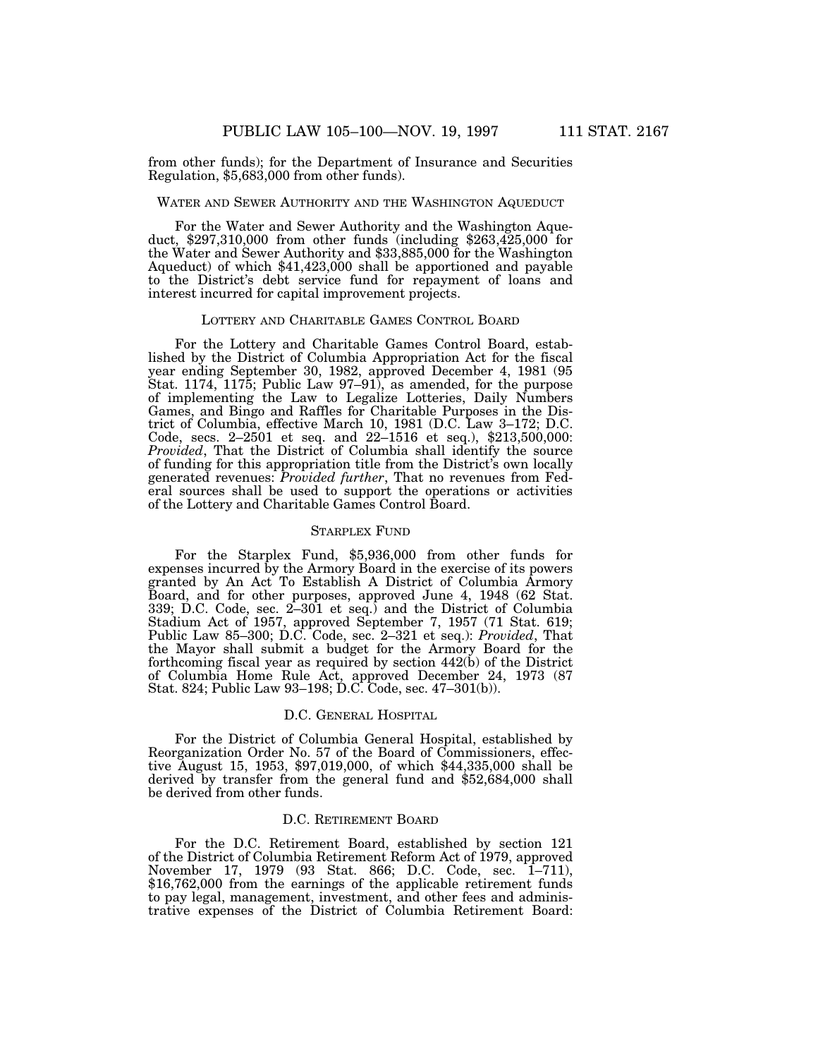from other funds); for the Department of Insurance and Securities Regulation, $5,683,000 from other funds).

## WATER AND SEWER AUTHORITY AND THE WASHINGTON AQUEDUCT

For the Water and Sewer Authority and the Washington Aqueduct, $297,310,000 from other funds (including $263,425,000 for the Water and Sewer Authority and $33,885,000 for the Washington Aqueduct) of which $41,423,000 shall be apportioned and payable to the District's debt service fund for repayment of loans and interest incurred for capital improvement projects.

## LOTTERY AND CHARITABLE GAMES CONTROL BOARD

For the Lottery and Charitable Games Control Board, established by the District of Columbia Appropriation Act for the fiscal year ending September 30, 1982, approved December 4, 1981 (95 Stat. 1174, 1175; Public Law 97–91), as amended, for the purpose of implementing the Law to Legalize Lotteries, Daily Numbers Games, and Bingo and Raffles for Charitable Purposes in the District of Columbia, effective March 10, 1981 (D.C. Law 3–172; D.C. Code, secs. 2–2501 et seq. and 22–1516 et seq.), $213,500,000: *Provided*, That the District of Columbia shall identify the source of funding for this appropriation title from the District's own locally generated revenues: *Provided further*, That no revenues from Federal sources shall be used to support the operations or activities of the Lottery and Charitable Games Control Board.

## STARPLEX FUND

For the Starplex Fund, $5,936,000 from other funds for expenses incurred by the Armory Board in the exercise of its powers granted by An Act To Establish A District of Columbia Armory Board, and for other purposes, approved June 4, 1948 (62 Stat. 339; D.C. Code, sec. 2–301 et seq.) and the District of Columbia Stadium Act of 1957, approved September 7, 1957 (71 Stat. 619; Public Law 85–300; D.C. Code, sec. 2–321 et seq.): *Provided*, That the Mayor shall submit a budget for the Armory Board for the forthcoming fiscal year as required by section 442(b) of the District of Columbia Home Rule Act, approved December 24, 1973 (87 Stat. 824; Public Law 93–198; D.C. Code, sec. 47–301(b)).

## D.C. GENERAL HOSPITAL

For the District of Columbia General Hospital, established by Reorganization Order No. 57 of the Board of Commissioners, effective August 15, 1953, $97,019,000, of which $44,335,000 shall be derived by transfer from the general fund and $52,684,000 shall be derived from other funds.

## D.C. RETIREMENT BOARD

For the D.C. Retirement Board, established by section 121 of the District of Columbia Retirement Reform Act of 1979, approved November 17, 1979 (93 Stat. 866; D.C. Code, sec. 1–711), $16,762,000 from the earnings of the applicable retirement funds to pay legal, management, investment, and other fees and administrative expenses of the District of Columbia Retirement Board: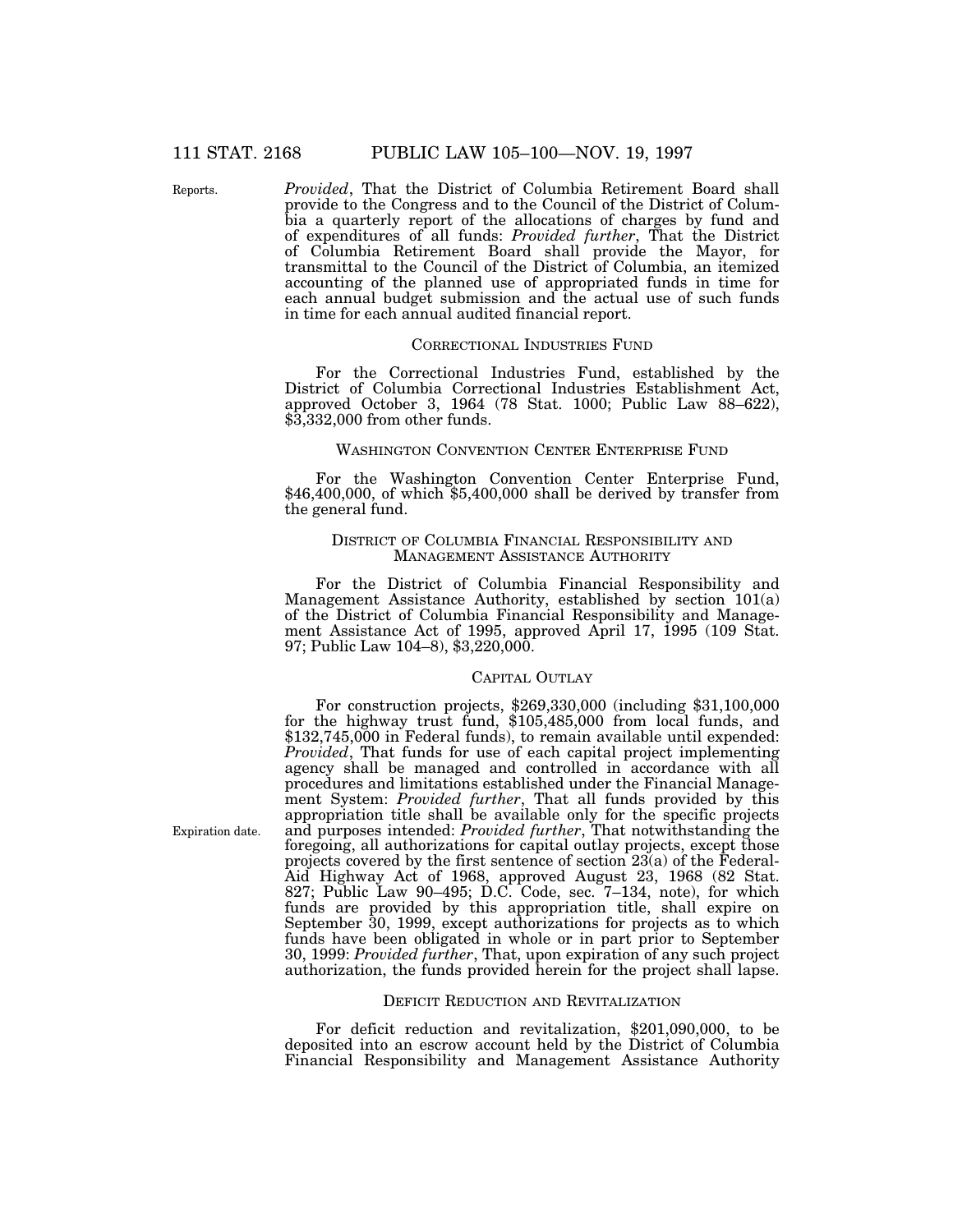*Provided*, That the District of Columbia Retirement Board shall provide to the Congress and to the Council of the District of Columbia a quarterly report of the allocations of charges by fund and of expenditures of all funds: *Provided further*, That the District of Columbia Retirement Board shall provide the Mayor, for transmittal to the Council of the District of Columbia, an itemized accounting of the planned use of appropriated funds in time for each annual budget submission and the actual use of such funds in time for each annual audited financial report.

## CORRECTIONAL INDUSTRIES FUND

For the Correctional Industries Fund, established by the District of Columbia Correctional Industries Establishment Act, approved October 3, 1964 (78 Stat. 1000; Public Law 88–622), $3,332,000 from other funds.

## WASHINGTON CONVENTION CENTER ENTERPRISE FUND

For the Washington Convention Center Enterprise Fund, $46,400,000, of which $5,400,000 shall be derived by transfer from the general fund.

## DISTRICT OF COLUMBIA FINANCIAL RESPONSIBILITY AND MANAGEMENT ASSISTANCE AUTHORITY

For the District of Columbia Financial Responsibility and Management Assistance Authority, established by section 101(a) of the District of Columbia Financial Responsibility and Management Assistance Act of 1995, approved April 17, 1995 (109 Stat. 97; Public Law 104–8), $3,220,000.

## CAPITAL OUTLAY

For construction projects, $269,330,000 (including $31,100,000 for the highway trust fund, $105,485,000 from local funds, and $132,745,000 in Federal funds), to remain available until expended: *Provided*, That funds for use of each capital project implementing agency shall be managed and controlled in accordance with all procedures and limitations established under the Financial Management System: *Provided further*, That all funds provided by this appropriation title shall be available only for the specific projects and purposes intended: *Provided further*, That notwithstanding the foregoing, all authorizations for capital outlay projects, except those projects covered by the first sentence of section 23(a) of the Federal-Aid Highway Act of 1968, approved August 23, 1968 (82 Stat. 827; Public Law 90–495; D.C. Code, sec. 7–134, note), for which funds are provided by this appropriation title, shall expire on September 30, 1999, except authorizations for projects as to which funds have been obligated in whole or in part prior to September 30, 1999: *Provided further*, That, upon expiration of any such project authorization, the funds provided herein for the project shall lapse.

## DEFICIT REDUCTION AND REVITALIZATION

For deficit reduction and revitalization, $201,090,000, to be deposited into an escrow account held by the District of Columbia Financial Responsibility and Management Assistance Authority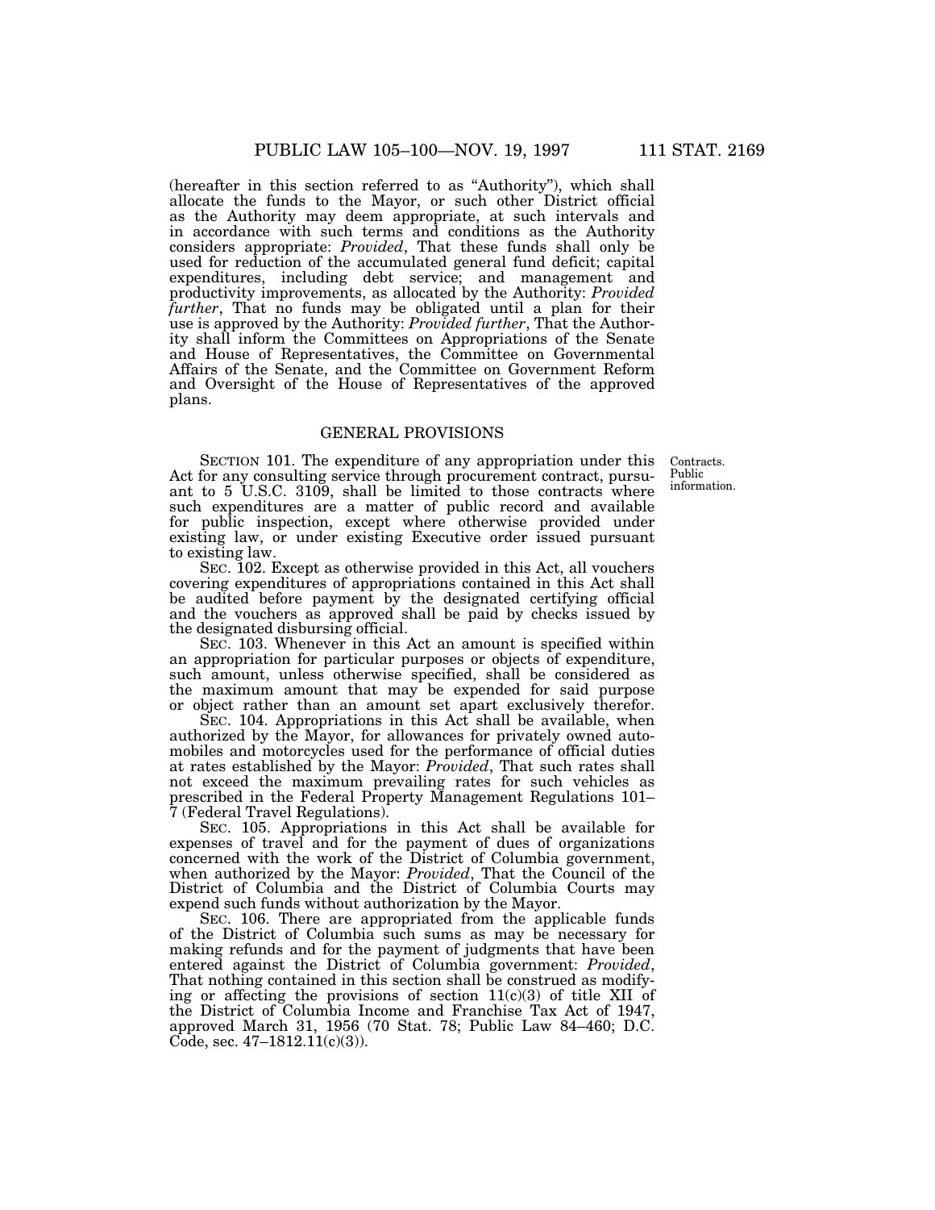(hereafter in this section referred to as "Authority"), which shall allocate the funds to the Mayor, or such other District official as the Authority may deem appropriate, at such intervals and in accordance with such terms and conditions as the Authority considers appropriate: *Provided*, That these funds shall only be used for reduction of the accumulated general fund deficit; capital expenditures, including debt service; and management and productivity improvements, as allocated by the Authority: *Provided further*, That no funds may be obligated until a plan for their use is approved by the Authority: *Provided further*, That the Authority shall inform the Committees on Appropriations of the Senate and House of Representatives, the Committee on Governmental Affairs of the Senate, and the Committee on Government Reform and Oversight of the House of Representatives of the approved plans.

## GENERAL PROVISIONS

Contracts. Public information.

SECTION 101. The expenditure of any appropriation under this Act for any consulting service through procurement contract, pursuant to 5 U.S.C. 3109, shall be limited to those contracts where such expenditures are a matter of public record and available for public inspection, except where otherwise provided under existing law, or under existing Executive order issued pursuant to existing law.

SEC. 102. Except as otherwise provided in this Act, all vouchers covering expenditures of appropriations contained in this Act shall be audited before payment by the designated certifying official and the vouchers as approved shall be paid by checks issued by the designated disbursing official.

SEC. 103. Whenever in this Act an amount is specified within an appropriation for particular purposes or objects of expenditure, such amount, unless otherwise specified, shall be considered as the maximum amount that may be expended for said purpose or object rather than an amount set apart exclusively therefor.

SEC. 104. Appropriations in this Act shall be available, when authorized by the Mayor, for allowances for privately owned automobiles and motorcycles used for the performance of official duties at rates established by the Mayor: *Provided*, That such rates shall not exceed the maximum prevailing rates for such vehicles as prescribed in the Federal Property Management Regulations 101–7 (Federal Travel Regulations).

SEC. 105. Appropriations in this Act shall be available for expenses of travel and for the payment of dues of organizations concerned with the work of the District of Columbia government, when authorized by the Mayor: *Provided*, That the Council of the District of Columbia and the District of Columbia Courts may expend such funds without authorization by the Mayor.

SEC. 106. There are appropriated from the applicable funds of the District of Columbia such sums as may be necessary for making refunds and for the payment of judgments that have been entered against the District of Columbia government: *Provided*, That nothing contained in this section shall be construed as modifying or affecting the provisions of section 11(c)(3) of title XII of the District of Columbia Income and Franchise Tax Act of 1947, approved March 31, 1956 (70 Stat. 78; Public Law 84–460; D.C. Code, sec. 47–1812.11(c)(3)).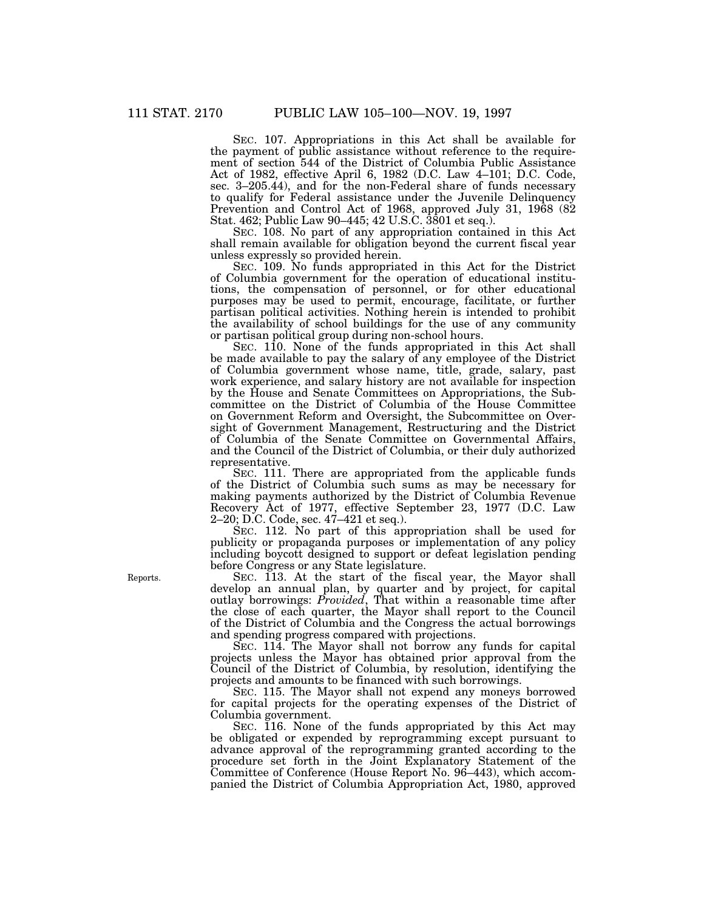SEC. 107. Appropriations in this Act shall be available for the payment of public assistance without reference to the requirement of section 544 of the District of Columbia Public Assistance Act of 1982, effective April 6, 1982 (D.C. Law 4–101; D.C. Code, sec. 3–205.44), and for the non-Federal share of funds necessary to qualify for Federal assistance under the Juvenile Delinquency Prevention and Control Act of 1968, approved July 31, 1968 (82 Stat. 462; Public Law 90–445; 42 U.S.C. 3801 et seq.).

SEC. 108. No part of any appropriation contained in this Act shall remain available for obligation beyond the current fiscal year unless expressly so provided herein.

SEC. 109. No funds appropriated in this Act for the District of Columbia government for the operation of educational institutions, the compensation of personnel, or for other educational purposes may be used to permit, encourage, facilitate, or further partisan political activities. Nothing herein is intended to prohibit the availability of school buildings for the use of any community or partisan political group during non-school hours.

SEC. 110. None of the funds appropriated in this Act shall be made available to pay the salary of any employee of the District of Columbia government whose name, title, grade, salary, past work experience, and salary history are not available for inspection by the House and Senate Committees on Appropriations, the Subcommittee on the District of Columbia of the House Committee on Government Reform and Oversight, the Subcommittee on Oversight of Government Management, Restructuring and the District of Columbia of the Senate Committee on Governmental Affairs, and the Council of the District of Columbia, or their duly authorized representative.

SEC. 111. There are appropriated from the applicable funds of the District of Columbia such sums as may be necessary for making payments authorized by the District of Columbia Revenue Recovery Act of 1977, effective September 23, 1977 (D.C. Law 2–20; D.C. Code, sec. 47–421 et seq.).

SEC. 112. No part of this appropriation shall be used for publicity or propaganda purposes or implementation of any policy including boycott designed to support or defeat legislation pending before Congress or any State legislature.

Reports.

SEC. 113. At the start of the fiscal year, the Mayor shall develop an annual plan, by quarter and by project, for capital outlay borrowings: *Provided*, That within a reasonable time after the close of each quarter, the Mayor shall report to the Council of the District of Columbia and the Congress the actual borrowings and spending progress compared with projections.

SEC. 114. The Mayor shall not borrow any funds for capital projects unless the Mayor has obtained prior approval from the Council of the District of Columbia, by resolution, identifying the projects and amounts to be financed with such borrowings.

SEC. 115. The Mayor shall not expend any moneys borrowed for capital projects for the operating expenses of the District of Columbia government.

SEC. 116. None of the funds appropriated by this Act may be obligated or expended by reprogramming except pursuant to advance approval of the reprogramming granted according to the procedure set forth in the Joint Explanatory Statement of the Committee of Conference (House Report No. 96–443), which accompanied the District of Columbia Appropriation Act, 1980, approved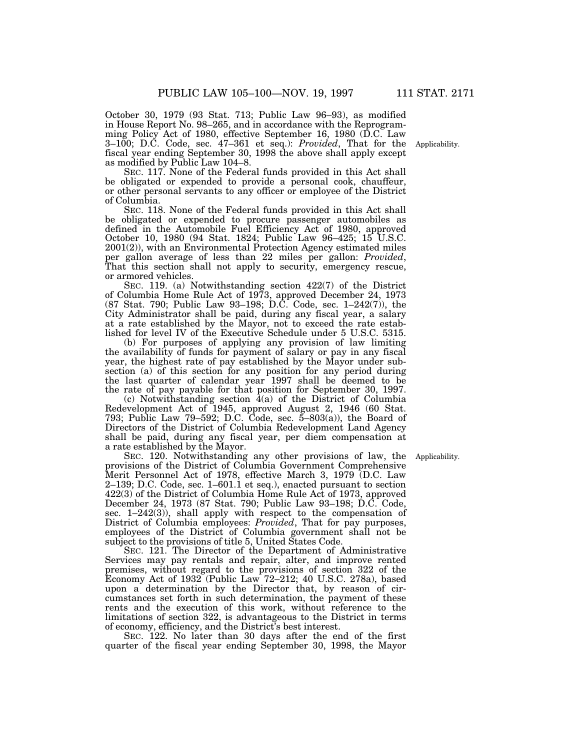October 30, 1979 (93 Stat. 713; Public Law 96–93), as modified in House Report No. 98–265, and in accordance with the Reprogramming Policy Act of 1980, effective September 16, 1980 (D.C. Law 3–100; D.C. Code, sec. 47–361 et seq.): *Provided*, That for the fiscal year ending September 30, 1998 the above shall apply except as modified by Public Law 104–8.

Applicability.

SEC. 117. None of the Federal funds provided in this Act shall be obligated or expended to provide a personal cook, chauffeur, or other personal servants to any officer or employee of the District of Columbia.

SEC. 118. None of the Federal funds provided in this Act shall be obligated or expended to procure passenger automobiles as defined in the Automobile Fuel Efficiency Act of 1980, approved October 10, 1980 (94 Stat. 1824; Public Law 96–425; 15 U.S.C. 2001(2)), with an Environmental Protection Agency estimated miles per gallon average of less than 22 miles per gallon: *Provided*, That this section shall not apply to security, emergency rescue, or armored vehicles.

SEC. 119. (a) Notwithstanding section 422(7) of the District of Columbia Home Rule Act of 1973, approved December 24, 1973 (87 Stat. 790; Public Law 93–198; D.C. Code, sec. 1–242(7)), the City Administrator shall be paid, during any fiscal year, a salary at a rate established by the Mayor, not to exceed the rate established for level IV of the Executive Schedule under 5 U.S.C. 5315.

(b) For purposes of applying any provision of law limiting the availability of funds for payment of salary or pay in any fiscal year, the highest rate of pay established by the Mayor under subsection (a) of this section for any position for any period during the last quarter of calendar year 1997 shall be deemed to be the rate of pay payable for that position for September 30, 1997.

(c) Notwithstanding section 4(a) of the District of Columbia Redevelopment Act of 1945, approved August 2, 1946 (60 Stat. 793; Public Law 79–592; D.C. Code, sec. 5–803(a)), the Board of Directors of the District of Columbia Redevelopment Land Agency shall be paid, during any fiscal year, per diem compensation at a rate established by the Mayor.

Applicability.

SEC. 120. Notwithstanding any other provisions of law, the provisions of the District of Columbia Government Comprehensive Merit Personnel Act of 1978, effective March 3, 1979 (D.C. Law 2–139; D.C. Code, sec. 1–601.1 et seq.), enacted pursuant to section 422(3) of the District of Columbia Home Rule Act of 1973, approved December 24, 1973 (87 Stat. 790; Public Law 93–198; D.C. Code, sec. 1–242(3)), shall apply with respect to the compensation of District of Columbia employees: *Provided*, That for pay purposes, employees of the District of Columbia government shall not be subject to the provisions of title 5, United States Code.

SEC. 121. The Director of the Department of Administrative Services may pay rentals and repair, alter, and improve rented premises, without regard to the provisions of section 322 of the Economy Act of 1932 (Public Law 72–212; 40 U.S.C. 278a), based upon a determination by the Director that, by reason of circumstances set forth in such determination, the payment of these rents and the execution of this work, without reference to the limitations of section 322, is advantageous to the District in terms of economy, efficiency, and the District's best interest.

SEC. 122. No later than 30 days after the end of the first quarter of the fiscal year ending September 30, 1998, the Mayor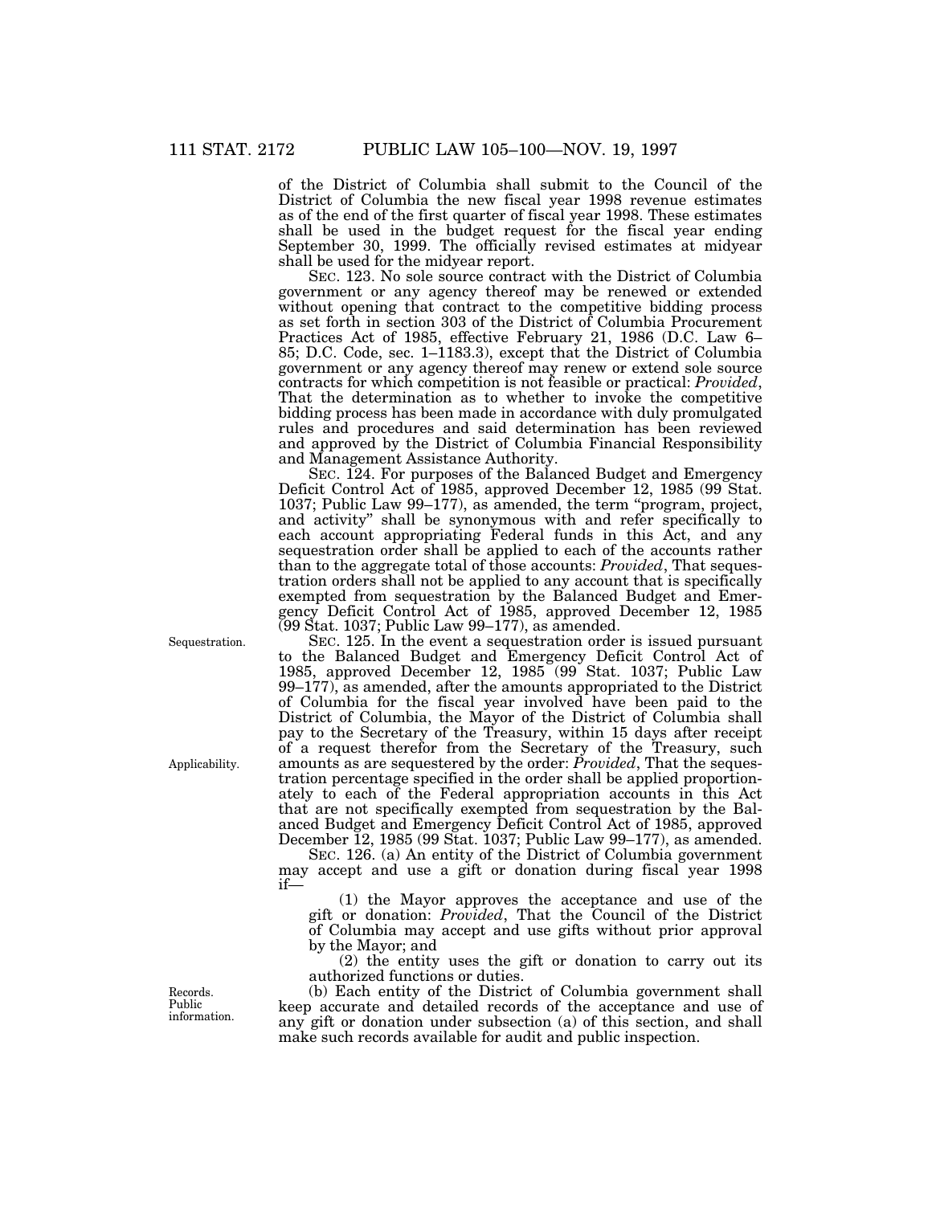of the District of Columbia shall submit to the Council of the District of Columbia the new fiscal year 1998 revenue estimates as of the end of the first quarter of fiscal year 1998. These estimates shall be used in the budget request for the fiscal year ending September 30, 1999. The officially revised estimates at midyear shall be used for the midyear report.

SEC. 123. No sole source contract with the District of Columbia government or any agency thereof may be renewed or extended without opening that contract to the competitive bidding process as set forth in section 303 of the District of Columbia Procurement Practices Act of 1985, effective February 21, 1986 (D.C. Law 6–85; D.C. Code, sec. 1–1183.3), except that the District of Columbia government or any agency thereof may renew or extend sole source contracts for which competition is not feasible or practical: *Provided*, That the determination as to whether to invoke the competitive bidding process has been made in accordance with duly promulgated rules and procedures and said determination has been reviewed and approved by the District of Columbia Financial Responsibility and Management Assistance Authority.

SEC. 124. For purposes of the Balanced Budget and Emergency Deficit Control Act of 1985, approved December 12, 1985 (99 Stat. 1037; Public Law 99–177), as amended, the term "program, project, and activity" shall be synonymous with and refer specifically to each account appropriating Federal funds in this Act, and any sequestration order shall be applied to each of the accounts rather than to the aggregate total of those accounts: *Provided*, That sequestration orders shall not be applied to any account that is specifically exempted from sequestration by the Balanced Budget and Emergency Deficit Control Act of 1985, approved December 12, 1985 (99 Stat. 1037; Public Law 99–177), as amended.

Sequestration.

SEC. 125. In the event a sequestration order is issued pursuant to the Balanced Budget and Emergency Deficit Control Act of 1985, approved December 12, 1985 (99 Stat. 1037; Public Law 99–177), as amended, after the amounts appropriated to the District of Columbia for the fiscal year involved have been paid to the District of Columbia, the Mayor of the District of Columbia shall pay to the Secretary of the Treasury, within 15 days after receipt of a request therefor from the Secretary of the Treasury, such amounts as are sequestered by the order: *Provided*, That the sequestration percentage specified in the order shall be applied proportionately to each of the Federal appropriation accounts in this Act that are not specifically exempted from sequestration by the Balanced Budget and Emergency Deficit Control Act of 1985, approved December 12, 1985 (99 Stat. 1037; Public Law 99–177), as amended.

Applicability.

SEC. 126. (a) An entity of the District of Columbia government may accept and use a gift or donation during fiscal year 1998 if—

(1) the Mayor approves the acceptance and use of the gift or donation: *Provided*, That the Council of the District of Columbia may accept and use gifts without prior approval by the Mayor; and

(2) the entity uses the gift or donation to carry out its authorized functions or duties.

Records. Public information.

(b) Each entity of the District of Columbia government shall keep accurate and detailed records of the acceptance and use of any gift or donation under subsection (a) of this section, and shall make such records available for audit and public inspection.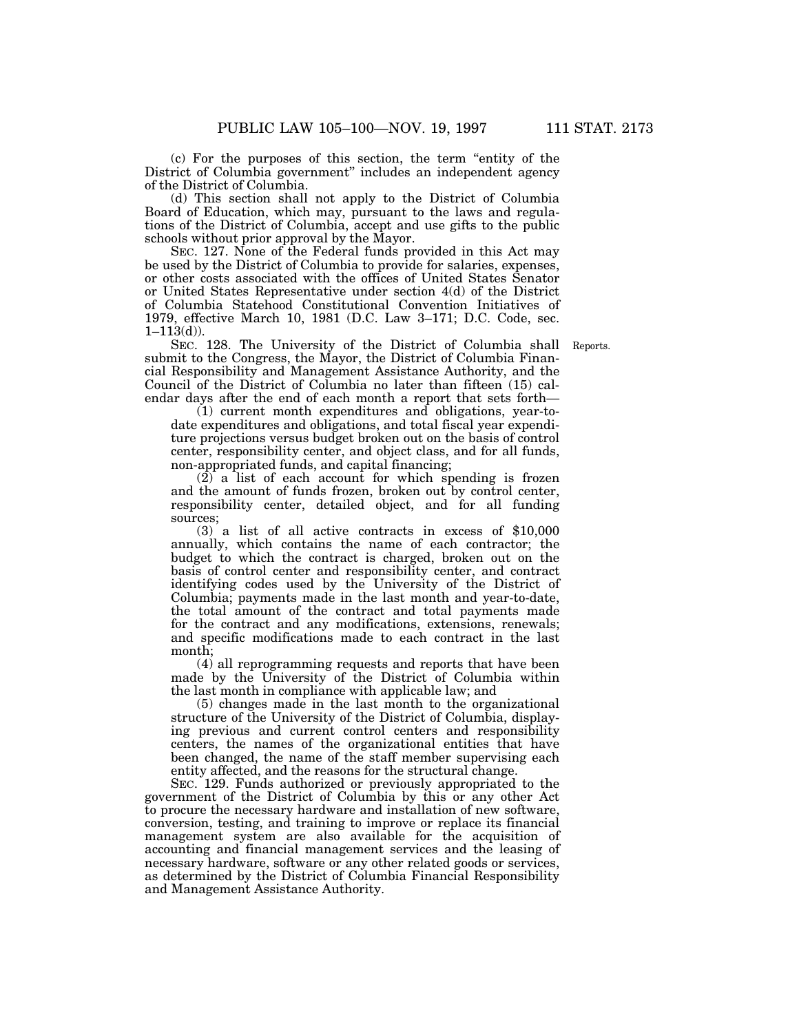(c) For the purposes of this section, the term "entity of the District of Columbia government" includes an independent agency of the District of Columbia.

(d) This section shall not apply to the District of Columbia Board of Education, which may, pursuant to the laws and regulations of the District of Columbia, accept and use gifts to the public schools without prior approval by the Mayor.

SEC. 127. None of the Federal funds provided in this Act may be used by the District of Columbia to provide for salaries, expenses, or other costs associated with the offices of United States Senator or United States Representative under section 4(d) of the District of Columbia Statehood Constitutional Convention Initiatives of 1979, effective March 10, 1981 (D.C. Law 3–171; D.C. Code, sec. 1–113(d)).

Reports.

SEC. 128. The University of the District of Columbia shall submit to the Congress, the Mayor, the District of Columbia Financial Responsibility and Management Assistance Authority, and the Council of the District of Columbia no later than fifteen (15) calendar days after the end of each month a report that sets forth—

(1) current month expenditures and obligations, year-to-date expenditures and obligations, and total fiscal year expenditure projections versus budget broken out on the basis of control center, responsibility center, and object class, and for all funds, non-appropriated funds, and capital financing;

(2) a list of each account for which spending is frozen and the amount of funds frozen, broken out by control center, responsibility center, detailed object, and for all funding sources;

(3) a list of all active contracts in excess of $10,000 annually, which contains the name of each contractor; the budget to which the contract is charged, broken out on the basis of control center and responsibility center, and contract identifying codes used by the University of the District of Columbia; payments made in the last month and year-to-date, the total amount of the contract and total payments made for the contract and any modifications, extensions, renewals; and specific modifications made to each contract in the last month;

(4) all reprogramming requests and reports that have been made by the University of the District of Columbia within the last month in compliance with applicable law; and

(5) changes made in the last month to the organizational structure of the University of the District of Columbia, displaying previous and current control centers and responsibility centers, the names of the organizational entities that have been changed, the name of the staff member supervising each entity affected, and the reasons for the structural change.

SEC. 129. Funds authorized or previously appropriated to the government of the District of Columbia by this or any other Act to procure the necessary hardware and installation of new software, conversion, testing, and training to improve or replace its financial management system are also available for the acquisition of accounting and financial management services and the leasing of necessary hardware, software or any other related goods or services, as determined by the District of Columbia Financial Responsibility and Management Assistance Authority.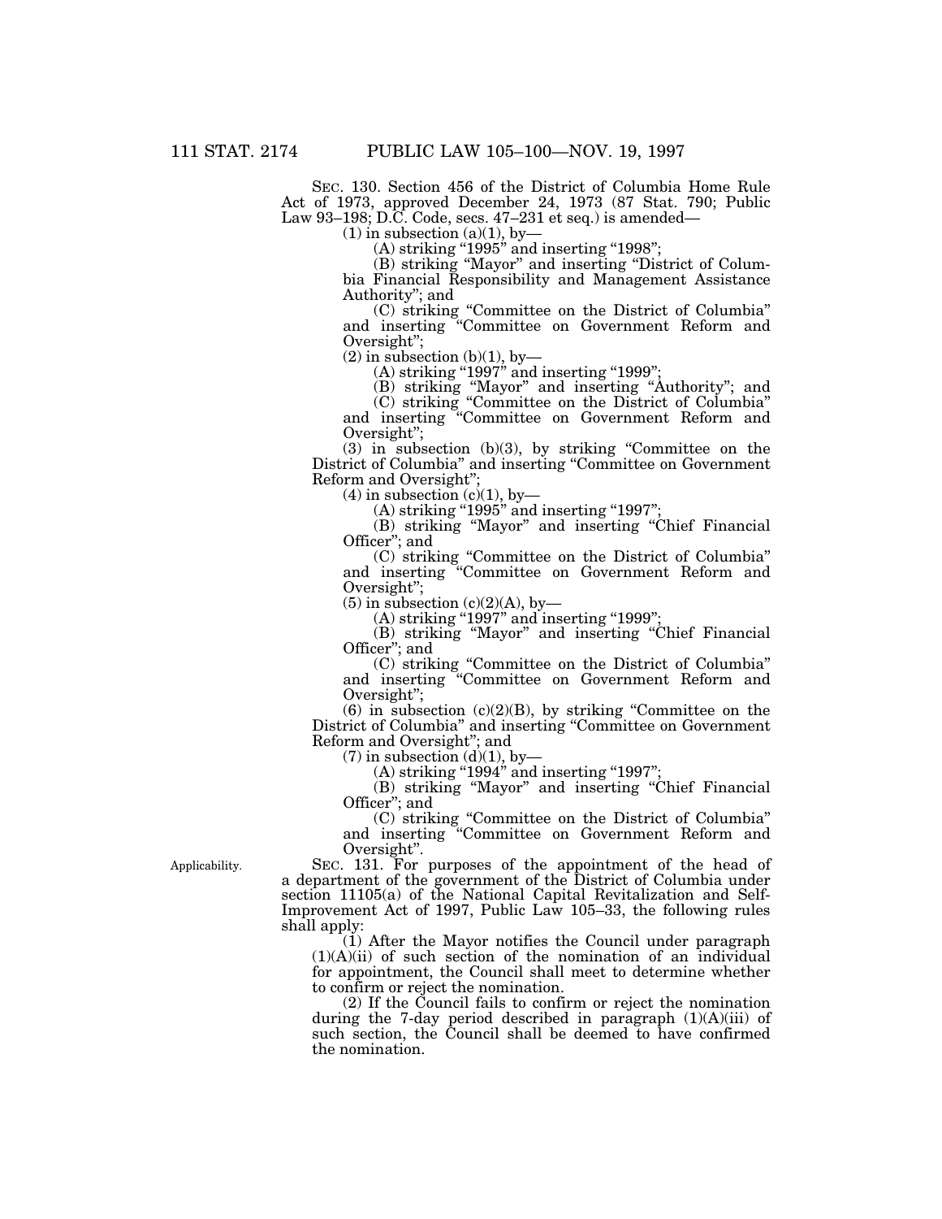SEC. 130. Section 456 of the District of Columbia Home Rule Act of 1973, approved December 24, 1973 (87 Stat. 790; Public Law 93–198; D.C. Code, secs. 47–231 et seq.) is amended—

(1) in subsection (a)(1), by—

(A) striking "1995" and inserting "1998";

(B) striking "Mayor" and inserting "District of Columbia Financial Responsibility and Management Assistance Authority"; and

(C) striking "Committee on the District of Columbia" and inserting "Committee on Government Reform and Oversight";

(2) in subsection (b)(1), by—

(A) striking "1997" and inserting "1999";

(B) striking "Mayor" and inserting "Authority"; and

(C) striking "Committee on the District of Columbia" and inserting "Committee on Government Reform and Oversight";

(3) in subsection (b)(3), by striking "Committee on the District of Columbia" and inserting "Committee on Government Reform and Oversight";

(4) in subsection (c)(1), by—

(A) striking "1995" and inserting "1997";

(B) striking "Mayor" and inserting "Chief Financial Officer"; and

(C) striking "Committee on the District of Columbia" and inserting "Committee on Government Reform and Oversight";

(5) in subsection (c)(2)(A), by—

(A) striking "1997" and inserting "1999";

(B) striking "Mayor" and inserting "Chief Financial Officer"; and

(C) striking "Committee on the District of Columbia" and inserting "Committee on Government Reform and Oversight";

(6) in subsection (c)(2)(B), by striking "Committee on the District of Columbia" and inserting "Committee on Government Reform and Oversight"; and

(7) in subsection (d)(1), by—

(A) striking "1994" and inserting "1997";

(B) striking "Mayor" and inserting "Chief Financial Officer"; and

(C) striking "Committee on the District of Columbia" and inserting "Committee on Government Reform and Oversight".

Applicability.

SEC. 131. For purposes of the appointment of the head of a department of the government of the District of Columbia under section 11105(a) of the National Capital Revitalization and Self-Improvement Act of 1997, Public Law 105–33, the following rules shall apply:

(1) After the Mayor notifies the Council under paragraph (1)(A)(ii) of such section of the nomination of an individual for appointment, the Council shall meet to determine whether to confirm or reject the nomination.

(2) If the Council fails to confirm or reject the nomination during the 7-day period described in paragraph (1)(A)(iii) of such section, the Council shall be deemed to have confirmed the nomination.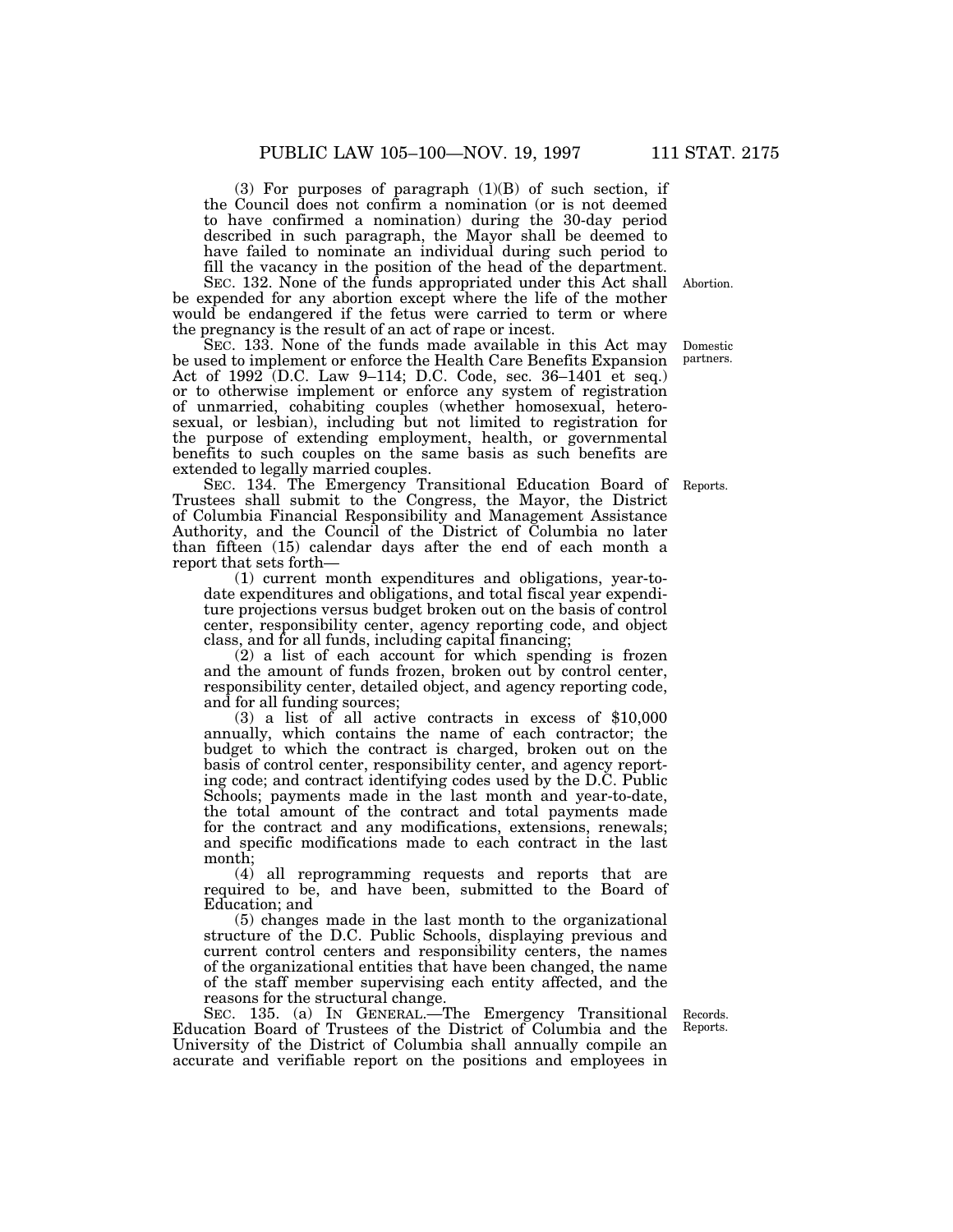(3) For purposes of paragraph (1)(B) of such section, if the Council does not confirm a nomination (or is not deemed to have confirmed a nomination) during the 30-day period described in such paragraph, the Mayor shall be deemed to have failed to nominate an individual during such period to fill the vacancy in the position of the head of the department.

Abortion.

SEC. 132. None of the funds appropriated under this Act shall be expended for any abortion except where the life of the mother would be endangered if the fetus were carried to term or where the pregnancy is the result of an act of rape or incest.

Domestic partners.

SEC. 133. None of the funds made available in this Act may be used to implement or enforce the Health Care Benefits Expansion Act of 1992 (D.C. Law 9–114; D.C. Code, sec. 36–1401 et seq.) or to otherwise implement or enforce any system of registration of unmarried, cohabiting couples (whether homosexual, heterosexual, or lesbian), including but not limited to registration for the purpose of extending employment, health, or governmental benefits to such couples on the same basis as such benefits are extended to legally married couples.

Reports.

SEC. 134. The Emergency Transitional Education Board of Trustees shall submit to the Congress, the Mayor, the District of Columbia Financial Responsibility and Management Assistance Authority, and the Council of the District of Columbia no later than fifteen (15) calendar days after the end of each month a report that sets forth—

(1) current month expenditures and obligations, year-to-date expenditures and obligations, and total fiscal year expenditure projections versus budget broken out on the basis of control center, responsibility center, agency reporting code, and object class, and for all funds, including capital financing;

(2) a list of each account for which spending is frozen and the amount of funds frozen, broken out by control center, responsibility center, detailed object, and agency reporting code, and for all funding sources;

(3) a list of all active contracts in excess of $10,000 annually, which contains the name of each contractor; the budget to which the contract is charged, broken out on the basis of control center, responsibility center, and agency reporting code; and contract identifying codes used by the D.C. Public Schools; payments made in the last month and year-to-date, the total amount of the contract and total payments made for the contract and any modifications, extensions, renewals; and specific modifications made to each contract in the last month;

(4) all reprogramming requests and reports that are required to be, and have been, submitted to the Board of Education; and

(5) changes made in the last month to the organizational structure of the D.C. Public Schools, displaying previous and current control centers and responsibility centers, the names of the organizational entities that have been changed, the name of the staff member supervising each entity affected, and the reasons for the structural change.

Records. Reports.

SEC. 135. (a) IN GENERAL.—The Emergency Transitional Education Board of Trustees of the District of Columbia and the University of the District of Columbia shall annually compile an accurate and verifiable report on the positions and employees in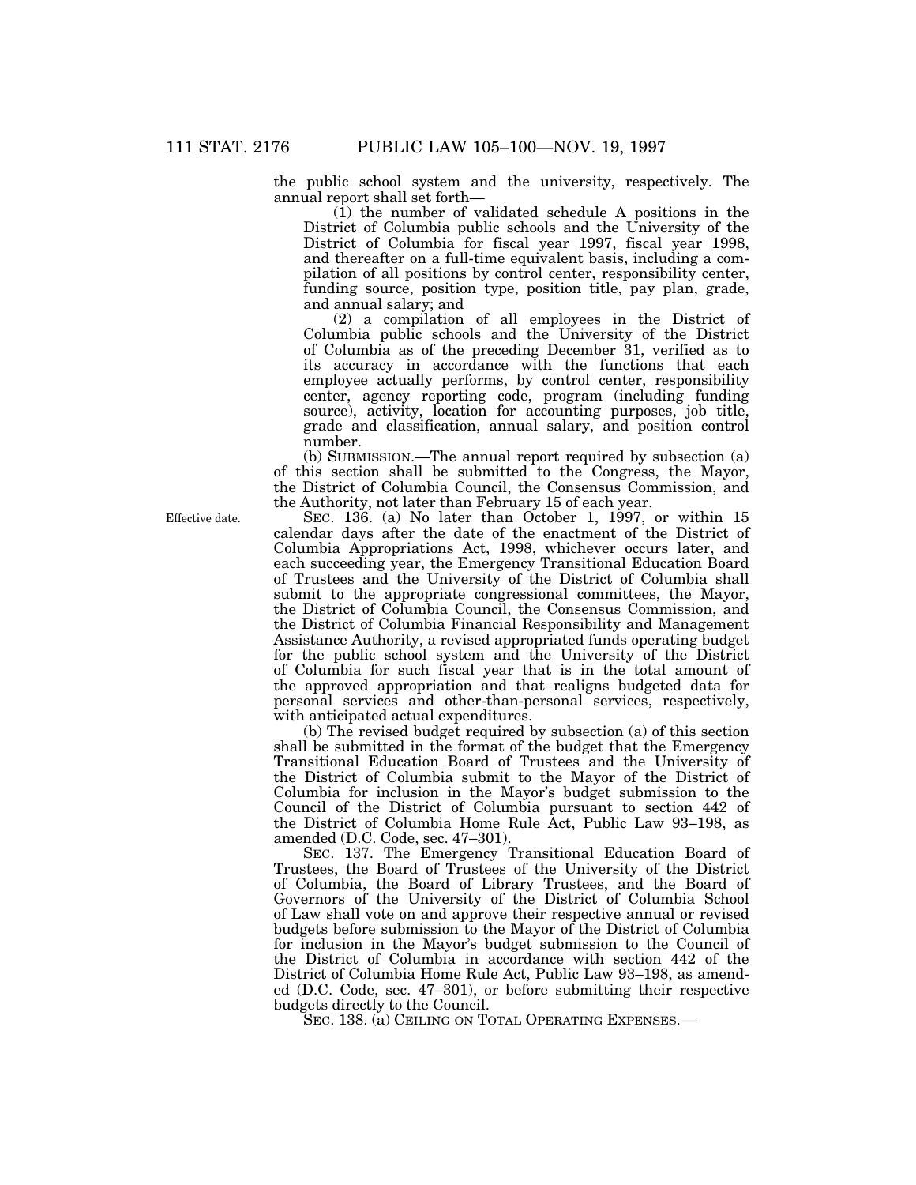the public school system and the university, respectively. The annual report shall set forth—

(1) the number of validated schedule A positions in the District of Columbia public schools and the University of the District of Columbia for fiscal year 1997, fiscal year 1998, and thereafter on a full-time equivalent basis, including a compilation of all positions by control center, responsibility center, funding source, position type, position title, pay plan, grade, and annual salary; and

(2) a compilation of all employees in the District of Columbia public schools and the University of the District of Columbia as of the preceding December 31, verified as to its accuracy in accordance with the functions that each employee actually performs, by control center, responsibility center, agency reporting code, program (including funding source), activity, location for accounting purposes, job title, grade and classification, annual salary, and position control number.

(b) SUBMISSION.—The annual report required by subsection (a) of this section shall be submitted to the Congress, the Mayor, the District of Columbia Council, the Consensus Commission, and the Authority, not later than February 15 of each year.

Effective date.

SEC. 136. (a) No later than October 1, 1997, or within 15 calendar days after the date of the enactment of the District of Columbia Appropriations Act, 1998, whichever occurs later, and each succeeding year, the Emergency Transitional Education Board of Trustees and the University of the District of Columbia shall submit to the appropriate congressional committees, the Mayor, the District of Columbia Council, the Consensus Commission, and the District of Columbia Financial Responsibility and Management Assistance Authority, a revised appropriated funds operating budget for the public school system and the University of the District of Columbia for such fiscal year that is in the total amount of the approved appropriation and that realigns budgeted data for personal services and other-than-personal services, respectively, with anticipated actual expenditures.

(b) The revised budget required by subsection (a) of this section shall be submitted in the format of the budget that the Emergency Transitional Education Board of Trustees and the University of the District of Columbia submit to the Mayor of the District of Columbia for inclusion in the Mayor's budget submission to the Council of the District of Columbia pursuant to section 442 of the District of Columbia Home Rule Act, Public Law 93–198, as amended (D.C. Code, sec. 47–301).

SEC. 137. The Emergency Transitional Education Board of Trustees, the Board of Trustees of the University of the District of Columbia, the Board of Library Trustees, and the Board of Governors of the University of the District of Columbia School of Law shall vote on and approve their respective annual or revised budgets before submission to the Mayor of the District of Columbia for inclusion in the Mayor's budget submission to the Council of the District of Columbia in accordance with section 442 of the District of Columbia Home Rule Act, Public Law 93–198, as amended (D.C. Code, sec. 47–301), or before submitting their respective budgets directly to the Council.

SEC. 138. (a) CEILING ON TOTAL OPERATING EXPENSES.—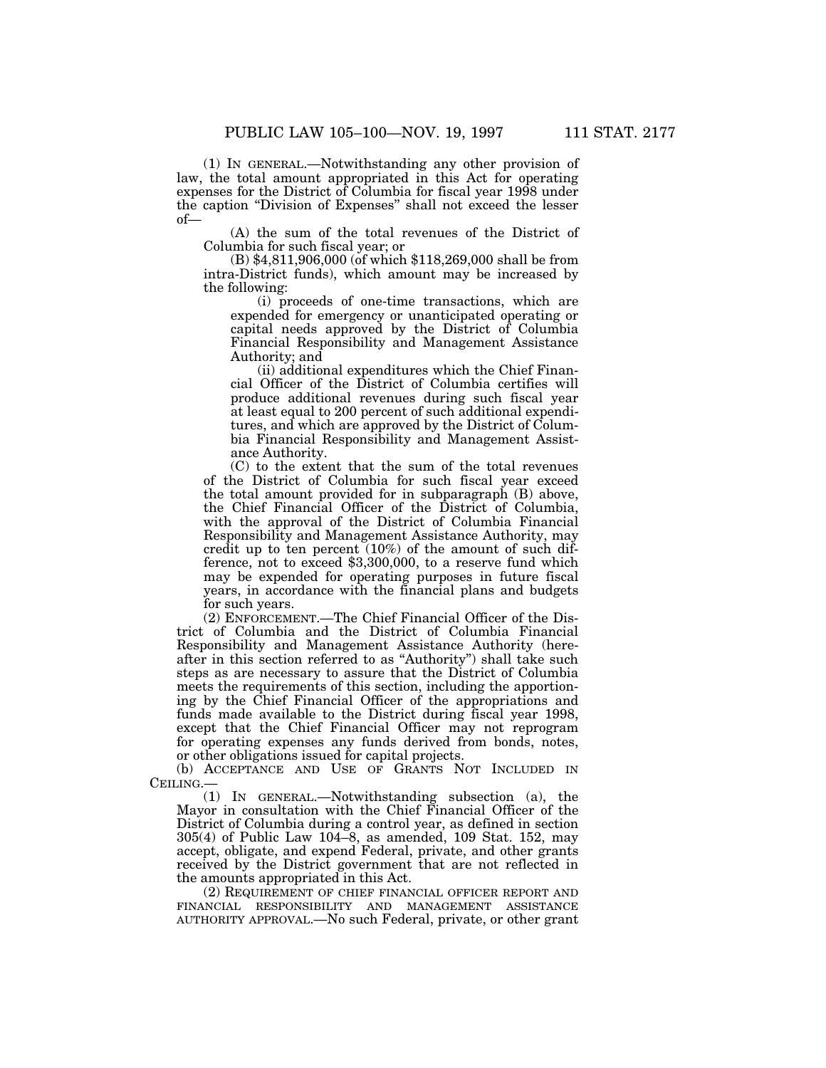(1) IN GENERAL.—Notwithstanding any other provision of law, the total amount appropriated in this Act for operating expenses for the District of Columbia for fiscal year 1998 under the caption "Division of Expenses" shall not exceed the lesser of—

(A) the sum of the total revenues of the District of Columbia for such fiscal year; or

(B) $4,811,906,000 (of which $118,269,000 shall be from intra-District funds), which amount may be increased by the following:

(i) proceeds of one-time transactions, which are expended for emergency or unanticipated operating or capital needs approved by the District of Columbia Financial Responsibility and Management Assistance Authority; and

(ii) additional expenditures which the Chief Financial Officer of the District of Columbia certifies will produce additional revenues during such fiscal year at least equal to 200 percent of such additional expenditures, and which are approved by the District of Columbia Financial Responsibility and Management Assistance Authority.

(C) to the extent that the sum of the total revenues of the District of Columbia for such fiscal year exceed the total amount provided for in subparagraph (B) above, the Chief Financial Officer of the District of Columbia, with the approval of the District of Columbia Financial Responsibility and Management Assistance Authority, may credit up to ten percent (10%) of the amount of such difference, not to exceed $3,300,000, to a reserve fund which may be expended for operating purposes in future fiscal years, in accordance with the financial plans and budgets for such years.

(2) ENFORCEMENT.—The Chief Financial Officer of the District of Columbia and the District of Columbia Financial Responsibility and Management Assistance Authority (hereafter in this section referred to as "Authority") shall take such steps as are necessary to assure that the District of Columbia meets the requirements of this section, including the apportioning by the Chief Financial Officer of the appropriations and funds made available to the District during fiscal year 1998, except that the Chief Financial Officer may not reprogram for operating expenses any funds derived from bonds, notes, or other obligations issued for capital projects.

(b) ACCEPTANCE AND USE OF GRANTS NOT INCLUDED IN CEILING.—

(1) IN GENERAL.—Notwithstanding subsection (a), the Mayor in consultation with the Chief Financial Officer of the District of Columbia during a control year, as defined in section 305(4) of Public Law 104–8, as amended, 109 Stat. 152, may accept, obligate, and expend Federal, private, and other grants received by the District government that are not reflected in the amounts appropriated in this Act.

(2) REQUIREMENT OF CHIEF FINANCIAL OFFICER REPORT AND FINANCIAL RESPONSIBILITY AND MANAGEMENT ASSISTANCE AUTHORITY APPROVAL.—No such Federal, private, or other grant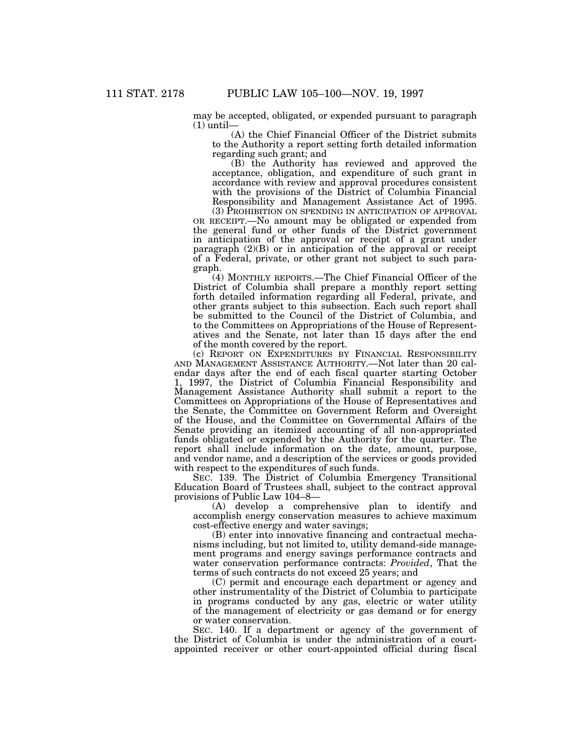may be accepted, obligated, or expended pursuant to paragraph (1) until—

(A) the Chief Financial Officer of the District submits to the Authority a report setting forth detailed information regarding such grant; and

(B) the Authority has reviewed and approved the acceptance, obligation, and expenditure of such grant in accordance with review and approval procedures consistent with the provisions of the District of Columbia Financial Responsibility and Management Assistance Act of 1995.

(3) PROHIBITION ON SPENDING IN ANTICIPATION OF APPROVAL OR RECEIPT.—No amount may be obligated or expended from the general fund or other funds of the District government in anticipation of the approval or receipt of a grant under paragraph (2)(B) or in anticipation of the approval or receipt of a Federal, private, or other grant not subject to such paragraph.

(4) MONTHLY REPORTS.—The Chief Financial Officer of the District of Columbia shall prepare a monthly report setting forth detailed information regarding all Federal, private, and other grants subject to this subsection. Each such report shall be submitted to the Council of the District of Columbia, and to the Committees on Appropriations of the House of Representatives and the Senate, not later than 15 days after the end of the month covered by the report.

(c) REPORT ON EXPENDITURES BY FINANCIAL RESPONSIBILITY AND MANAGEMENT ASSISTANCE AUTHORITY.—Not later than 20 calendar days after the end of each fiscal quarter starting October 1, 1997, the District of Columbia Financial Responsibility and Management Assistance Authority shall submit a report to the Committees on Appropriations of the House of Representatives and the Senate, the Committee on Government Reform and Oversight of the House, and the Committee on Governmental Affairs of the Senate providing an itemized accounting of all non-appropriated funds obligated or expended by the Authority for the quarter. The report shall include information on the date, amount, purpose, and vendor name, and a description of the services or goods provided with respect to the expenditures of such funds.

SEC. 139. The District of Columbia Emergency Transitional Education Board of Trustees shall, subject to the contract approval provisions of Public Law 104–8—

(A) develop a comprehensive plan to identify and accomplish energy conservation measures to achieve maximum cost-effective energy and water savings;

(B) enter into innovative financing and contractual mechanisms including, but not limited to, utility demand-side management programs and energy savings performance contracts and water conservation performance contracts: *Provided*, That the terms of such contracts do not exceed 25 years; and

(C) permit and encourage each department or agency and other instrumentality of the District of Columbia to participate in programs conducted by any gas, electric or water utility of the management of electricity or gas demand or for energy or water conservation.

SEC. 140. If a department or agency of the government of the District of Columbia is under the administration of a court-appointed receiver or other court-appointed official during fiscal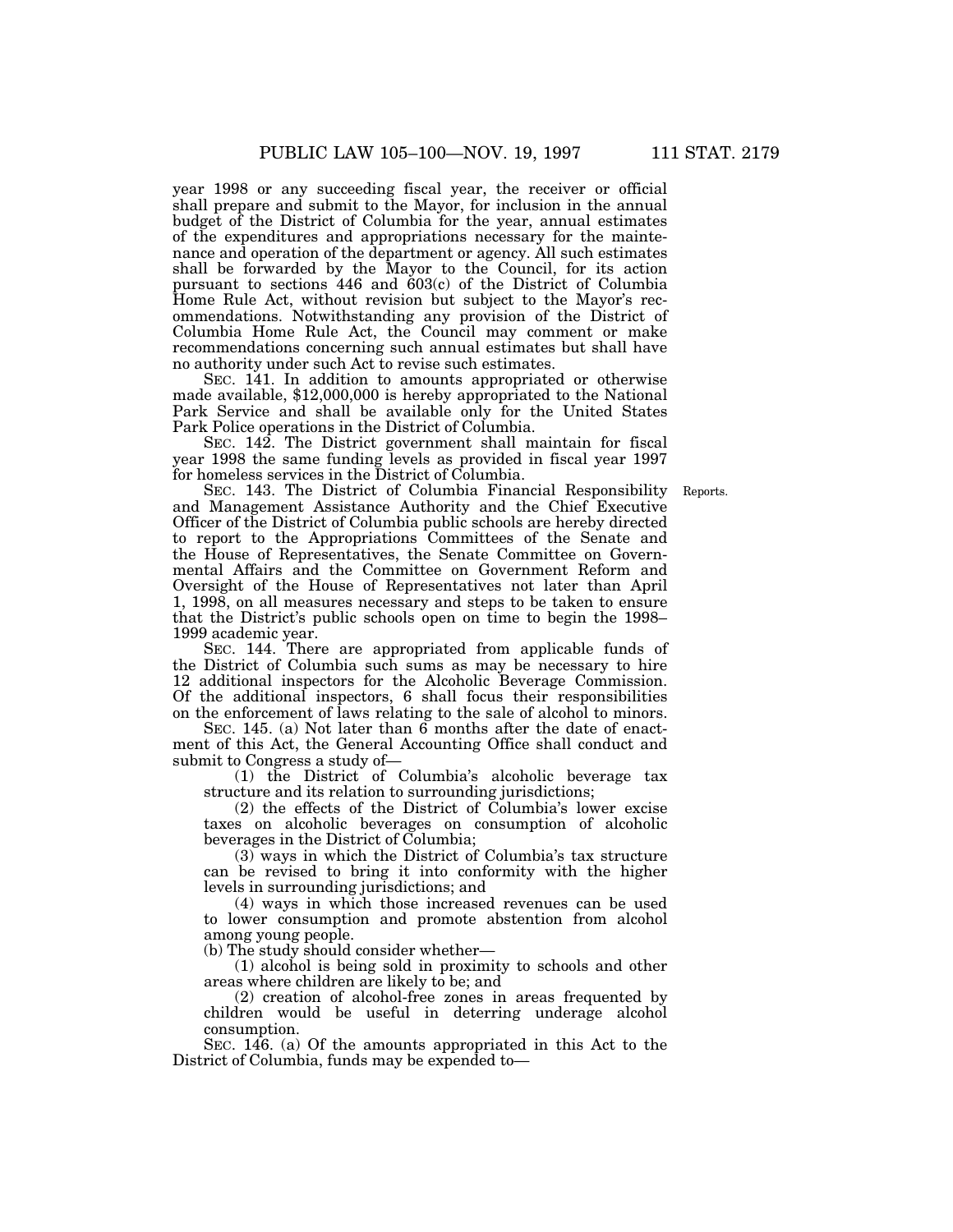year 1998 or any succeeding fiscal year, the receiver or official shall prepare and submit to the Mayor, for inclusion in the annual budget of the District of Columbia for the year, annual estimates of the expenditures and appropriations necessary for the maintenance and operation of the department or agency. All such estimates shall be forwarded by the Mayor to the Council, for its action pursuant to sections 446 and 603(c) of the District of Columbia Home Rule Act, without revision but subject to the Mayor's recommendations. Notwithstanding any provision of the District of Columbia Home Rule Act, the Council may comment or make recommendations concerning such annual estimates but shall have no authority under such Act to revise such estimates.

SEC. 141. In addition to amounts appropriated or otherwise made available, $12,000,000 is hereby appropriated to the National Park Service and shall be available only for the United States Park Police operations in the District of Columbia.

SEC. 142. The District government shall maintain for fiscal year 1998 the same funding levels as provided in fiscal year 1997 for homeless services in the District of Columbia.

Reports.

SEC. 143. The District of Columbia Financial Responsibility and Management Assistance Authority and the Chief Executive Officer of the District of Columbia public schools are hereby directed to report to the Appropriations Committees of the Senate and the House of Representatives, the Senate Committee on Governmental Affairs and the Committee on Government Reform and Oversight of the House of Representatives not later than April 1, 1998, on all measures necessary and steps to be taken to ensure that the District's public schools open on time to begin the 1998–1999 academic year.

SEC. 144. There are appropriated from applicable funds of the District of Columbia such sums as may be necessary to hire 12 additional inspectors for the Alcoholic Beverage Commission. Of the additional inspectors, 6 shall focus their responsibilities on the enforcement of laws relating to the sale of alcohol to minors.

SEC. 145. (a) Not later than 6 months after the date of enactment of this Act, the General Accounting Office shall conduct and submit to Congress a study of—

(1) the District of Columbia's alcoholic beverage tax structure and its relation to surrounding jurisdictions;

(2) the effects of the District of Columbia's lower excise taxes on alcoholic beverages on consumption of alcoholic beverages in the District of Columbia;

(3) ways in which the District of Columbia's tax structure can be revised to bring it into conformity with the higher levels in surrounding jurisdictions; and

(4) ways in which those increased revenues can be used to lower consumption and promote abstention from alcohol among young people.

(b) The study should consider whether—

(1) alcohol is being sold in proximity to schools and other areas where children are likely to be; and

(2) creation of alcohol-free zones in areas frequented by children would be useful in deterring underage alcohol consumption.

SEC. 146. (a) Of the amounts appropriated in this Act to the District of Columbia, funds may be expended to—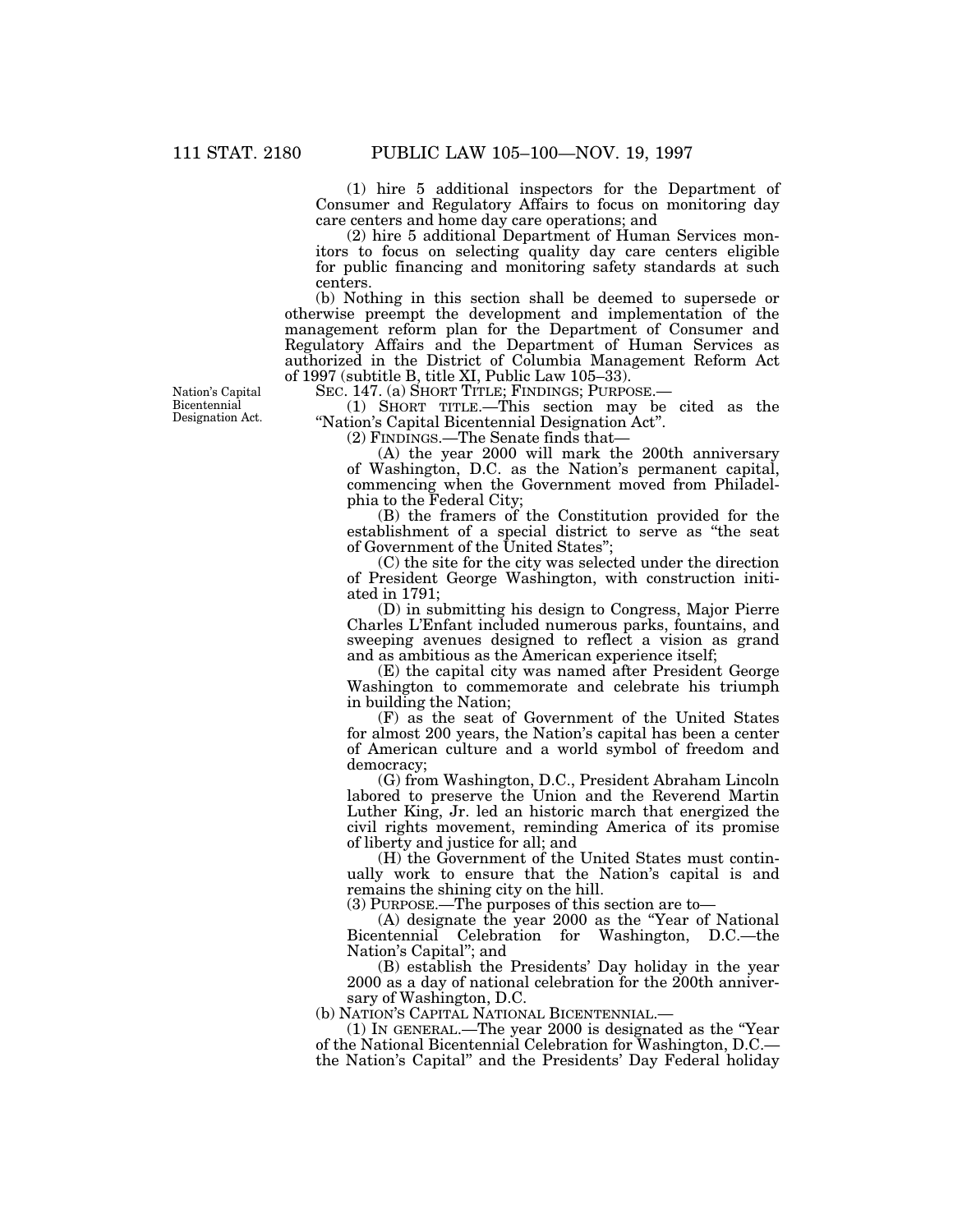(1) hire 5 additional inspectors for the Department of Consumer and Regulatory Affairs to focus on monitoring day care centers and home day care operations; and

(2) hire 5 additional Department of Human Services monitors to focus on selecting quality day care centers eligible for public financing and monitoring safety standards at such centers.

(b) Nothing in this section shall be deemed to supersede or otherwise preempt the development and implementation of the management reform plan for the Department of Consumer and Regulatory Affairs and the Department of Human Services as authorized in the District of Columbia Management Reform Act of 1997 (subtitle B, title XI, Public Law 105–33).

Nation's Capital Bicentennial Designation Act.

SEC. 147. (a) SHORT TITLE; FINDINGS; PURPOSE.—

(1) SHORT TITLE.—This section may be cited as the "Nation's Capital Bicentennial Designation Act".

(2) FINDINGS.—The Senate finds that—

(A) the year 2000 will mark the 200th anniversary of Washington, D.C. as the Nation's permanent capital, commencing when the Government moved from Philadelphia to the Federal City;

(B) the framers of the Constitution provided for the establishment of a special district to serve as "the seat of Government of the United States";

(C) the site for the city was selected under the direction of President George Washington, with construction initiated in 1791;

(D) in submitting his design to Congress, Major Pierre Charles L'Enfant included numerous parks, fountains, and sweeping avenues designed to reflect a vision as grand and as ambitious as the American experience itself;

(E) the capital city was named after President George Washington to commemorate and celebrate his triumph in building the Nation;

(F) as the seat of Government of the United States for almost 200 years, the Nation's capital has been a center of American culture and a world symbol of freedom and democracy;

(G) from Washington, D.C., President Abraham Lincoln labored to preserve the Union and the Reverend Martin Luther King, Jr. led an historic march that energized the civil rights movement, reminding America of its promise of liberty and justice for all; and

(H) the Government of the United States must continually work to ensure that the Nation's capital is and remains the shining city on the hill.

(3) PURPOSE.—The purposes of this section are to—

(A) designate the year 2000 as the "Year of National Bicentennial Celebration for Washington, D.C.—the Nation's Capital"; and

(B) establish the Presidents' Day holiday in the year 2000 as a day of national celebration for the 200th anniversary of Washington, D.C.

(b) NATION'S CAPITAL NATIONAL BICENTENNIAL.—

(1) IN GENERAL.—The year 2000 is designated as the "Year of the National Bicentennial Celebration for Washington, D.C.—the Nation's Capital" and the Presidents' Day Federal holiday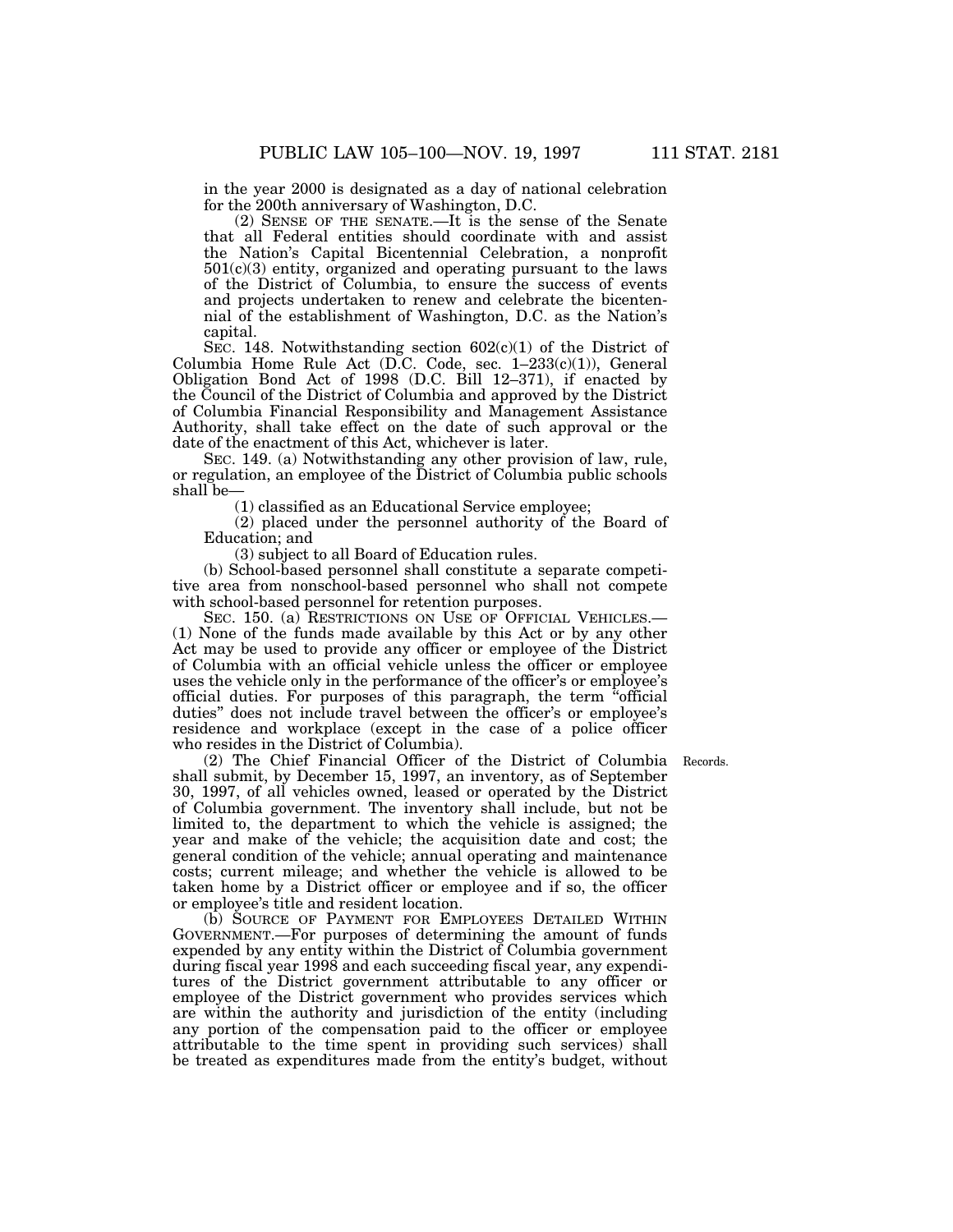in the year 2000 is designated as a day of national celebration for the 200th anniversary of Washington, D.C.

(2) SENSE OF THE SENATE.—It is the sense of the Senate that all Federal entities should coordinate with and assist the Nation's Capital Bicentennial Celebration, a nonprofit 501(c)(3) entity, organized and operating pursuant to the laws of the District of Columbia, to ensure the success of events and projects undertaken to renew and celebrate the bicentennial of the establishment of Washington, D.C. as the Nation's capital.

SEC. 148. Notwithstanding section 602(c)(1) of the District of Columbia Home Rule Act (D.C. Code, sec. 1–233(c)(1)), General Obligation Bond Act of 1998 (D.C. Bill 12–371), if enacted by the Council of the District of Columbia and approved by the District of Columbia Financial Responsibility and Management Assistance Authority, shall take effect on the date of such approval or the date of the enactment of this Act, whichever is later.

SEC. 149. (a) Notwithstanding any other provision of law, rule, or regulation, an employee of the District of Columbia public schools shall be—

(1) classified as an Educational Service employee;

(2) placed under the personnel authority of the Board of Education; and

(3) subject to all Board of Education rules.

(b) School-based personnel shall constitute a separate competitive area from nonschool-based personnel who shall not compete with school-based personnel for retention purposes.

SEC. 150. (a) RESTRICTIONS ON USE OF OFFICIAL VEHICLES.—(1) None of the funds made available by this Act or by any other Act may be used to provide any officer or employee of the District of Columbia with an official vehicle unless the officer or employee uses the vehicle only in the performance of the officer's or employee's official duties. For purposes of this paragraph, the term "official duties" does not include travel between the officer's or employee's residence and workplace (except in the case of a police officer who resides in the District of Columbia).

Records.

(2) The Chief Financial Officer of the District of Columbia shall submit, by December 15, 1997, an inventory, as of September 30, 1997, of all vehicles owned, leased or operated by the District of Columbia government. The inventory shall include, but not be limited to, the department to which the vehicle is assigned; the year and make of the vehicle; the acquisition date and cost; the general condition of the vehicle; annual operating and maintenance costs; current mileage; and whether the vehicle is allowed to be taken home by a District officer or employee and if so, the officer or employee's title and resident location.

(b) SOURCE OF PAYMENT FOR EMPLOYEES DETAILED WITHIN GOVERNMENT.—For purposes of determining the amount of funds expended by any entity within the District of Columbia government during fiscal year 1998 and each succeeding fiscal year, any expenditures of the District government attributable to any officer or employee of the District government who provides services which are within the authority and jurisdiction of the entity (including any portion of the compensation paid to the officer or employee attributable to the time spent in providing such services) shall be treated as expenditures made from the entity's budget, without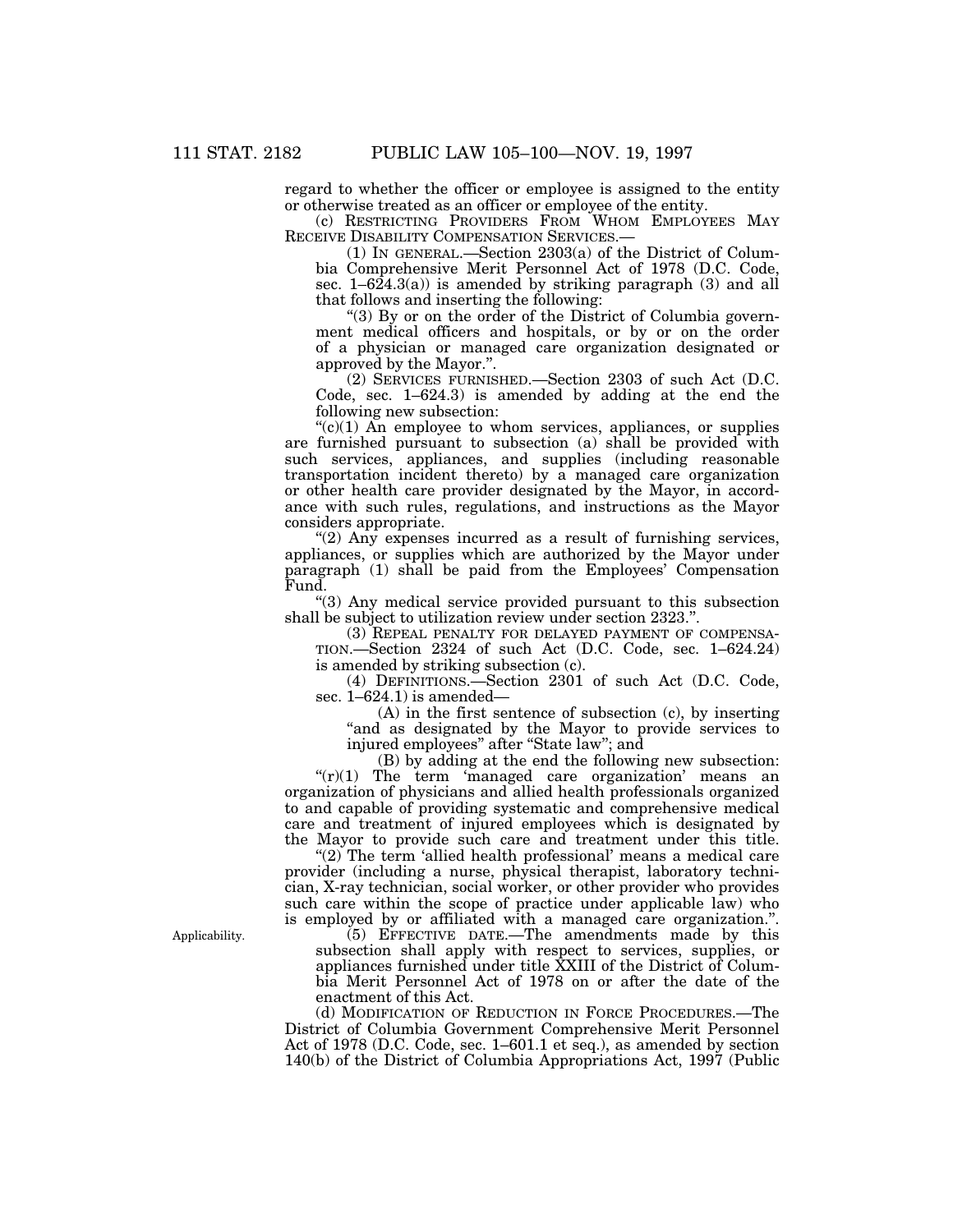regard to whether the officer or employee is assigned to the entity or otherwise treated as an officer or employee of the entity.

(c) RESTRICTING PROVIDERS FROM WHOM EMPLOYEES MAY RECEIVE DISABILITY COMPENSATION SERVICES.—

(1) IN GENERAL.—Section 2303(a) of the District of Columbia Comprehensive Merit Personnel Act of 1978 (D.C. Code, sec. 1–624.3(a)) is amended by striking paragraph (3) and all that follows and inserting the following:

"(3) By or on the order of the District of Columbia government medical officers and hospitals, or by or on the order of a physician or managed care organization designated or approved by the Mayor.".

(2) SERVICES FURNISHED.—Section 2303 of such Act (D.C. Code, sec. 1–624.3) is amended by adding at the end the following new subsection:

"(c)(1) An employee to whom services, appliances, or supplies are furnished pursuant to subsection (a) shall be provided with such services, appliances, and supplies (including reasonable transportation incident thereto) by a managed care organization or other health care provider designated by the Mayor, in accordance with such rules, regulations, and instructions as the Mayor considers appropriate.

"(2) Any expenses incurred as a result of furnishing services, appliances, or supplies which are authorized by the Mayor under paragraph (1) shall be paid from the Employees' Compensation Fund.

"(3) Any medical service provided pursuant to this subsection shall be subject to utilization review under section 2323.".

(3) REPEAL PENALTY FOR DELAYED PAYMENT OF COMPENSATION.—Section 2324 of such Act (D.C. Code, sec. 1–624.24) is amended by striking subsection (c).

(4) DEFINITIONS.—Section 2301 of such Act (D.C. Code, sec. 1–624.1) is amended—

(A) in the first sentence of subsection (c), by inserting "and as designated by the Mayor to provide services to injured employees" after "State law"; and

(B) by adding at the end the following new subsection:

"(r)(1) The term 'managed care organization' means an organization of physicians and allied health professionals organized to and capable of providing systematic and comprehensive medical care and treatment of injured employees which is designated by the Mayor to provide such care and treatment under this title.

"(2) The term 'allied health professional' means a medical care provider (including a nurse, physical therapist, laboratory technician, X-ray technician, social worker, or other provider who provides such care within the scope of practice under applicable law) who is employed by or affiliated with a managed care organization.".

Applicability.

(5) EFFECTIVE DATE.—The amendments made by this subsection shall apply with respect to services, supplies, or appliances furnished under title XXIII of the District of Columbia Merit Personnel Act of 1978 on or after the date of the enactment of this Act.

(d) MODIFICATION OF REDUCTION IN FORCE PROCEDURES.—The District of Columbia Government Comprehensive Merit Personnel Act of 1978 (D.C. Code, sec. 1–601.1 et seq.), as amended by section 140(b) of the District of Columbia Appropriations Act, 1997 (Public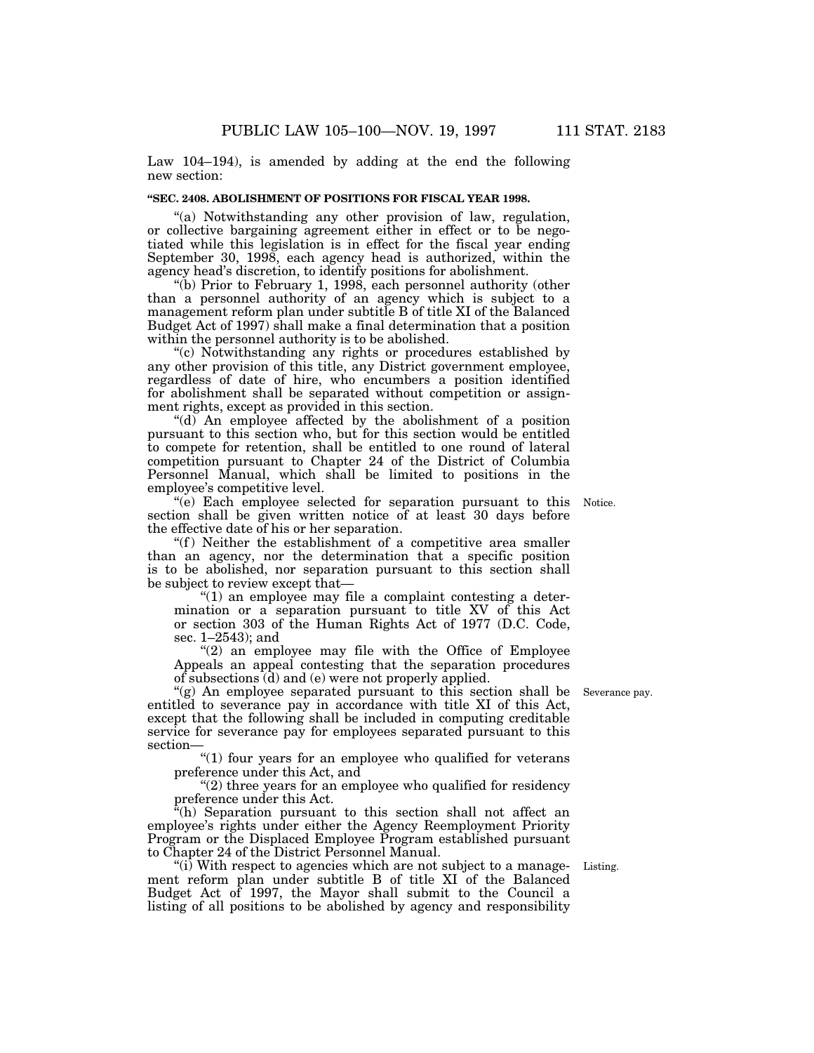Law 104–194), is amended by adding at the end the following new section:

**"SEC. 2408. ABOLISHMENT OF POSITIONS FOR FISCAL YEAR 1998.**

"(a) Notwithstanding any other provision of law, regulation, or collective bargaining agreement either in effect or to be negotiated while this legislation is in effect for the fiscal year ending September 30, 1998, each agency head is authorized, within the agency head's discretion, to identify positions for abolishment.

"(b) Prior to February 1, 1998, each personnel authority (other than a personnel authority of an agency which is subject to a management reform plan under subtitle B of title XI of the Balanced Budget Act of 1997) shall make a final determination that a position within the personnel authority is to be abolished.

"(c) Notwithstanding any rights or procedures established by any other provision of this title, any District government employee, regardless of date of hire, who encumbers a position identified for abolishment shall be separated without competition or assignment rights, except as provided in this section.

"(d) An employee affected by the abolishment of a position pursuant to this section who, but for this section would be entitled to compete for retention, shall be entitled to one round of lateral competition pursuant to Chapter 24 of the District of Columbia Personnel Manual, which shall be limited to positions in the employee's competitive level.

Notice.

"(e) Each employee selected for separation pursuant to this section shall be given written notice of at least 30 days before the effective date of his or her separation.

"(f) Neither the establishment of a competitive area smaller than an agency, nor the determination that a specific position is to be abolished, nor separation pursuant to this section shall be subject to review except that—

"(1) an employee may file a complaint contesting a determination or a separation pursuant to title XV of this Act or section 303 of the Human Rights Act of 1977 (D.C. Code, sec. 1–2543); and

"(2) an employee may file with the Office of Employee Appeals an appeal contesting that the separation procedures of subsections (d) and (e) were not properly applied.

Severance pay.

"(g) An employee separated pursuant to this section shall be entitled to severance pay in accordance with title XI of this Act, except that the following shall be included in computing creditable service for severance pay for employees separated pursuant to this section—

"(1) four years for an employee who qualified for veterans preference under this Act, and

"(2) three years for an employee who qualified for residency preference under this Act.

"(h) Separation pursuant to this section shall not affect an employee's rights under either the Agency Reemployment Priority Program or the Displaced Employee Program established pursuant to Chapter 24 of the District Personnel Manual.

Listing.

"(i) With respect to agencies which are not subject to a management reform plan under subtitle B of title XI of the Balanced Budget Act of 1997, the Mayor shall submit to the Council a listing of all positions to be abolished by agency and responsibility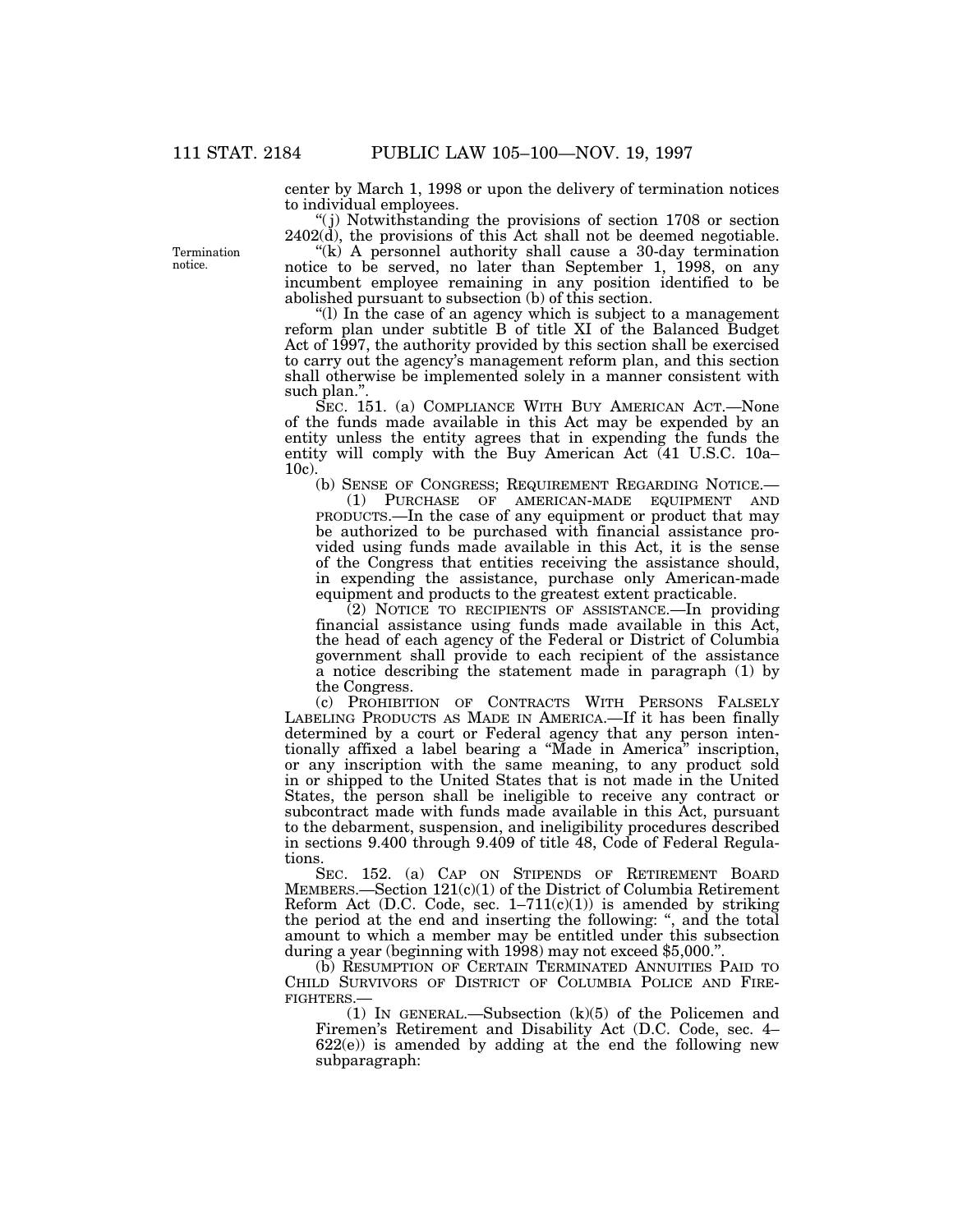center by March 1, 1998 or upon the delivery of termination notices to individual employees.

"(j) Notwithstanding the provisions of section 1708 or section 2402(d), the provisions of this Act shall not be deemed negotiable.

"(k) A personnel authority shall cause a 30-day termination notice to be served, no later than September 1, 1998, on any incumbent employee remaining in any position identified to be abolished pursuant to subsection (b) of this section.

"(l) In the case of an agency which is subject to a management reform plan under subtitle B of title XI of the Balanced Budget Act of 1997, the authority provided by this section shall be exercised to carry out the agency's management reform plan, and this section shall otherwise be implemented solely in a manner consistent with such plan.".

SEC. 151. (a) COMPLIANCE WITH BUY AMERICAN ACT.—None of the funds made available in this Act may be expended by an entity unless the entity agrees that in expending the funds the entity will comply with the Buy American Act (41 U.S.C. 10a–10c).

(b) SENSE OF CONGRESS; REQUIREMENT REGARDING NOTICE.—

(1) PURCHASE OF AMERICAN-MADE EQUIPMENT AND PRODUCTS.—In the case of any equipment or product that may be authorized to be purchased with financial assistance provided using funds made available in this Act, it is the sense of the Congress that entities receiving the assistance should, in expending the assistance, purchase only American-made equipment and products to the greatest extent practicable.

(2) NOTICE TO RECIPIENTS OF ASSISTANCE.—In providing financial assistance using funds made available in this Act, the head of each agency of the Federal or District of Columbia government shall provide to each recipient of the assistance a notice describing the statement made in paragraph (1) by the Congress.

(c) PROHIBITION OF CONTRACTS WITH PERSONS FALSELY LABELING PRODUCTS AS MADE IN AMERICA.—If it has been finally determined by a court or Federal agency that any person intentionally affixed a label bearing a "Made in America" inscription, or any inscription with the same meaning, to any product sold in or shipped to the United States that is not made in the United States, the person shall be ineligible to receive any contract or subcontract made with funds made available in this Act, pursuant to the debarment, suspension, and ineligibility procedures described in sections 9.400 through 9.409 of title 48, Code of Federal Regulations.

SEC. 152. (a) CAP ON STIPENDS OF RETIREMENT BOARD MEMBERS.—Section 121(c)(1) of the District of Columbia Retirement Reform Act (D.C. Code, sec. 1–711(c)(1)) is amended by striking the period at the end and inserting the following: ", and the total amount to which a member may be entitled under this subsection during a year (beginning with 1998) may not exceed $5,000.".

(b) RESUMPTION OF CERTAIN TERMINATED ANNUITIES PAID TO CHILD SURVIVORS OF DISTRICT OF COLUMBIA POLICE AND FIREFIGHTERS.—

(1) IN GENERAL.—Subsection (k)(5) of the Policemen and Firemen's Retirement and Disability Act (D.C. Code, sec. 4–622(e)) is amended by adding at the end the following new subparagraph: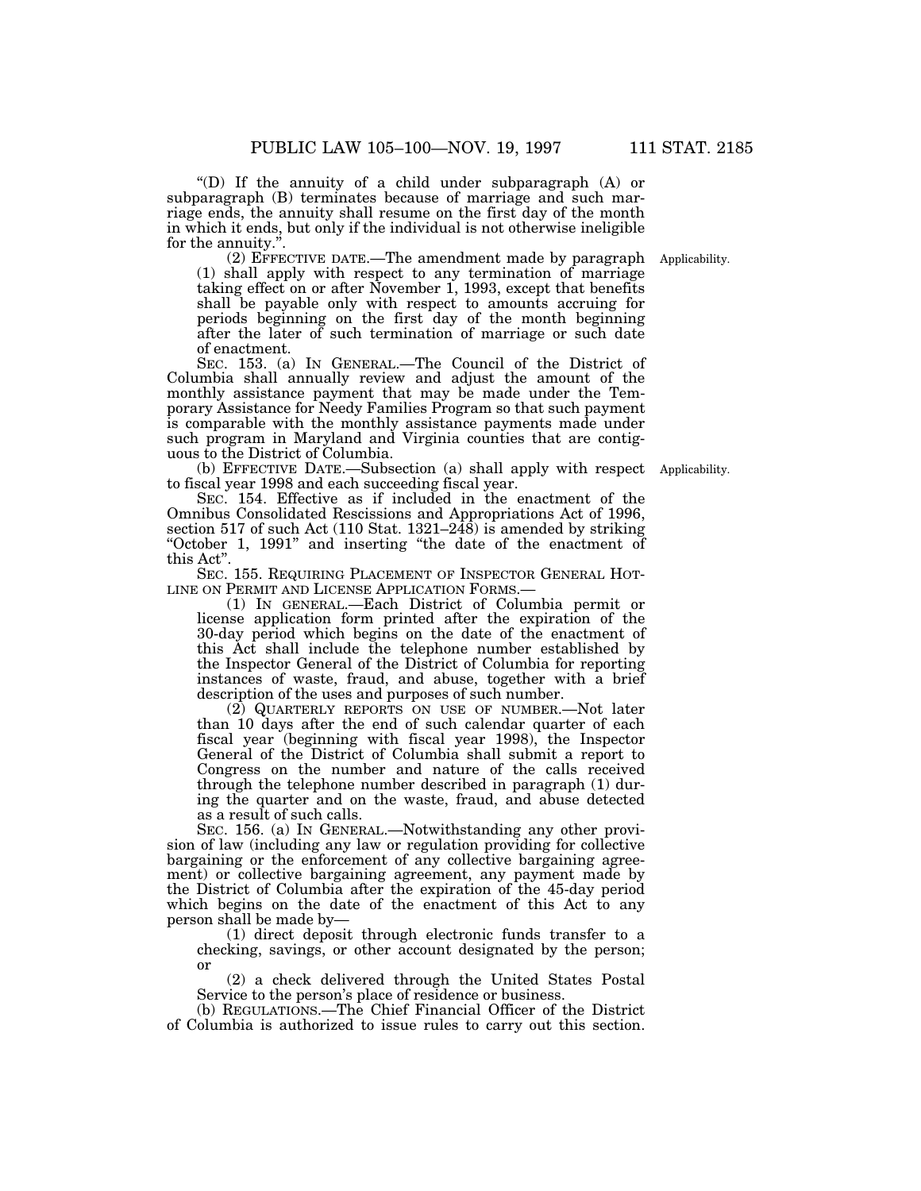"(D) If the annuity of a child under subparagraph (A) or subparagraph (B) terminates because of marriage and such marriage ends, the annuity shall resume on the first day of the month in which it ends, but only if the individual is not otherwise ineligible for the annuity.".

(2) EFFECTIVE DATE.—The amendment made by paragraph (1) shall apply with respect to any termination of marriage taking effect on or after November 1, 1993, except that benefits shall be payable only with respect to amounts accruing for periods beginning on the first day of the month beginning after the later of such termination of marriage or such date of enactment.

Applicability.

SEC. 153. (a) IN GENERAL.—The Council of the District of Columbia shall annually review and adjust the amount of the monthly assistance payment that may be made under the Temporary Assistance for Needy Families Program so that such payment is comparable with the monthly assistance payments made under such program in Maryland and Virginia counties that are contiguous to the District of Columbia.

(b) EFFECTIVE DATE.—Subsection (a) shall apply with respect to fiscal year 1998 and each succeeding fiscal year.

Applicability.

SEC. 154. Effective as if included in the enactment of the Omnibus Consolidated Rescissions and Appropriations Act of 1996, section 517 of such Act (110 Stat. 1321–248) is amended by striking "October 1, 1991" and inserting "the date of the enactment of this Act".

SEC. 155. REQUIRING PLACEMENT OF INSPECTOR GENERAL HOTLINE ON PERMIT AND LICENSE APPLICATION FORMS.—

(1) IN GENERAL.—Each District of Columbia permit or license application form printed after the expiration of the 30-day period which begins on the date of the enactment of this Act shall include the telephone number established by the Inspector General of the District of Columbia for reporting instances of waste, fraud, and abuse, together with a brief description of the uses and purposes of such number.

(2) QUARTERLY REPORTS ON USE OF NUMBER.—Not later than 10 days after the end of such calendar quarter of each fiscal year (beginning with fiscal year 1998), the Inspector General of the District of Columbia shall submit a report to Congress on the number and nature of the calls received through the telephone number described in paragraph (1) during the quarter and on the waste, fraud, and abuse detected as a result of such calls.

SEC. 156. (a) IN GENERAL.—Notwithstanding any other provision of law (including any law or regulation providing for collective bargaining or the enforcement of any collective bargaining agreement) or collective bargaining agreement, any payment made by the District of Columbia after the expiration of the 45-day period which begins on the date of the enactment of this Act to any person shall be made by—

(1) direct deposit through electronic funds transfer to a checking, savings, or other account designated by the person; or

(2) a check delivered through the United States Postal Service to the person's place of residence or business.

(b) REGULATIONS.—The Chief Financial Officer of the District of Columbia is authorized to issue rules to carry out this section.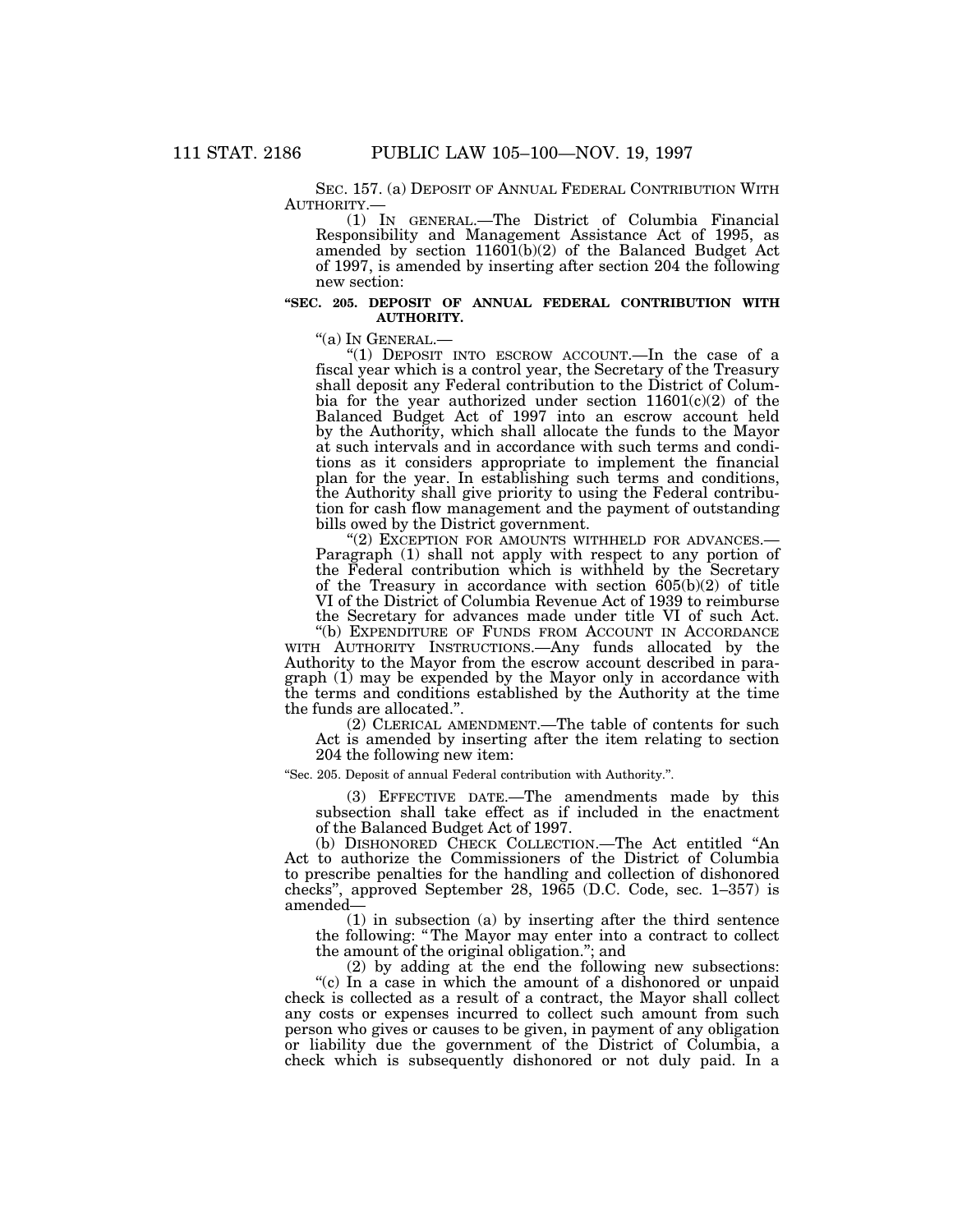SEC. 157. (a) DEPOSIT OF ANNUAL FEDERAL CONTRIBUTION WITH AUTHORITY.—

(1) IN GENERAL.—The District of Columbia Financial Responsibility and Management Assistance Act of 1995, as amended by section 11601(b)(2) of the Balanced Budget Act of 1997, is amended by inserting after section 204 the following new section:

**"SEC. 205. DEPOSIT OF ANNUAL FEDERAL CONTRIBUTION WITH AUTHORITY.**

"(a) IN GENERAL.—

"(1) DEPOSIT INTO ESCROW ACCOUNT.—In the case of a fiscal year which is a control year, the Secretary of the Treasury shall deposit any Federal contribution to the District of Columbia for the year authorized under section 11601(c)(2) of the Balanced Budget Act of 1997 into an escrow account held by the Authority, which shall allocate the funds to the Mayor at such intervals and in accordance with such terms and conditions as it considers appropriate to implement the financial plan for the year. In establishing such terms and conditions, the Authority shall give priority to using the Federal contribution for cash flow management and the payment of outstanding bills owed by the District government.

"(2) EXCEPTION FOR AMOUNTS WITHHELD FOR ADVANCES.—Paragraph (1) shall not apply with respect to any portion of the Federal contribution which is withheld by the Secretary of the Treasury in accordance with section 605(b)(2) of title VI of the District of Columbia Revenue Act of 1939 to reimburse the Secretary for advances made under title VI of such Act.

"(b) EXPENDITURE OF FUNDS FROM ACCOUNT IN ACCORDANCE WITH AUTHORITY INSTRUCTIONS.—Any funds allocated by the Authority to the Mayor from the escrow account described in paragraph (1) may be expended by the Mayor only in accordance with the terms and conditions established by the Authority at the time the funds are allocated.".

(2) CLERICAL AMENDMENT.—The table of contents for such Act is amended by inserting after the item relating to section 204 the following new item:

"Sec. 205. Deposit of annual Federal contribution with Authority.".

(3) EFFECTIVE DATE.—The amendments made by this subsection shall take effect as if included in the enactment of the Balanced Budget Act of 1997.

(b) DISHONORED CHECK COLLECTION.—The Act entitled "An Act to authorize the Commissioners of the District of Columbia to prescribe penalties for the handling and collection of dishonored checks", approved September 28, 1965 (D.C. Code, sec. 1–357) is amended—

(1) in subsection (a) by inserting after the third sentence the following: "The Mayor may enter into a contract to collect the amount of the original obligation."; and

(2) by adding at the end the following new subsections:

"(c) In a case in which the amount of a dishonored or unpaid check is collected as a result of a contract, the Mayor shall collect any costs or expenses incurred to collect such amount from such person who gives or causes to be given, in payment of any obligation or liability due the government of the District of Columbia, a check which is subsequently dishonored or not duly paid. In a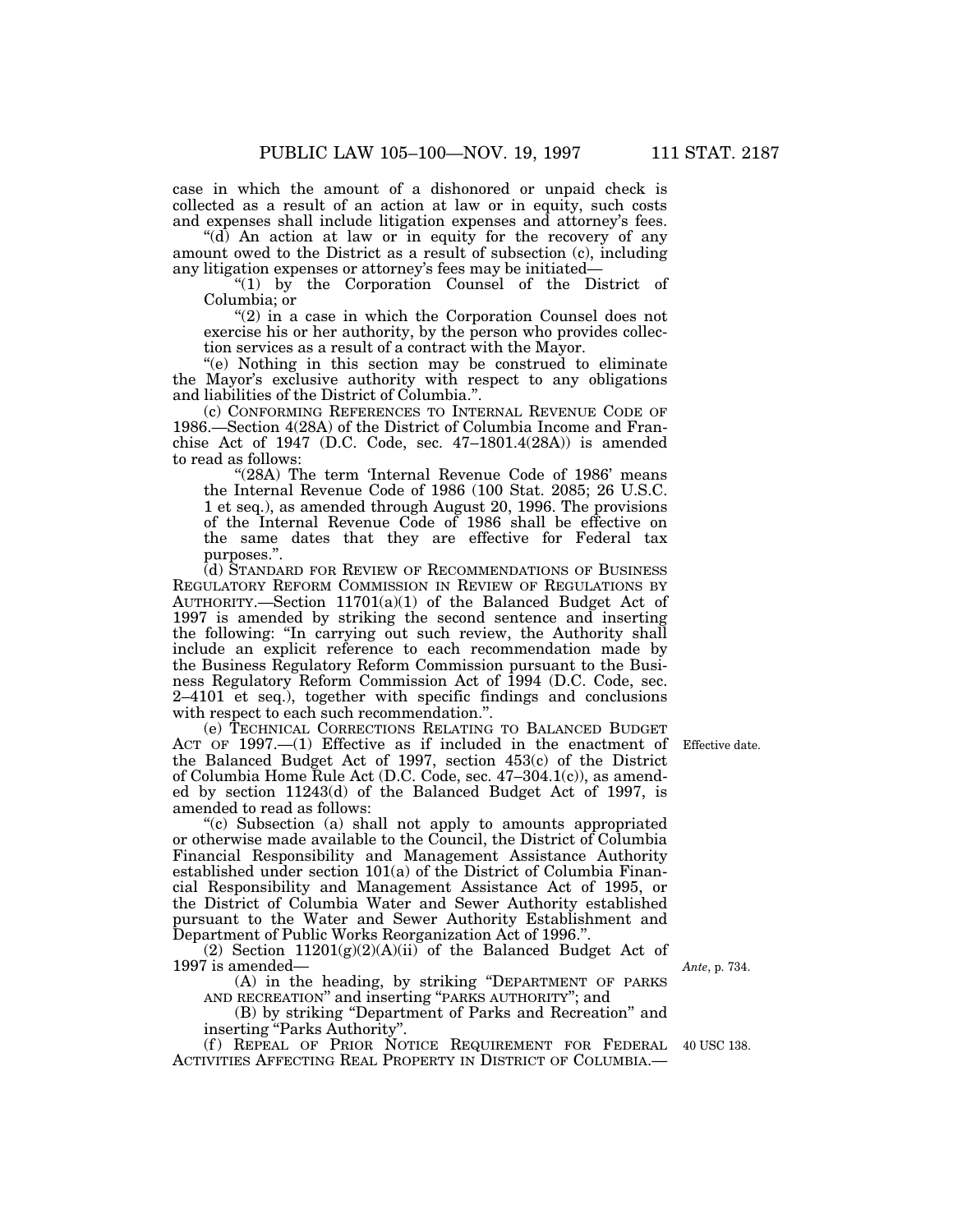case in which the amount of a dishonored or unpaid check is collected as a result of an action at law or in equity, such costs and expenses shall include litigation expenses and attorney's fees.

"(d) An action at law or in equity for the recovery of any amount owed to the District as a result of subsection (c), including any litigation expenses or attorney's fees may be initiated—

"(1) by the Corporation Counsel of the District of Columbia; or

"(2) in a case in which the Corporation Counsel does not exercise his or her authority, by the person who provides collection services as a result of a contract with the Mayor.

"(e) Nothing in this section may be construed to eliminate the Mayor's exclusive authority with respect to any obligations and liabilities of the District of Columbia.".

(c) CONFORMING REFERENCES TO INTERNAL REVENUE CODE OF 1986.—Section 4(28A) of the District of Columbia Income and Franchise Act of 1947 (D.C. Code, sec. 47–1801.4(28A)) is amended to read as follows:

"(28A) The term 'Internal Revenue Code of 1986' means the Internal Revenue Code of 1986 (100 Stat. 2085; 26 U.S.C. 1 et seq.), as amended through August 20, 1996. The provisions of the Internal Revenue Code of 1986 shall be effective on the same dates that they are effective for Federal tax purposes.".

(d) STANDARD FOR REVIEW OF RECOMMENDATIONS OF BUSINESS REGULATORY REFORM COMMISSION IN REVIEW OF REGULATIONS BY AUTHORITY.—Section 11701(a)(1) of the Balanced Budget Act of 1997 is amended by striking the second sentence and inserting the following: "In carrying out such review, the Authority shall include an explicit reference to each recommendation made by the Business Regulatory Reform Commission pursuant to the Business Regulatory Reform Commission Act of 1994 (D.C. Code, sec. 2–4101 et seq.), together with specific findings and conclusions with respect to each such recommendation.".

(e) TECHNICAL CORRECTIONS RELATING TO BALANCED BUDGET ACT OF 1997.—(1) Effective as if included in the enactment of the Balanced Budget Act of 1997, section 453(c) of the District of Columbia Home Rule Act (D.C. Code, sec. 47–304.1(c)), as amended by section 11243(d) of the Balanced Budget Act of 1997, is amended to read as follows:

Effective date.

"(c) Subsection (a) shall not apply to amounts appropriated or otherwise made available to the Council, the District of Columbia Financial Responsibility and Management Assistance Authority established under section 101(a) of the District of Columbia Financial Responsibility and Management Assistance Act of 1995, or the District of Columbia Water and Sewer Authority established pursuant to the Water and Sewer Authority Establishment and Department of Public Works Reorganization Act of 1996.".

(2) Section 11201(g)(2)(A)(ii) of the Balanced Budget Act of 1997 is amended—

*Ante*, p. 734.

(A) in the heading, by striking "DEPARTMENT OF PARKS AND RECREATION" and inserting "PARKS AUTHORITY"; and

(B) by striking "Department of Parks and Recreation" and inserting "Parks Authority".

(f) REPEAL OF PRIOR NOTICE REQUIREMENT FOR FEDERAL ACTIVITIES AFFECTING REAL PROPERTY IN DISTRICT OF COLUMBIA.—

40 USC 138.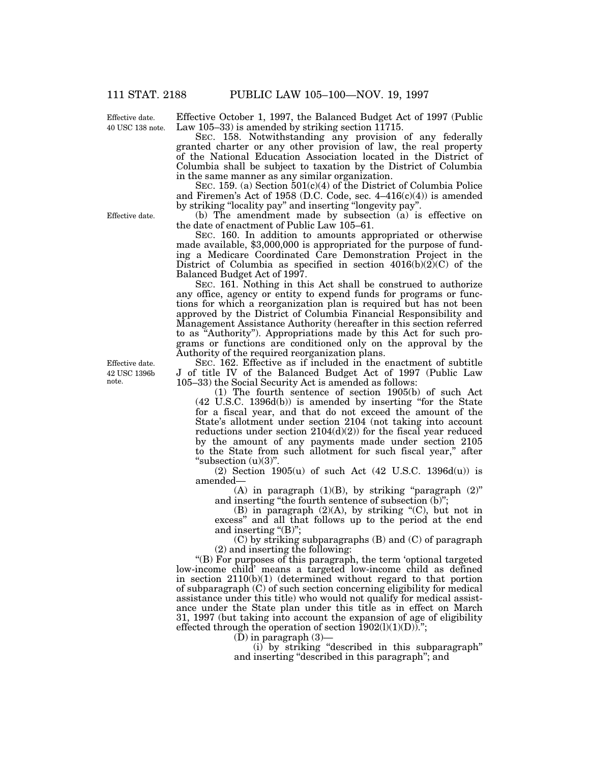Effective date.
40 USC 138 note.

Effective October 1, 1997, the Balanced Budget Act of 1997 (Public Law 105–33) is amended by striking section 11715.

SEC. 158. Notwithstanding any provision of any federally granted charter or any other provision of law, the real property of the National Education Association located in the District of Columbia shall be subject to taxation by the District of Columbia in the same manner as any similar organization.

SEC. 159. (a) Section 501(c)(4) of the District of Columbia Police and Firemen's Act of 1958 (D.C. Code, sec. 4–416(c)(4)) is amended by striking "locality pay" and inserting "longevity pay".

Effective date.

(b) The amendment made by subsection (a) is effective on the date of enactment of Public Law 105–61.

SEC. 160. In addition to amounts appropriated or otherwise made available, $3,000,000 is appropriated for the purpose of funding a Medicare Coordinated Care Demonstration Project in the District of Columbia as specified in section 4016(b)(2)(C) of the Balanced Budget Act of 1997.

SEC. 161. Nothing in this Act shall be construed to authorize any office, agency or entity to expend funds for programs or functions for which a reorganization plan is required but has not been approved by the District of Columbia Financial Responsibility and Management Assistance Authority (hereafter in this section referred to as "Authority"). Appropriations made by this Act for such programs or functions are conditioned only on the approval by the Authority of the required reorganization plans.

Effective date.
42 USC 1396b note.

SEC. 162. Effective as if included in the enactment of subtitle J of title IV of the Balanced Budget Act of 1997 (Public Law 105–33) the Social Security Act is amended as follows:

(1) The fourth sentence of section 1905(b) of such Act (42 U.S.C. 1396d(b)) is amended by inserting "for the State for a fiscal year, and that do not exceed the amount of the State's allotment under section 2104 (not taking into account reductions under section 2104(d)(2)) for the fiscal year reduced by the amount of any payments made under section 2105 to the State from such allotment for such fiscal year," after "subsection (u)(3)".

(2) Section 1905(u) of such Act (42 U.S.C. 1396d(u)) is amended—

(A) in paragraph (1)(B), by striking "paragraph (2)" and inserting "the fourth sentence of subsection (b)";

(B) in paragraph (2)(A), by striking "(C), but not in excess" and all that follows up to the period at the end and inserting "(B)";

(C) by striking subparagraphs (B) and (C) of paragraph (2) and inserting the following:

"(B) For purposes of this paragraph, the term 'optional targeted low-income child' means a targeted low-income child as defined in section 2110(b)(1) (determined without regard to that portion of subparagraph (C) of such section concerning eligibility for medical assistance under this title) who would not qualify for medical assistance under the State plan under this title as in effect on March 31, 1997 (but taking into account the expansion of age of eligibility effected through the operation of section 1902(l)(1)(D)).";

(D) in paragraph (3)—

(i) by striking "described in this subparagraph" and inserting "described in this paragraph"; and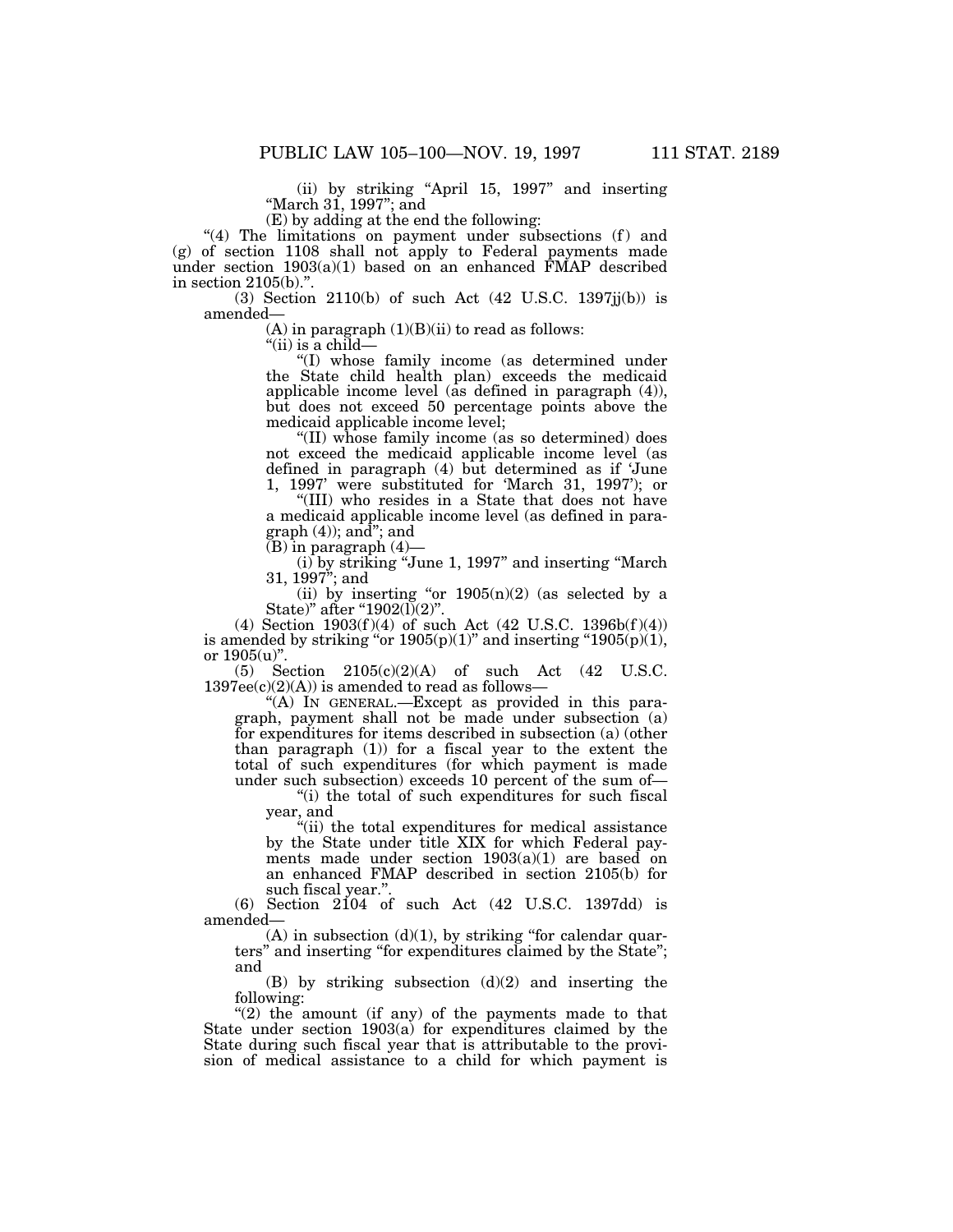(ii) by striking "April 15, 1997" and inserting "March 31, 1997"; and

(E) by adding at the end the following:

"(4) The limitations on payment under subsections (f) and (g) of section 1108 shall not apply to Federal payments made under section 1903(a)(1) based on an enhanced FMAP described in section 2105(b).".

(3) Section 2110(b) of such Act (42 U.S.C. 1397jj(b)) is amended—

(A) in paragraph (1)(B)(ii) to read as follows:

"(ii) is a child—

"(I) whose family income (as determined under the State child health plan) exceeds the medicaid applicable income level (as defined in paragraph (4)), but does not exceed 50 percentage points above the medicaid applicable income level;

"(II) whose family income (as so determined) does not exceed the medicaid applicable income level (as defined in paragraph (4) but determined as if 'June 1, 1997' were substituted for 'March 31, 1997'); or

"(III) who resides in a State that does not have a medicaid applicable income level (as defined in paragraph (4)); and"; and

(B) in paragraph (4)—

(i) by striking "June 1, 1997" and inserting "March 31, 1997"; and

(ii) by inserting "or 1905(n)(2) (as selected by a State)" after "1902(l)(2)".

(4) Section 1903(f)(4) of such Act (42 U.S.C. 1396b(f)(4)) is amended by striking "or 1905(p)(1)" and inserting "1905(p)(1), or 1905(u)".

(5) Section 2105(c)(2)(A) of such Act (42 U.S.C. 1397ee(c)(2)(A)) is amended to read as follows—

"(A) IN GENERAL.—Except as provided in this paragraph, payment shall not be made under subsection (a) for expenditures for items described in subsection (a) (other than paragraph (1)) for a fiscal year to the extent the total of such expenditures (for which payment is made under such subsection) exceeds 10 percent of the sum of—

"(i) the total of such expenditures for such fiscal year, and

"(ii) the total expenditures for medical assistance by the State under title XIX for which Federal payments made under section 1903(a)(1) are based on an enhanced FMAP described in section 2105(b) for such fiscal year.".

(6) Section 2104 of such Act (42 U.S.C. 1397dd) is amended—

(A) in subsection (d)(1), by striking "for calendar quarters" and inserting "for expenditures claimed by the State"; and

(B) by striking subsection (d)(2) and inserting the following:

"(2) the amount (if any) of the payments made to that State under section 1903(a) for expenditures claimed by the State during such fiscal year that is attributable to the provision of medical assistance to a child for which payment is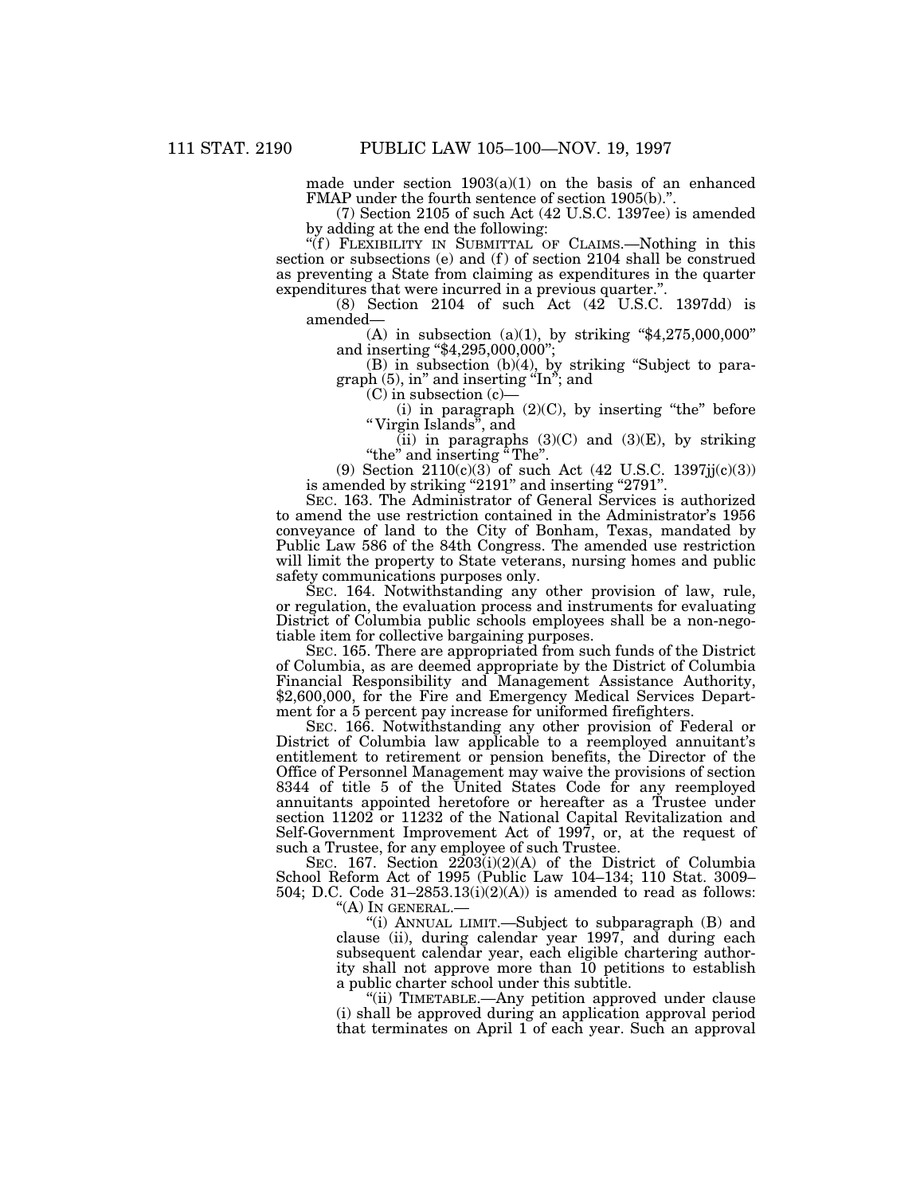made under section 1903(a)(1) on the basis of an enhanced FMAP under the fourth sentence of section 1905(b).".

(7) Section 2105 of such Act (42 U.S.C. 1397ee) is amended by adding at the end the following:

"(f) FLEXIBILITY IN SUBMITTAL OF CLAIMS.—Nothing in this section or subsections (e) and (f) of section 2104 shall be construed as preventing a State from claiming as expenditures in the quarter expenditures that were incurred in a previous quarter.".

(8) Section 2104 of such Act (42 U.S.C. 1397dd) is amended—

(A) in subsection (a)(1), by striking "$4,275,000,000" and inserting "$4,295,000,000";

(B) in subsection (b)(4), by striking "Subject to paragraph (5), in" and inserting "In"; and

(C) in subsection (c)—

(i) in paragraph (2)(C), by inserting "the" before "Virgin Islands", and

(ii) in paragraphs (3)(C) and (3)(E), by striking "the" and inserting "The".

(9) Section 2110(c)(3) of such Act (42 U.S.C. 1397jj(c)(3)) is amended by striking "2191" and inserting "2791".

SEC. 163. The Administrator of General Services is authorized to amend the use restriction contained in the Administrator's 1956 conveyance of land to the City of Bonham, Texas, mandated by Public Law 586 of the 84th Congress. The amended use restriction will limit the property to State veterans, nursing homes and public safety communications purposes only.

SEC. 164. Notwithstanding any other provision of law, rule, or regulation, the evaluation process and instruments for evaluating District of Columbia public schools employees shall be a non-negotiable item for collective bargaining purposes.

SEC. 165. There are appropriated from such funds of the District of Columbia, as are deemed appropriate by the District of Columbia Financial Responsibility and Management Assistance Authority, $2,600,000, for the Fire and Emergency Medical Services Department for a 5 percent pay increase for uniformed firefighters.

SEC. 166. Notwithstanding any other provision of Federal or District of Columbia law applicable to a reemployed annuitant's entitlement to retirement or pension benefits, the Director of the Office of Personnel Management may waive the provisions of section 8344 of title 5 of the United States Code for any reemployed annuitants appointed heretofore or hereafter as a Trustee under section 11202 or 11232 of the National Capital Revitalization and Self-Government Improvement Act of 1997, or, at the request of such a Trustee, for any employee of such Trustee.

SEC. 167. Section 2203(i)(2)(A) of the District of Columbia School Reform Act of 1995 (Public Law 104–134; 110 Stat. 3009–504; D.C. Code 31–2853.13(i)(2)(A)) is amended to read as follows:

"(A) IN GENERAL.—

"(i) ANNUAL LIMIT.—Subject to subparagraph (B) and clause (ii), during calendar year 1997, and during each subsequent calendar year, each eligible chartering authority shall not approve more than 10 petitions to establish a public charter school under this subtitle.

"(ii) TIMETABLE.—Any petition approved under clause (i) shall be approved during an application approval period that terminates on April 1 of each year. Such an approval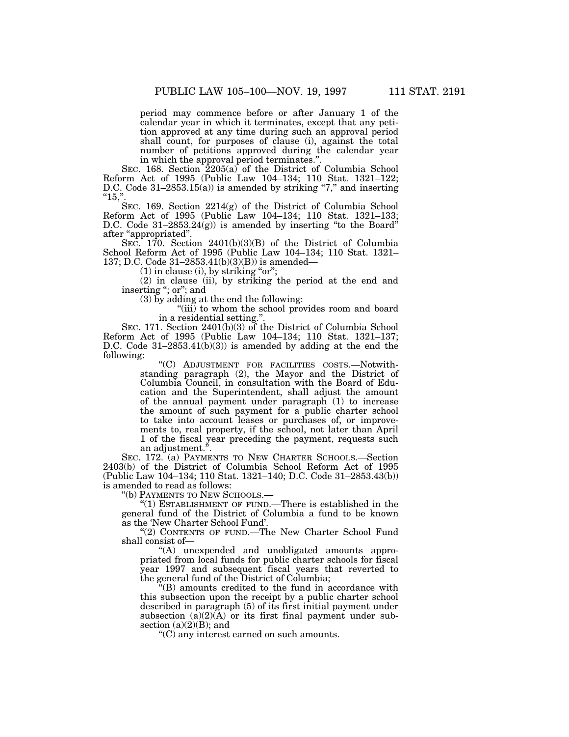period may commence before or after January 1 of the calendar year in which it terminates, except that any petition approved at any time during such an approval period shall count, for purposes of clause (i), against the total number of petitions approved during the calendar year in which the approval period terminates.".

SEC. 168. Section 2205(a) of the District of Columbia School Reform Act of 1995 (Public Law 104–134; 110 Stat. 1321–122; D.C. Code 31–2853.15(a)) is amended by striking "7," and inserting "15,".

SEC. 169. Section 2214(g) of the District of Columbia School Reform Act of 1995 (Public Law 104–134; 110 Stat. 1321–133; D.C. Code 31–2853.24(g)) is amended by inserting "to the Board" after "appropriated".

SEC. 170. Section 2401(b)(3)(B) of the District of Columbia School Reform Act of 1995 (Public Law 104–134; 110 Stat. 1321–137; D.C. Code 31–2853.41(b)(3)(B)) is amended—

(1) in clause (i), by striking "or";

(2) in clause (ii), by striking the period at the end and inserting "; or"; and

(3) by adding at the end the following:

"(iii) to whom the school provides room and board in a residential setting.".

SEC. 171. Section 2401(b)(3) of the District of Columbia School Reform Act of 1995 (Public Law 104–134; 110 Stat. 1321–137; D.C. Code 31–2853.41(b)(3)) is amended by adding at the end the following:

"(C) ADJUSTMENT FOR FACILITIES COSTS.—Notwithstanding paragraph (2), the Mayor and the District of Columbia Council, in consultation with the Board of Education and the Superintendent, shall adjust the amount of the annual payment under paragraph (1) to increase the amount of such payment for a public charter school to take into account leases or purchases of, or improvements to, real property, if the school, not later than April 1 of the fiscal year preceding the payment, requests such an adjustment.".

SEC. 172. (a) PAYMENTS TO NEW CHARTER SCHOOLS.—Section 2403(b) of the District of Columbia School Reform Act of 1995 (Public Law 104–134; 110 Stat. 1321–140; D.C. Code 31–2853.43(b)) is amended to read as follows:

"(b) PAYMENTS TO NEW SCHOOLS.—

"(1) ESTABLISHMENT OF FUND.—There is established in the general fund of the District of Columbia a fund to be known as the 'New Charter School Fund'.

"(2) CONTENTS OF FUND.—The New Charter School Fund shall consist of—

"(A) unexpended and unobligated amounts appropriated from local funds for public charter schools for fiscal year 1997 and subsequent fiscal years that reverted to the general fund of the District of Columbia;

"(B) amounts credited to the fund in accordance with this subsection upon the receipt by a public charter school described in paragraph (5) of its first initial payment under subsection (a)(2)(A) or its first final payment under subsection (a)(2)(B); and

"(C) any interest earned on such amounts.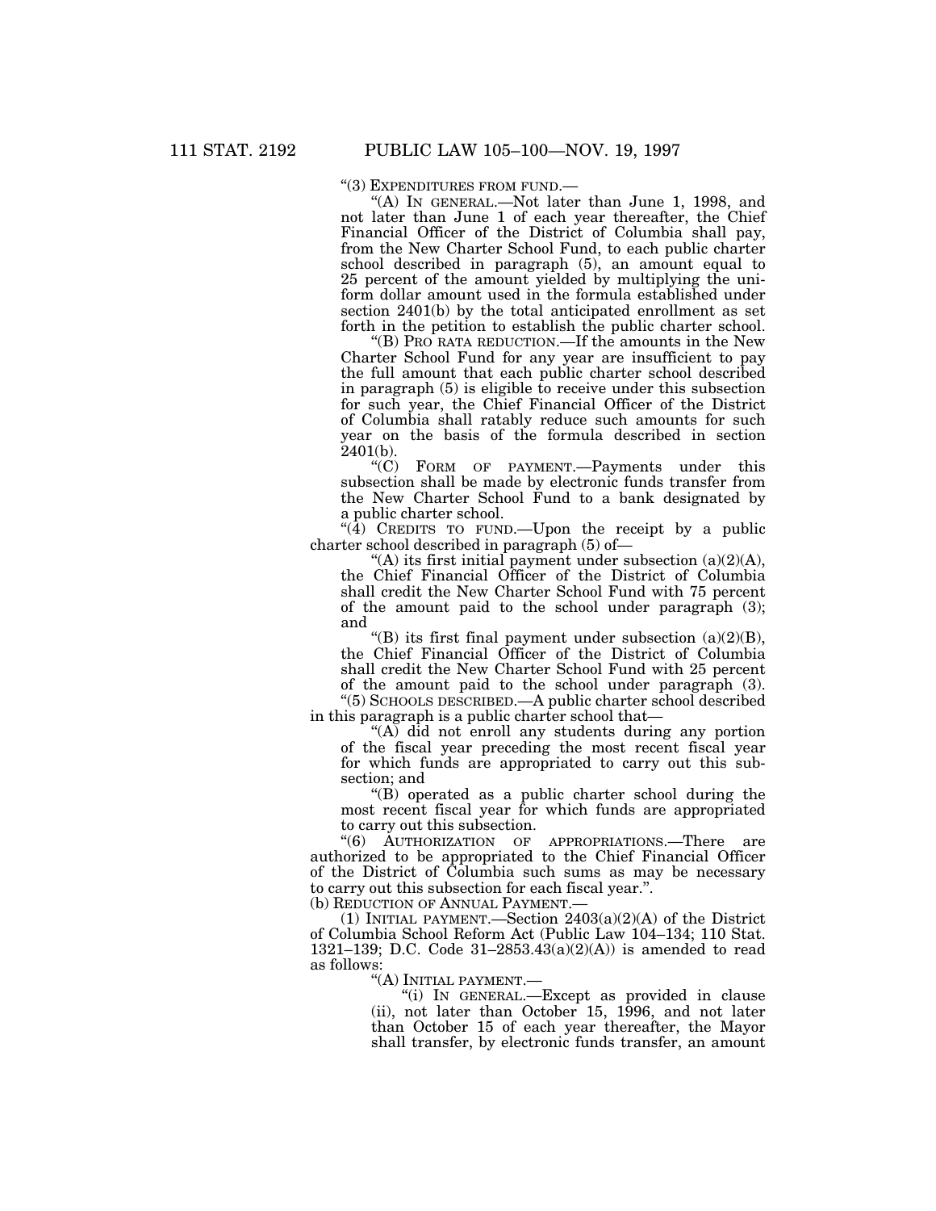"(3) EXPENDITURES FROM FUND.—

"(A) IN GENERAL.—Not later than June 1, 1998, and not later than June 1 of each year thereafter, the Chief Financial Officer of the District of Columbia shall pay, from the New Charter School Fund, to each public charter school described in paragraph (5), an amount equal to 25 percent of the amount yielded by multiplying the uniform dollar amount used in the formula established under section 2401(b) by the total anticipated enrollment as set forth in the petition to establish the public charter school.

"(B) PRO RATA REDUCTION.—If the amounts in the New Charter School Fund for any year are insufficient to pay the full amount that each public charter school described in paragraph (5) is eligible to receive under this subsection for such year, the Chief Financial Officer of the District of Columbia shall ratably reduce such amounts for such year on the basis of the formula described in section 2401(b).

"(C) FORM OF PAYMENT.—Payments under this subsection shall be made by electronic funds transfer from the New Charter School Fund to a bank designated by a public charter school.

"(4) CREDITS TO FUND.—Upon the receipt by a public charter school described in paragraph (5) of—

"(A) its first initial payment under subsection (a)(2)(A), the Chief Financial Officer of the District of Columbia shall credit the New Charter School Fund with 75 percent of the amount paid to the school under paragraph (3); and

"(B) its first final payment under subsection (a)(2)(B), the Chief Financial Officer of the District of Columbia shall credit the New Charter School Fund with 25 percent of the amount paid to the school under paragraph (3).

"(5) SCHOOLS DESCRIBED.—A public charter school described in this paragraph is a public charter school that—

"(A) did not enroll any students during any portion of the fiscal year preceding the most recent fiscal year for which funds are appropriated to carry out this subsection; and

"(B) operated as a public charter school during the most recent fiscal year for which funds are appropriated to carry out this subsection.

"(6) AUTHORIZATION OF APPROPRIATIONS.—There are authorized to be appropriated to the Chief Financial Officer of the District of Columbia such sums as may be necessary to carry out this subsection for each fiscal year.".

(b) REDUCTION OF ANNUAL PAYMENT.—

(1) INITIAL PAYMENT.—Section 2403(a)(2)(A) of the District of Columbia School Reform Act (Public Law 104–134; 110 Stat. 1321–139; D.C. Code 31–2853.43(a)(2)(A)) is amended to read as follows:

"(A) INITIAL PAYMENT.—

"(i) IN GENERAL.—Except as provided in clause (ii), not later than October 15, 1996, and not later than October 15 of each year thereafter, the Mayor shall transfer, by electronic funds transfer, an amount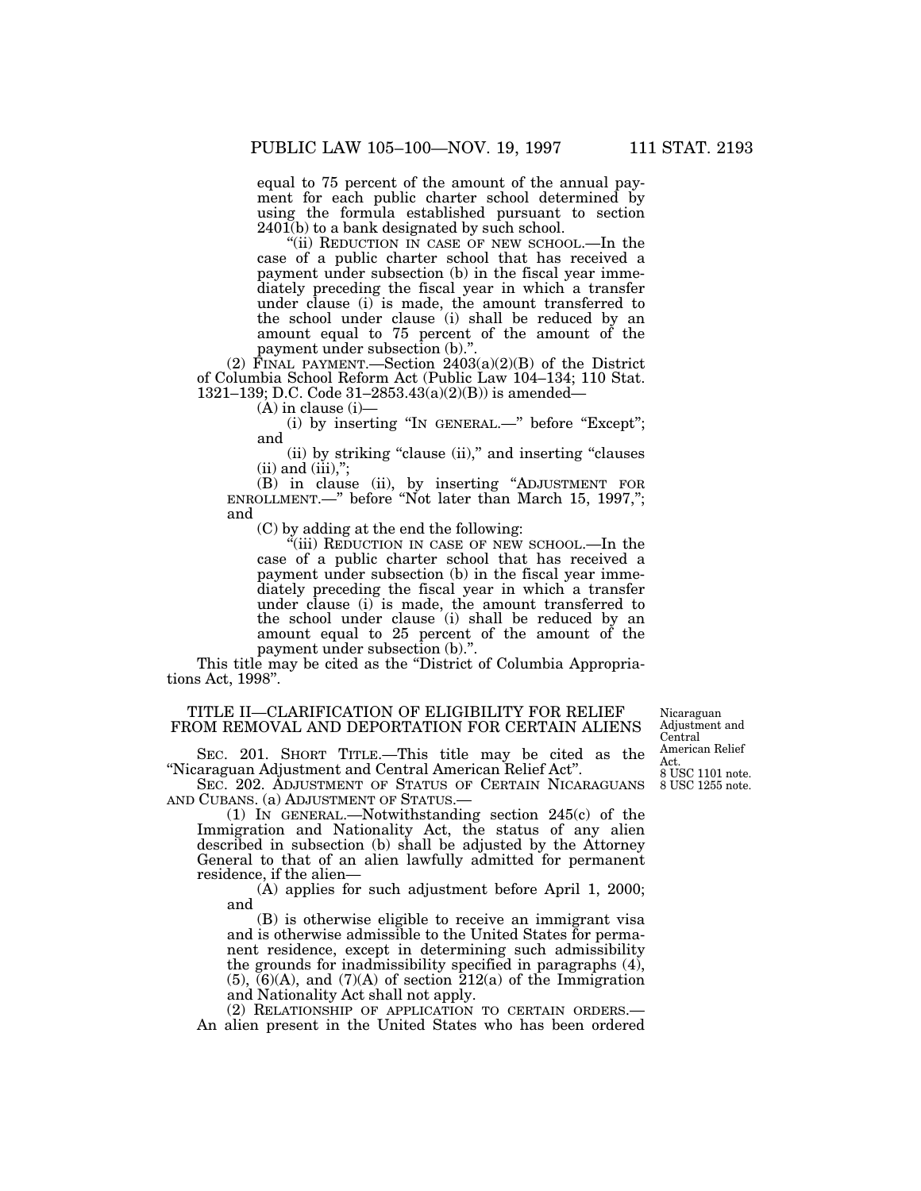equal to 75 percent of the amount of the annual payment for each public charter school determined by using the formula established pursuant to section 2401(b) to a bank designated by such school.

"(ii) REDUCTION IN CASE OF NEW SCHOOL.—In the case of a public charter school that has received a payment under subsection (b) in the fiscal year immediately preceding the fiscal year in which a transfer under clause (i) is made, the amount transferred to the school under clause (i) shall be reduced by an amount equal to 75 percent of the amount of the payment under subsection (b).".

(2) FINAL PAYMENT.—Section 2403(a)(2)(B) of the District of Columbia School Reform Act (Public Law 104–134; 110 Stat. 1321–139; D.C. Code 31–2853.43(a)(2)(B)) is amended—

(A) in clause (i)—

(i) by inserting "IN GENERAL.—" before "Except"; and

(ii) by striking "clause (ii)," and inserting "clauses (ii) and (iii),";

(B) in clause (ii), by inserting "ADJUSTMENT FOR ENROLLMENT.—" before "Not later than March 15, 1997,"; and

(C) by adding at the end the following:

"(iii) REDUCTION IN CASE OF NEW SCHOOL.—In the case of a public charter school that has received a payment under subsection (b) in the fiscal year immediately preceding the fiscal year in which a transfer under clause (i) is made, the amount transferred to the school under clause (i) shall be reduced by an amount equal to 25 percent of the amount of the payment under subsection (b).".

This title may be cited as the "District of Columbia Appropriations Act, 1998".

## TITLE II—CLARIFICATION OF ELIGIBILITY FOR RELIEF FROM REMOVAL AND DEPORTATION FOR CERTAIN ALIENS

Nicaraguan Adjustment and Central American Relief Act.
8 USC 1101 note.
8 USC 1255 note.

SEC. 201. SHORT TITLE.—This title may be cited as the "Nicaraguan Adjustment and Central American Relief Act".

SEC. 202. ADJUSTMENT OF STATUS OF CERTAIN NICARAGUANS AND CUBANS. (a) ADJUSTMENT OF STATUS.—

(1) IN GENERAL.—Notwithstanding section 245(c) of the Immigration and Nationality Act, the status of any alien described in subsection (b) shall be adjusted by the Attorney General to that of an alien lawfully admitted for permanent residence, if the alien—

(A) applies for such adjustment before April 1, 2000; and

(B) is otherwise eligible to receive an immigrant visa and is otherwise admissible to the United States for permanent residence, except in determining such admissibility the grounds for inadmissibility specified in paragraphs (4), (5), (6)(A), and (7)(A) of section 212(a) of the Immigration and Nationality Act shall not apply.

(2) RELATIONSHIP OF APPLICATION TO CERTAIN ORDERS.— An alien present in the United States who has been ordered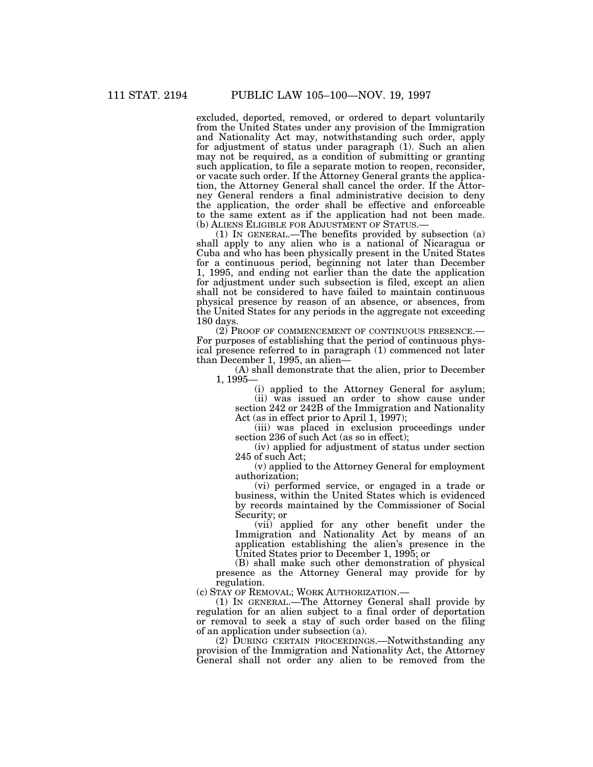excluded, deported, removed, or ordered to depart voluntarily from the United States under any provision of the Immigration and Nationality Act may, notwithstanding such order, apply for adjustment of status under paragraph (1). Such an alien may not be required, as a condition of submitting or granting such application, to file a separate motion to reopen, reconsider, or vacate such order. If the Attorney General grants the application, the Attorney General shall cancel the order. If the Attorney General renders a final administrative decision to deny the application, the order shall be effective and enforceable to the same extent as if the application had not been made.

(b) ALIENS ELIGIBLE FOR ADJUSTMENT OF STATUS.—

(1) IN GENERAL.—The benefits provided by subsection (a) shall apply to any alien who is a national of Nicaragua or Cuba and who has been physically present in the United States for a continuous period, beginning not later than December 1, 1995, and ending not earlier than the date the application for adjustment under such subsection is filed, except an alien shall not be considered to have failed to maintain continuous physical presence by reason of an absence, or absences, from the United States for any periods in the aggregate not exceeding 180 days.

(2) PROOF OF COMMENCEMENT OF CONTINUOUS PRESENCE.—For purposes of establishing that the period of continuous physical presence referred to in paragraph (1) commenced not later than December 1, 1995, an alien—

(A) shall demonstrate that the alien, prior to December 1, 1995—

(i) applied to the Attorney General for asylum;

(ii) was issued an order to show cause under section 242 or 242B of the Immigration and Nationality Act (as in effect prior to April 1, 1997);

(iii) was placed in exclusion proceedings under section 236 of such Act (as so in effect);

(iv) applied for adjustment of status under section 245 of such Act;

(v) applied to the Attorney General for employment authorization;

(vi) performed service, or engaged in a trade or business, within the United States which is evidenced by records maintained by the Commissioner of Social Security; or

(vii) applied for any other benefit under the Immigration and Nationality Act by means of an application establishing the alien's presence in the United States prior to December 1, 1995; or

(B) shall make such other demonstration of physical presence as the Attorney General may provide for by regulation.

(c) STAY OF REMOVAL; WORK AUTHORIZATION.—

(1) IN GENERAL.—The Attorney General shall provide by regulation for an alien subject to a final order of deportation or removal to seek a stay of such order based on the filing of an application under subsection (a).

(2) DURING CERTAIN PROCEEDINGS.—Notwithstanding any provision of the Immigration and Nationality Act, the Attorney General shall not order any alien to be removed from the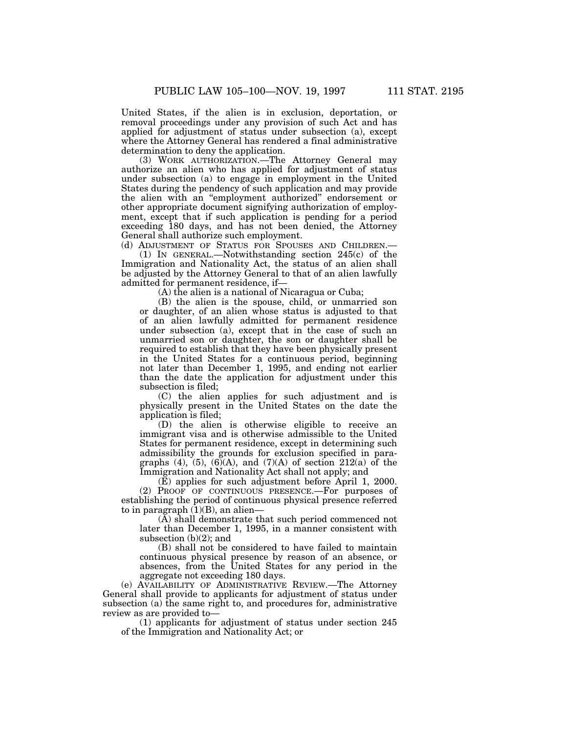United States, if the alien is in exclusion, deportation, or removal proceedings under any provision of such Act and has applied for adjustment of status under subsection (a), except where the Attorney General has rendered a final administrative determination to deny the application.

(3) WORK AUTHORIZATION.—The Attorney General may authorize an alien who has applied for adjustment of status under subsection (a) to engage in employment in the United States during the pendency of such application and may provide the alien with an "employment authorized" endorsement or other appropriate document signifying authorization of employment, except that if such application is pending for a period exceeding 180 days, and has not been denied, the Attorney General shall authorize such employment.

(d) ADJUSTMENT OF STATUS FOR SPOUSES AND CHILDREN.—

(1) IN GENERAL.—Notwithstanding section 245(c) of the Immigration and Nationality Act, the status of an alien shall be adjusted by the Attorney General to that of an alien lawfully admitted for permanent residence, if—

(A) the alien is a national of Nicaragua or Cuba;

(B) the alien is the spouse, child, or unmarried son or daughter, of an alien whose status is adjusted to that of an alien lawfully admitted for permanent residence under subsection (a), except that in the case of such an unmarried son or daughter, the son or daughter shall be required to establish that they have been physically present in the United States for a continuous period, beginning not later than December 1, 1995, and ending not earlier than the date the application for adjustment under this subsection is filed;

(C) the alien applies for such adjustment and is physically present in the United States on the date the application is filed;

(D) the alien is otherwise eligible to receive an immigrant visa and is otherwise admissible to the United States for permanent residence, except in determining such admissibility the grounds for exclusion specified in paragraphs (4), (5), (6)(A), and (7)(A) of section 212(a) of the Immigration and Nationality Act shall not apply; and

(E) applies for such adjustment before April 1, 2000.

(2) PROOF OF CONTINUOUS PRESENCE.—For purposes of establishing the period of continuous physical presence referred to in paragraph (1)(B), an alien—

(A) shall demonstrate that such period commenced not later than December 1, 1995, in a manner consistent with subsection (b)(2); and

(B) shall not be considered to have failed to maintain continuous physical presence by reason of an absence, or absences, from the United States for any period in the aggregate not exceeding 180 days.

(e) AVAILABILITY OF ADMINISTRATIVE REVIEW.—The Attorney General shall provide to applicants for adjustment of status under subsection (a) the same right to, and procedures for, administrative review as are provided to—

(1) applicants for adjustment of status under section 245 of the Immigration and Nationality Act; or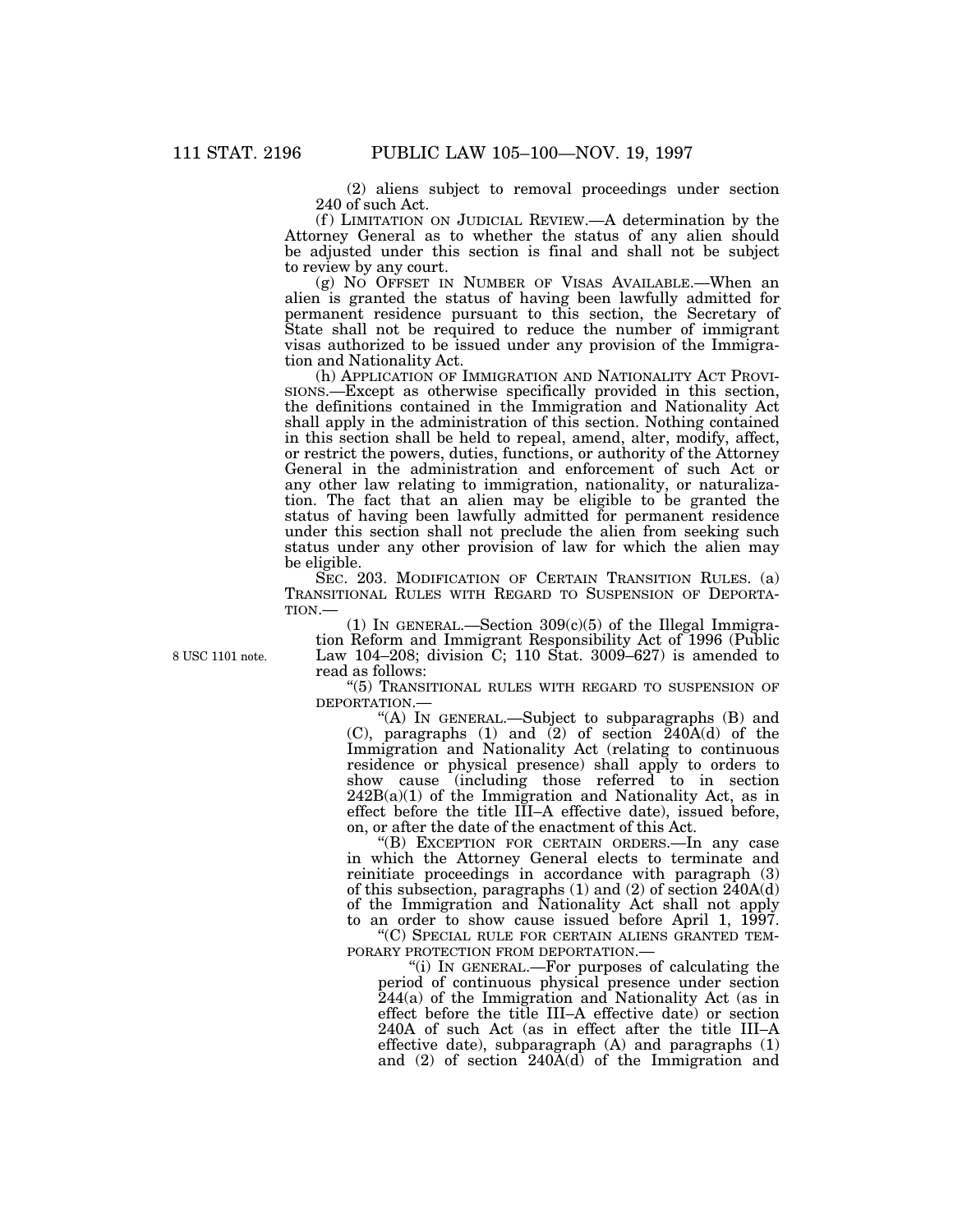(2) aliens subject to removal proceedings under section 240 of such Act.

(f) LIMITATION ON JUDICIAL REVIEW.—A determination by the Attorney General as to whether the status of any alien should be adjusted under this section is final and shall not be subject to review by any court.

(g) NO OFFSET IN NUMBER OF VISAS AVAILABLE.—When an alien is granted the status of having been lawfully admitted for permanent residence pursuant to this section, the Secretary of State shall not be required to reduce the number of immigrant visas authorized to be issued under any provision of the Immigration and Nationality Act.

(h) APPLICATION OF IMMIGRATION AND NATIONALITY ACT PROVISIONS.—Except as otherwise specifically provided in this section, the definitions contained in the Immigration and Nationality Act shall apply in the administration of this section. Nothing contained in this section shall be held to repeal, amend, alter, modify, affect, or restrict the powers, duties, functions, or authority of the Attorney General in the administration and enforcement of such Act or any other law relating to immigration, nationality, or naturalization. The fact that an alien may be eligible to be granted the status of having been lawfully admitted for permanent residence under this section shall not preclude the alien from seeking such status under any other provision of law for which the alien may be eligible.

SEC. 203. MODIFICATION OF CERTAIN TRANSITION RULES. (a) TRANSITIONAL RULES WITH REGARD TO SUSPENSION OF DEPORTATION.—

(1) IN GENERAL.—Section 309(c)(5) of the Illegal Immigration Reform and Immigrant Responsibility Act of 1996 (Public Law 104–208; division C; 110 Stat. 3009–627) is amended to read as follows:

8 USC 1101 note.

"(5) TRANSITIONAL RULES WITH REGARD TO SUSPENSION OF DEPORTATION.—

"(A) IN GENERAL.—Subject to subparagraphs (B) and (C), paragraphs (1) and (2) of section 240A(d) of the Immigration and Nationality Act (relating to continuous residence or physical presence) shall apply to orders to show cause (including those referred to in section 242B(a)(1) of the Immigration and Nationality Act, as in effect before the title III–A effective date), issued before, on, or after the date of the enactment of this Act.

"(B) EXCEPTION FOR CERTAIN ORDERS.—In any case in which the Attorney General elects to terminate and reinitiate proceedings in accordance with paragraph (3) of this subsection, paragraphs (1) and (2) of section 240A(d) of the Immigration and Nationality Act shall not apply to an order to show cause issued before April 1, 1997.

"(C) SPECIAL RULE FOR CERTAIN ALIENS GRANTED TEMPORARY PROTECTION FROM DEPORTATION.—

"(i) IN GENERAL.—For purposes of calculating the period of continuous physical presence under section 244(a) of the Immigration and Nationality Act (as in effect before the title III–A effective date) or section 240A of such Act (as in effect after the title III–A effective date), subparagraph (A) and paragraphs (1) and (2) of section 240A(d) of the Immigration and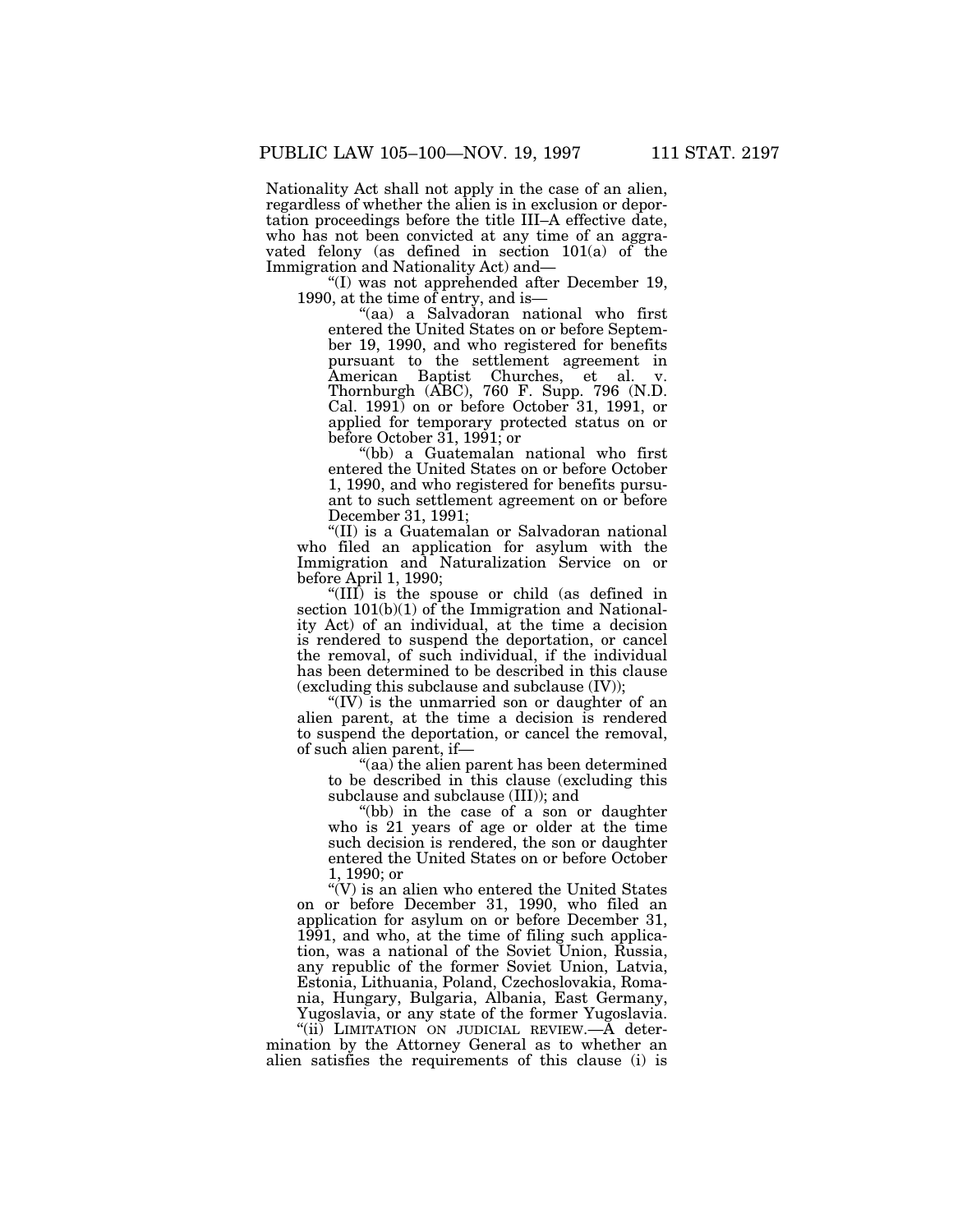Nationality Act shall not apply in the case of an alien, regardless of whether the alien is in exclusion or deportation proceedings before the title III–A effective date, who has not been convicted at any time of an aggravated felony (as defined in section 101(a) of the Immigration and Nationality Act) and—

"(I) was not apprehended after December 19, 1990, at the time of entry, and is—

"(aa) a Salvadoran national who first entered the United States on or before September 19, 1990, and who registered for benefits pursuant to the settlement agreement in American Baptist Churches, et al. v. Thornburgh (ABC), 760 F. Supp. 796 (N.D. Cal. 1991) on or before October 31, 1991, or applied for temporary protected status on or before October 31, 1991; or

"(bb) a Guatemalan national who first entered the United States on or before October 1, 1990, and who registered for benefits pursuant to such settlement agreement on or before December 31, 1991;

"(II) is a Guatemalan or Salvadoran national who filed an application for asylum with the Immigration and Naturalization Service on or before April 1, 1990;

"(III) is the spouse or child (as defined in section 101(b)(1) of the Immigration and Nationality Act) of an individual, at the time a decision is rendered to suspend the deportation, or cancel the removal, of such individual, if the individual has been determined to be described in this clause (excluding this subclause and subclause (IV));

"(IV) is the unmarried son or daughter of an alien parent, at the time a decision is rendered to suspend the deportation, or cancel the removal, of such alien parent, if—

"(aa) the alien parent has been determined to be described in this clause (excluding this subclause and subclause (III)); and

"(bb) in the case of a son or daughter who is 21 years of age or older at the time such decision is rendered, the son or daughter entered the United States on or before October 1, 1990; or

"(V) is an alien who entered the United States on or before December 31, 1990, who filed an application for asylum on or before December 31, 1991, and who, at the time of filing such application, was a national of the Soviet Union, Russia, any republic of the former Soviet Union, Latvia, Estonia, Lithuania, Poland, Czechoslovakia, Romania, Hungary, Bulgaria, Albania, East Germany, Yugoslavia, or any state of the former Yugoslavia.

"(ii) LIMITATION ON JUDICIAL REVIEW.—A determination by the Attorney General as to whether an alien satisfies the requirements of this clause (i) is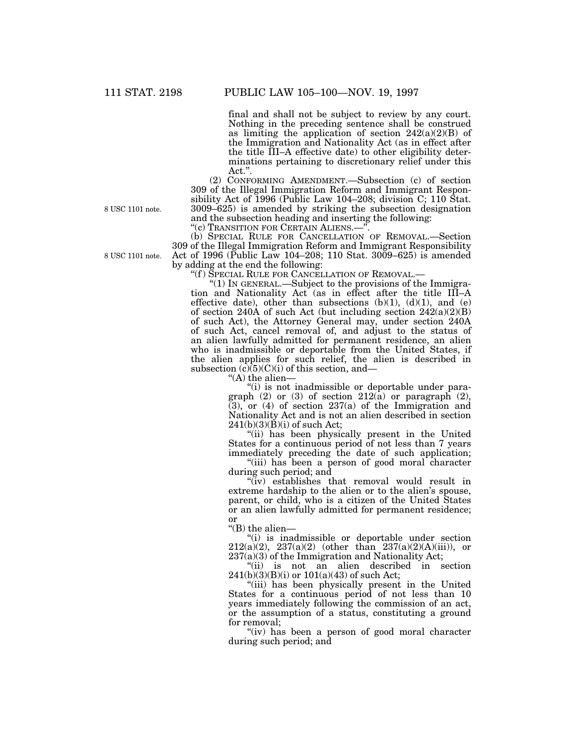final and shall not be subject to review by any court. Nothing in the preceding sentence shall be construed as limiting the application of section 242(a)(2)(B) of the Immigration and Nationality Act (as in effect after the title III–A effective date) to other eligibility determinations pertaining to discretionary relief under this Act.".

(2) CONFORMING AMENDMENT.—Subsection (c) of section 309 of the Illegal Immigration Reform and Immigrant Responsibility Act of 1996 (Public Law 104–208; division C; 110 Stat. 3009–625) is amended by striking the subsection designation and the subsection heading and inserting the following:

8 USC 1101 note.

"(c) TRANSITION FOR CERTAIN ALIENS.—".

(b) SPECIAL RULE FOR CANCELLATION OF REMOVAL.—Section 309 of the Illegal Immigration Reform and Immigrant Responsibility Act of 1996 (Public Law 104–208; 110 Stat. 3009–625) is amended by adding at the end the following:

8 USC 1101 note.

"(f) SPECIAL RULE FOR CANCELLATION OF REMOVAL.—

"(1) IN GENERAL.—Subject to the provisions of the Immigration and Nationality Act (as in effect after the title III–A effective date), other than subsections (b)(1), (d)(1), and (e) of section 240A of such Act (but including section 242(a)(2)(B) of such Act), the Attorney General may, under section 240A of such Act, cancel removal of, and adjust to the status of an alien lawfully admitted for permanent residence, an alien who is inadmissible or deportable from the United States, if the alien applies for such relief, the alien is described in subsection (c)(5)(C)(i) of this section, and—

"(A) the alien—

"(i) is not inadmissible or deportable under paragraph (2) or (3) of section 212(a) or paragraph (2), (3), or (4) of section 237(a) of the Immigration and Nationality Act and is not an alien described in section 241(b)(3)(B)(i) of such Act;

"(ii) has been physically present in the United States for a continuous period of not less than 7 years immediately preceding the date of such application;

"(iii) has been a person of good moral character during such period; and

"(iv) establishes that removal would result in extreme hardship to the alien or to the alien's spouse, parent, or child, who is a citizen of the United States or an alien lawfully admitted for permanent residence; or

"(B) the alien—

"(i) is inadmissible or deportable under section 212(a)(2), 237(a)(2) (other than 237(a)(2)(A)(iii)), or 237(a)(3) of the Immigration and Nationality Act;

"(ii) is not an alien described in section 241(b)(3)(B)(i) or 101(a)(43) of such Act;

"(iii) has been physically present in the United States for a continuous period of not less than 10 years immediately following the commission of an act, or the assumption of a status, constituting a ground for removal;

"(iv) has been a person of good moral character during such period; and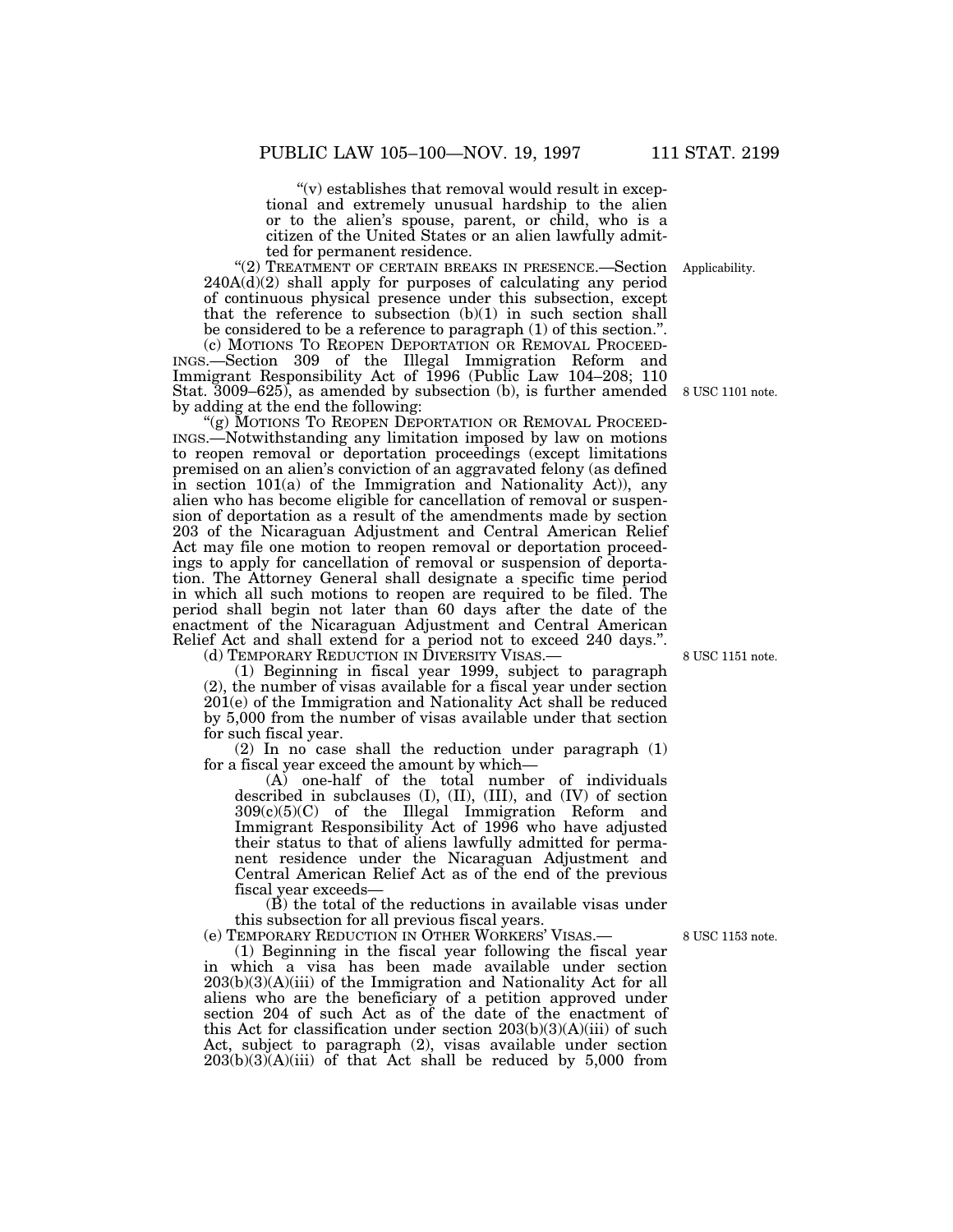"(v) establishes that removal would result in exceptional and extremely unusual hardship to the alien or to the alien's spouse, parent, or child, who is a citizen of the United States or an alien lawfully admitted for permanent residence.

"(2) TREATMENT OF CERTAIN BREAKS IN PRESENCE.—Section 240A(d)(2) shall apply for purposes of calculating any period of continuous physical presence under this subsection, except that the reference to subsection (b)(1) in such section shall be considered to be a reference to paragraph (1) of this section.".

Applicability.

(c) MOTIONS TO REOPEN DEPORTATION OR REMOVAL PROCEEDINGS.—Section 309 of the Illegal Immigration Reform and Immigrant Responsibility Act of 1996 (Public Law 104–208; 110 Stat. 3009–625), as amended by subsection (b), is further amended by adding at the end the following:

8 USC 1101 note.

"(g) MOTIONS TO REOPEN DEPORTATION OR REMOVAL PROCEEDINGS.—Notwithstanding any limitation imposed by law on motions to reopen removal or deportation proceedings (except limitations premised on an alien's conviction of an aggravated felony (as defined in section 101(a) of the Immigration and Nationality Act)), any alien who has become eligible for cancellation of removal or suspension of deportation as a result of the amendments made by section 203 of the Nicaraguan Adjustment and Central American Relief Act may file one motion to reopen removal or deportation proceedings to apply for cancellation of removal or suspension of deportation. The Attorney General shall designate a specific time period in which all such motions to reopen are required to be filed. The period shall begin not later than 60 days after the date of the enactment of the Nicaraguan Adjustment and Central American Relief Act and shall extend for a period not to exceed 240 days.".

(d) TEMPORARY REDUCTION IN DIVERSITY VISAS.—

8 USC 1151 note.

(1) Beginning in fiscal year 1999, subject to paragraph (2), the number of visas available for a fiscal year under section 201(e) of the Immigration and Nationality Act shall be reduced by 5,000 from the number of visas available under that section for such fiscal year.

(2) In no case shall the reduction under paragraph (1) for a fiscal year exceed the amount by which—

(A) one-half of the total number of individuals described in subclauses (I), (II), (III), and (IV) of section 309(c)(5)(C) of the Illegal Immigration Reform and Immigrant Responsibility Act of 1996 who have adjusted their status to that of aliens lawfully admitted for permanent residence under the Nicaraguan Adjustment and Central American Relief Act as of the end of the previous fiscal year exceeds—

(B) the total of the reductions in available visas under this subsection for all previous fiscal years.

(e) TEMPORARY REDUCTION IN OTHER WORKERS' VISAS.—

8 USC 1153 note.

(1) Beginning in the fiscal year following the fiscal year in which a visa has been made available under section 203(b)(3)(A)(iii) of the Immigration and Nationality Act for all aliens who are the beneficiary of a petition approved under section 204 of such Act as of the date of the enactment of this Act for classification under section 203(b)(3)(A)(iii) of such Act, subject to paragraph (2), visas available under section 203(b)(3)(A)(iii) of that Act shall be reduced by 5,000 from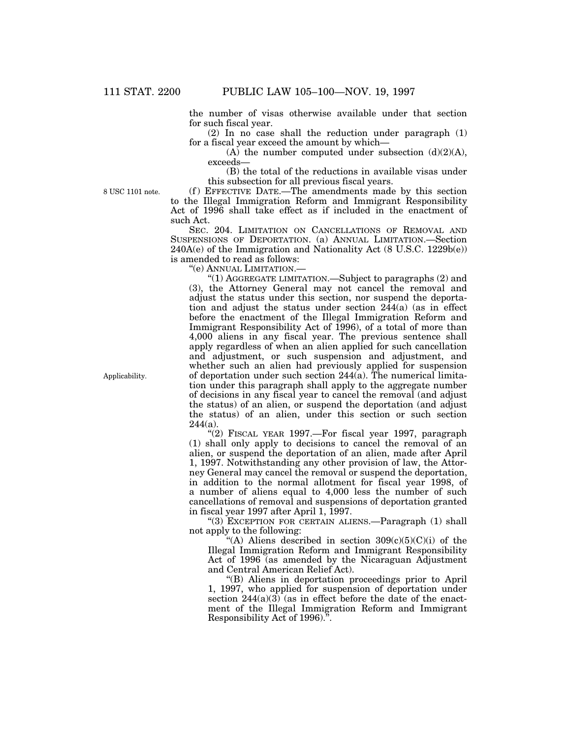the number of visas otherwise available under that section for such fiscal year.

(2) In no case shall the reduction under paragraph (1) for a fiscal year exceed the amount by which—

(A) the number computed under subsection (d)(2)(A), exceeds—

(B) the total of the reductions in available visas under this subsection for all previous fiscal years.

8 USC 1101 note.

(f) EFFECTIVE DATE.—The amendments made by this section to the Illegal Immigration Reform and Immigrant Responsibility Act of 1996 shall take effect as if included in the enactment of such Act.

SEC. 204. LIMITATION ON CANCELLATIONS OF REMOVAL AND SUSPENSIONS OF DEPORTATION. (a) ANNUAL LIMITATION.—Section 240A(e) of the Immigration and Nationality Act (8 U.S.C. 1229b(e)) is amended to read as follows:

"(e) ANNUAL LIMITATION.—

"(1) AGGREGATE LIMITATION.—Subject to paragraphs (2) and (3), the Attorney General may not cancel the removal and adjust the status under this section, nor suspend the deportation and adjust the status under section 244(a) (as in effect before the enactment of the Illegal Immigration Reform and Immigrant Responsibility Act of 1996), of a total of more than 4,000 aliens in any fiscal year. The previous sentence shall apply regardless of when an alien applied for such cancellation and adjustment, or such suspension and adjustment, and whether such an alien had previously applied for suspension of deportation under such section 244(a). The numerical limitation under this paragraph shall apply to the aggregate number of decisions in any fiscal year to cancel the removal (and adjust the status) of an alien, or suspend the deportation (and adjust the status) of an alien, under this section or such section 244(a).

Applicability.

"(2) FISCAL YEAR 1997.—For fiscal year 1997, paragraph (1) shall only apply to decisions to cancel the removal of an alien, or suspend the deportation of an alien, made after April 1, 1997. Notwithstanding any other provision of law, the Attorney General may cancel the removal or suspend the deportation, in addition to the normal allotment for fiscal year 1998, of a number of aliens equal to 4,000 less the number of such cancellations of removal and suspensions of deportation granted in fiscal year 1997 after April 1, 1997.

"(3) EXCEPTION FOR CERTAIN ALIENS.—Paragraph (1) shall not apply to the following:

"(A) Aliens described in section 309(c)(5)(C)(i) of the Illegal Immigration Reform and Immigrant Responsibility Act of 1996 (as amended by the Nicaraguan Adjustment and Central American Relief Act).

"(B) Aliens in deportation proceedings prior to April 1, 1997, who applied for suspension of deportation under section 244(a)(3) (as in effect before the date of the enactment of the Illegal Immigration Reform and Immigrant Responsibility Act of 1996).".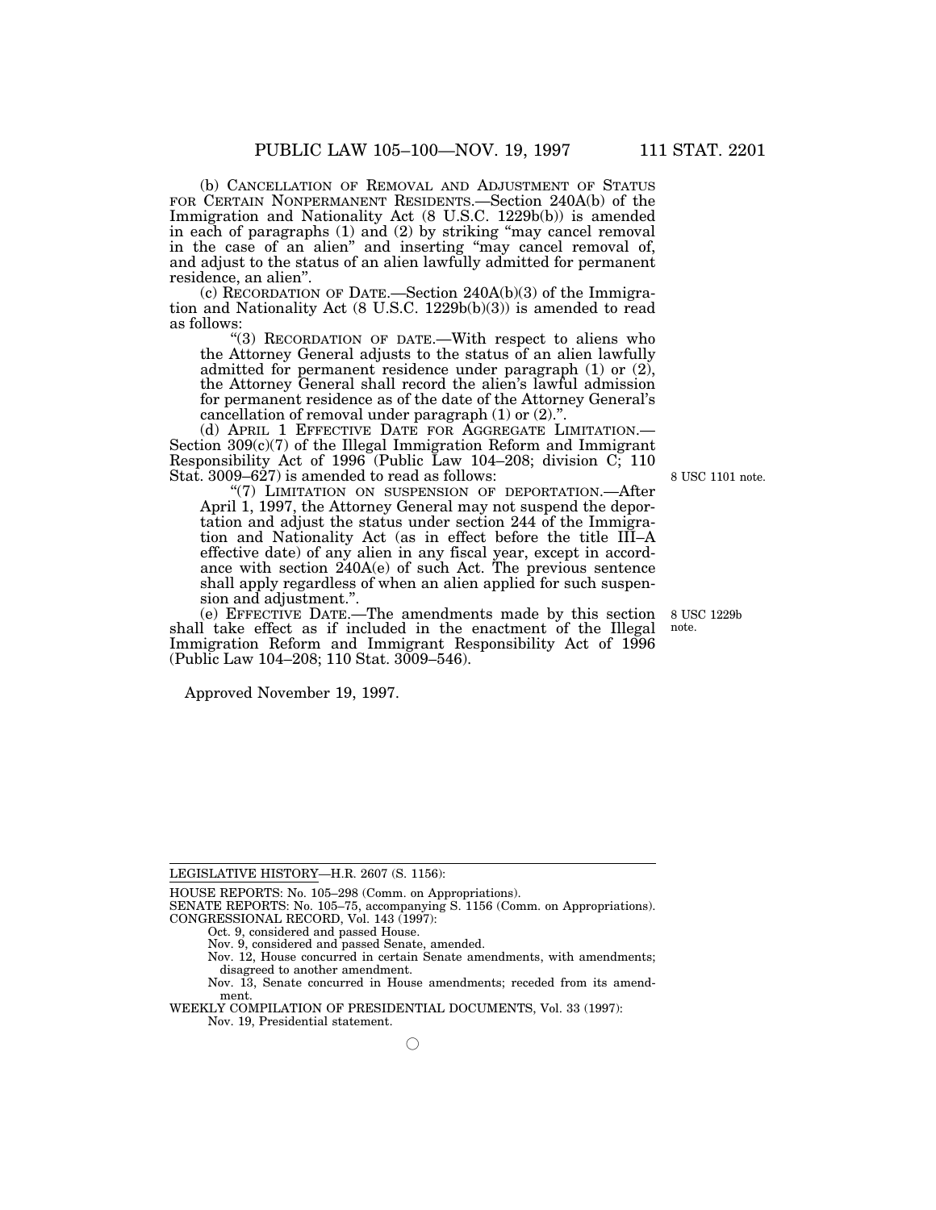(b) CANCELLATION OF REMOVAL AND ADJUSTMENT OF STATUS FOR CERTAIN NONPERMANENT RESIDENTS.—Section 240A(b) of the Immigration and Nationality Act (8 U.S.C. 1229b(b)) is amended in each of paragraphs (1) and (2) by striking "may cancel removal in the case of an alien" and inserting "may cancel removal of, and adjust to the status of an alien lawfully admitted for permanent residence, an alien".

(c) RECORDATION OF DATE.—Section 240A(b)(3) of the Immigration and Nationality Act (8 U.S.C. 1229b(b)(3)) is amended to read as follows:

"(3) RECORDATION OF DATE.—With respect to aliens who the Attorney General adjusts to the status of an alien lawfully admitted for permanent residence under paragraph (1) or (2), the Attorney General shall record the alien's lawful admission for permanent residence as of the date of the Attorney General's cancellation of removal under paragraph (1) or (2).".

(d) APRIL 1 EFFECTIVE DATE FOR AGGREGATE LIMITATION.—Section 309(c)(7) of the Illegal Immigration Reform and Immigrant Responsibility Act of 1996 (Public Law 104–208; division C; 110 Stat. 3009–627) is amended to read as follows:

8 USC 1101 note.

"(7) LIMITATION ON SUSPENSION OF DEPORTATION.—After April 1, 1997, the Attorney General may not suspend the deportation and adjust the status under section 244 of the Immigration and Nationality Act (as in effect before the title III–A effective date) of any alien in any fiscal year, except in accordance with section 240A(e) of such Act. The previous sentence shall apply regardless of when an alien applied for such suspension and adjustment.".

8 USC 1229b note.

(e) EFFECTIVE DATE.—The amendments made by this section shall take effect as if included in the enactment of the Illegal Immigration Reform and Immigrant Responsibility Act of 1996 (Public Law 104–208; 110 Stat. 3009–546).

Approved November 19, 1997.

---

LEGISLATIVE HISTORY—H.R. 2607 (S. 1156):

HOUSE REPORTS: No. 105–298 (Comm. on Appropriations).
SENATE REPORTS: No. 105–75, accompanying S. 1156 (Comm. on Appropriations).
CONGRESSIONAL RECORD, Vol. 143 (1997):
- Oct. 9, considered and passed House.
- Nov. 9, considered and passed Senate, amended.
- Nov. 12, House concurred in certain Senate amendments, with amendments; disagreed to another amendment.
- Nov. 13, Senate concurred in House amendments; receded from its amendment.

WEEKLY COMPILATION OF PRESIDENTIAL DOCUMENTS, Vol. 33 (1997):
- Nov. 19, Presidential statement.